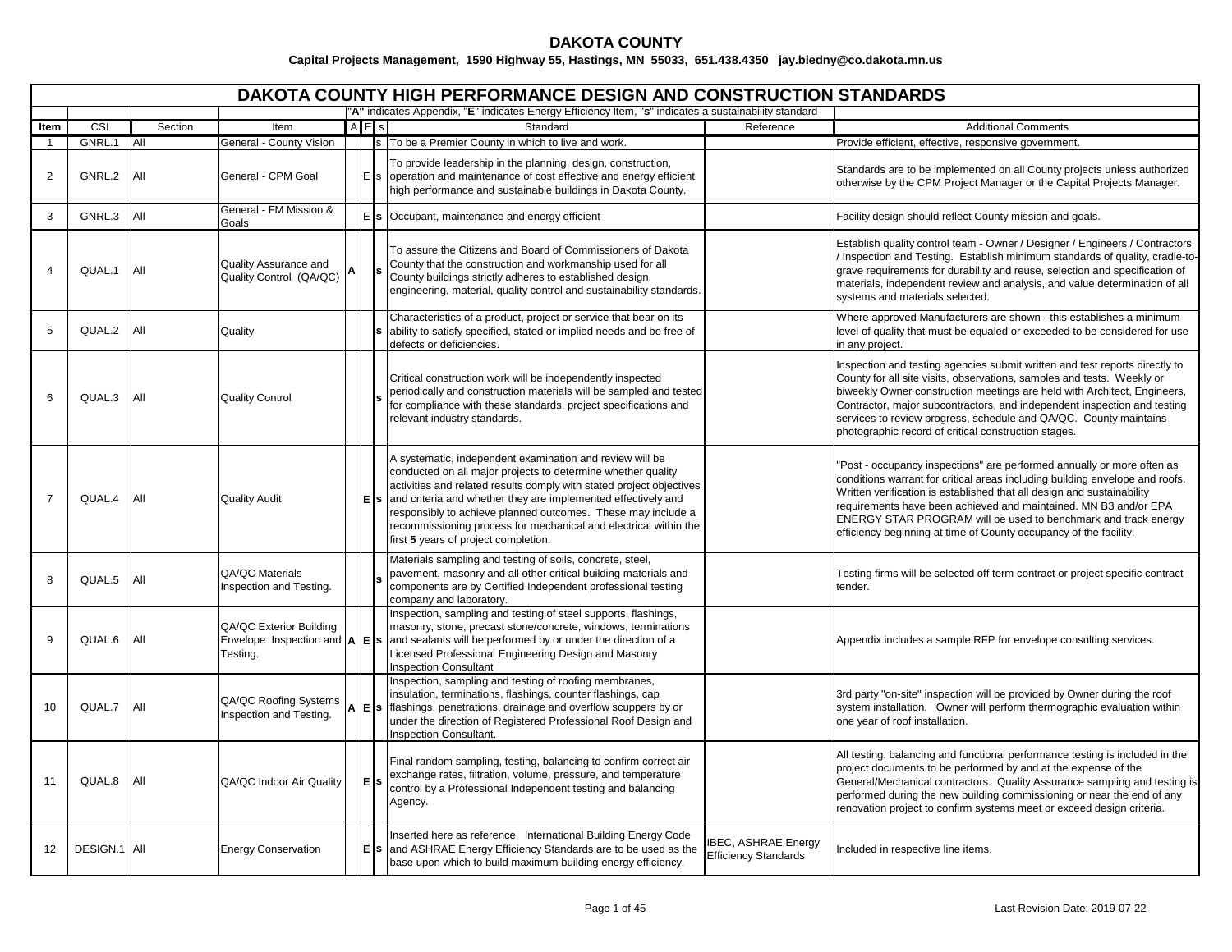# DAKOTA COUNTY

**Capital Projects Management, 1590 Highway 55, Hastings, MN 55033, 651.438.4350 jay.biedny@co.dakota.mn.us**

## DAKOTA COUNTY HIGH PERFORMANCE DESIGN AND CONSTRUCTION STANDARDS

"**A**" indicates Appendix, "**E**" indicates Energy Efficiency Item, "**s**" indicates a sustainability standard

| Item | CSI | Section | Item | A | E | s | Standard | Reference | Additional Comments |
|---|---|---|---|---|---|---|---|---|---|
| 1 | GNRL.1 | All | General - County Vision | | | s | To be a Premier County in which to live and work. | | Provide efficient, effective, responsive government. |
| 2 | GNRL.2 | All | General - CPM Goal | | E | s | To provide leadership in the planning, design, construction, operation and maintenance of cost effective and energy efficient high performance and sustainable buildings in Dakota County. | | Standards are to be implemented on all County projects unless authorized otherwise by the CPM Project Manager or the Capital Projects Manager. |
| 3 | GNRL.3 | All | General - FM Mission & Goals | | E | **s** | Occupant, maintenance and energy efficient | | Facility design should reflect County mission and goals. |
| 4 | QUAL.1 | All | Quality Assurance and Quality Control (QA/QC) | **A** | | **s** | To assure the Citizens and Board of Commissioners of Dakota County that the construction and workmanship used for all County buildings strictly adheres to established design, engineering, material, quality control and sustainability standards. | | Establish quality control team - Owner / Designer / Engineers / Contractors / Inspection and Testing. Establish minimum standards of quality, cradle-to-grave requirements for durability and reuse, selection and specification of materials, independent review and analysis, and value determination of all systems and materials selected. |
| 5 | QUAL.2 | All | Quality | | | **s** | Characteristics of a product, project or service that bear on its ability to satisfy specified, stated or implied needs and be free of defects or deficiencies. | | Where approved Manufacturers are shown - this establishes a minimum level of quality that must be equaled or exceeded to be considered for use in any project. |
| 6 | QUAL.3 | All | Quality Control | | | **s** | Critical construction work will be independently inspected periodically and construction materials will be sampled and tested for compliance with these standards, project specifications and relevant industry standards. | | Inspection and testing agencies submit written and test reports directly to County for all site visits, observations, samples and tests. Weekly or biweekly Owner construction meetings are held with Architect, Engineers, Contractor, major subcontractors, and independent inspection and testing services to review progress, schedule and QA/QC. County maintains photographic record of critical construction stages. |
| 7 | QUAL.4 | All | Quality Audit | | **E** | **s** | A systematic, independent examination and review will be conducted on all major projects to determine whether quality activities and related results comply with stated project objectives and criteria and whether they are implemented effectively and responsibly to achieve planned outcomes. These may include a recommissioning process for mechanical and electrical within the first **5** years of project completion. | | "Post - occupancy inspections" are performed annually or more often as conditions warrant for critical areas including building envelope and roofs. Written verification is established that all design and sustainability requirements have been achieved and maintained. MN B3 and/or EPA ENERGY STAR PROGRAM will be used to benchmark and track energy efficiency beginning at time of County occupancy of the facility. |
| 8 | QUAL.5 | All | QA/QC Materials Inspection and Testing. | | | **s** | Materials sampling and testing of soils, concrete, steel, pavement, masonry and all other critical building materials and components are by Certified Independent professional testing company and laboratory. | | Testing firms will be selected off term contract or project specific contract tender. |
| 9 | QUAL.6 | All | QA/QC Exterior Building Envelope Inspection and Testing. | **A** | **E** | **s** | Inspection, sampling and testing of steel supports, flashings, masonry, stone, precast stone/concrete, windows, terminations and sealants will be performed by or under the direction of a Licensed Professional Engineering Design and Masonry Inspection Consultant | | Appendix includes a sample RFP for envelope consulting services. |
| 10 | QUAL.7 | All | QA/QC Roofing Systems Inspection and Testing. | **A** | **E** | **s** | Inspection, sampling and testing of roofing membranes, insulation, terminations, flashings, counter flashings, cap flashings, penetrations, drainage and overflow scuppers by or under the direction of Registered Professional Roof Design and Inspection Consultant. | | 3rd party "on-site" inspection will be provided by Owner during the roof system installation. Owner will perform thermographic evaluation within one year of roof installation. |
| 11 | QUAL.8 | All | QA/QC Indoor Air Quality | | **E** | **s** | Final random sampling, testing, balancing to confirm correct air exchange rates, filtration, volume, pressure, and temperature control by a Professional Independent testing and balancing Agency. | | All testing, balancing and functional performance testing is included in the project documents to be performed by and at the expense of the General/Mechanical contractors. Quality Assurance sampling and testing is performed during the new building commissioning or near the end of any renovation project to confirm systems meet or exceed design criteria. |
| 12 | DESIGN.1 | All | Energy Conservation | | **E** | **s** | Inserted here as reference. International Building Energy Code and ASHRAE Energy Efficiency Standards are to be used as the base upon which to build maximum building energy efficiency. | IBEC, ASHRAE Energy Efficiency Standards | Included in respective line items. |

Last Revision Date: 2019-07-22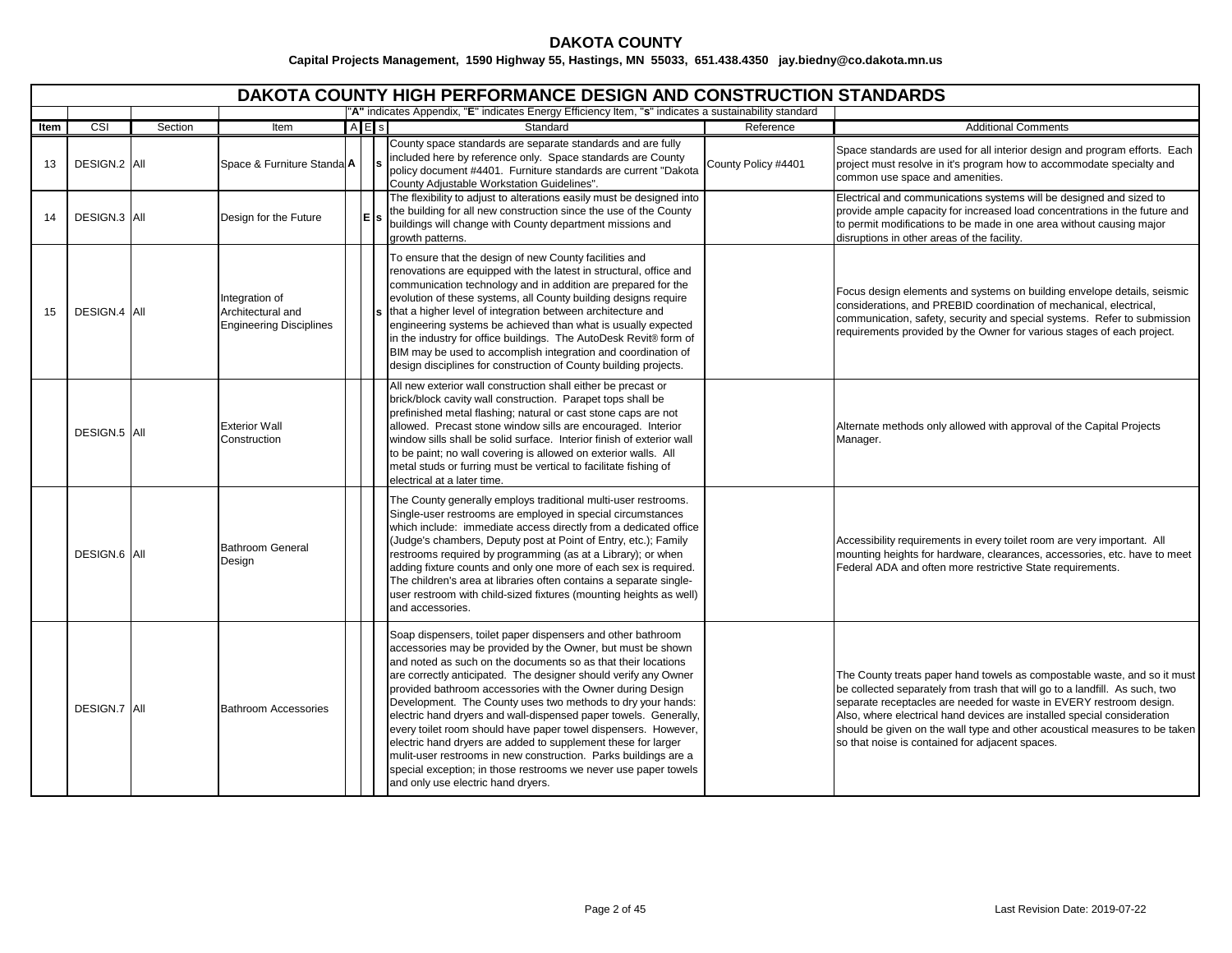## DAKOTA COUNTY

**Capital Projects Management, 1590 Highway 55, Hastings, MN 55033, 651.438.4350 jay.biedny@co.dakota.mn.us**

# DAKOTA COUNTY HIGH PERFORMANCE DESIGN AND CONSTRUCTION STANDARDS

"**A**" indicates Appendix, "**E**" indicates Energy Efficiency Item, "**s**" indicates a sustainability standard

| Item | CSI | Section | Item | A | E | s | Standard | Reference | Additional Comments |
|---|---|---|---|---|---|---|---|---|---|
| 13 | DESIGN.2 | All | Space & Furniture Standa | A | | s | County space standards are separate standards and are fully included here by reference only. Space standards are County policy document #4401. Furniture standards are current "Dakota County Adjustable Workstation Guidelines". | County Policy #4401 | Space standards are used for all interior design and program efforts. Each project must resolve in it's program how to accommodate specialty and common use space and amenities. |
| 14 | DESIGN.3 | All | Design for the Future | | E | s | The flexibility to adjust to alterations easily must be designed into the building for all new construction since the use of the County buildings will change with County department missions and growth patterns. | | Electrical and communications systems will be designed and sized to provide ample capacity for increased load concentrations in the future and to permit modifications to be made in one area without causing major disruptions in other areas of the facility. |
| 15 | DESIGN.4 | All | Integration of Architectural and Engineering Disciplines | | | s | To ensure that the design of new County facilities and renovations are equipped with the latest in structural, office and communication technology and in addition are prepared for the evolution of these systems, all County building designs require that a higher level of integration between architecture and engineering systems be achieved than what is usually expected in the industry for office buildings. The AutoDesk Revit® form of BIM may be used to accomplish integration and coordination of design disciplines for construction of County building projects. | | Focus design elements and systems on building envelope details, seismic considerations, and PREBID coordination of mechanical, electrical, communication, safety, security and special systems. Refer to submission requirements provided by the Owner for various stages of each project. |
| | DESIGN.5 | All | Exterior Wall Construction | | | | All new exterior wall construction shall either be precast or brick/block cavity wall construction. Parapet tops shall be prefinished metal flashing; natural or cast stone caps are not allowed. Precast stone window sills are encouraged. Interior window sills shall be solid surface. Interior finish of exterior wall to be paint; no wall covering is allowed on exterior walls. All metal studs or furring must be vertical to facilitate fishing of electrical at a later time. | | Alternate methods only allowed with approval of the Capital Projects Manager. |
| | DESIGN.6 | All | Bathroom General Design | | | | The County generally employs traditional multi-user restrooms. Single-user restrooms are employed in special circumstances which include: immediate access directly from a dedicated office (Judge's chambers, Deputy post at Point of Entry, etc.); Family restrooms required by programming (as at a Library); or when adding fixture counts and only one more of each sex is required. The children's area at libraries often contains a separate single-user restroom with child-sized fixtures (mounting heights as well) and accessories. | | Accessibility requirements in every toilet room are very important. All mounting heights for hardware, clearances, accessories, etc. have to meet Federal ADA and often more restrictive State requirements. |
| | DESIGN.7 | All | Bathroom Accessories | | | | Soap dispensers, toilet paper dispensers and other bathroom accessories may be provided by the Owner, but must be shown and noted as such on the documents so as that their locations are correctly anticipated. The designer should verify any Owner provided bathroom accessories with the Owner during Design Development. The County uses two methods to dry your hands: electric hand dryers and wall-dispensed paper towels. Generally, every toilet room should have paper towel dispensers. However, electric hand dryers are added to supplement these for larger mulit-user restrooms in new construction. Parks buildings are a special exception; in those restrooms we never use paper towels and only use electric hand dryers. | | The County treats paper hand towels as compostable waste, and so it must be collected separately from trash that will go to a landfill. As such, two separate receptacles are needed for waste in EVERY restroom design. Also, where electrical hand devices are installed special consideration should be given on the wall type and other acoustical measures to be taken so that noise is contained for adjacent spaces. |

Last Revision Date: 2019-07-22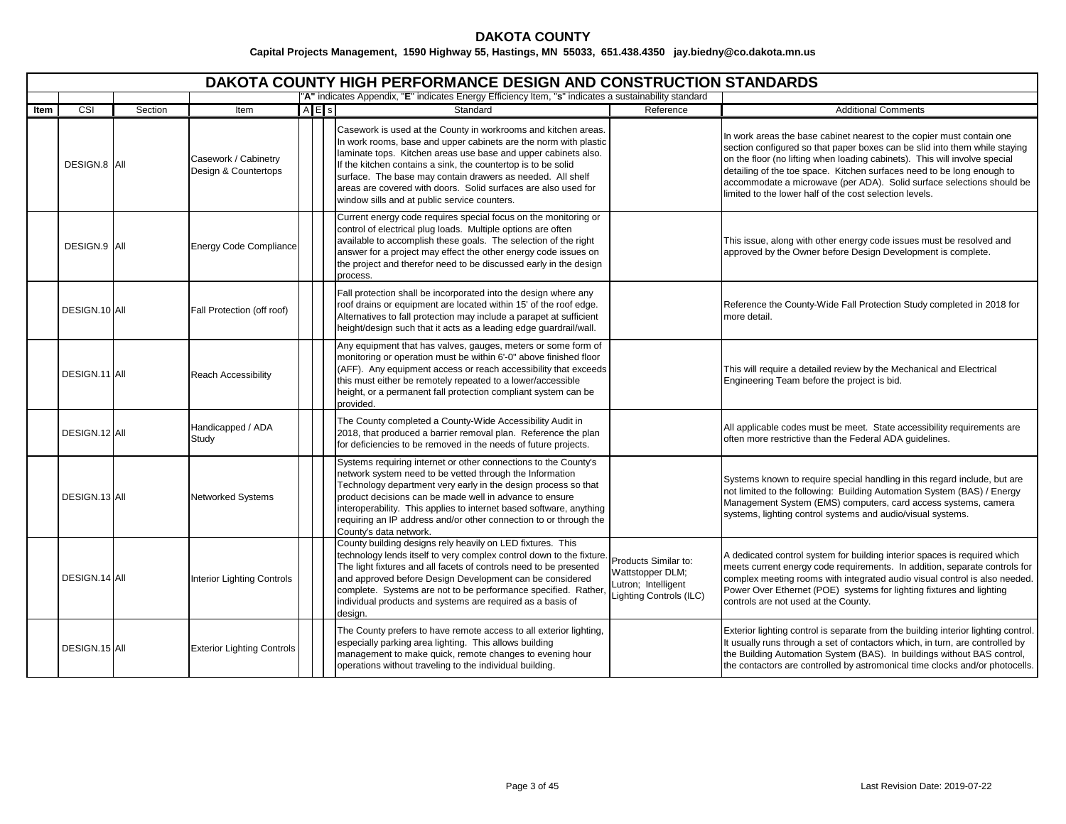**DAKOTA COUNTY**

**Capital Projects Management, 1590 Highway 55, Hastings, MN 55033, 651.438.4350 jay.biedny@co.dakota.mn.us**

## DAKOTA COUNTY HIGH PERFORMANCE DESIGN AND CONSTRUCTION STANDARDS

"**A**" indicates Appendix, "**E**" indicates Energy Efficiency Item, "**s**" indicates a sustainability standard

| Item | CSI | Section | Item | A | E | s | Standard | Reference | Additional Comments |
|---|---|---|---|---|---|---|---|---|---|
| | DESIGN.8 | All | Casework / Cabinetry Design & Countertops | | | | Casework is used at the County in workrooms and kitchen areas. In work rooms, base and upper cabinets are the norm with plastic laminate tops. Kitchen areas use base and upper cabinets also. If the kitchen contains a sink, the countertop is to be solid surface. The base may contain drawers as needed. All shelf areas are covered with doors. Solid surfaces are also used for window sills and at public service counters. | | In work areas the base cabinet nearest to the copier must contain one section configured so that paper boxes can be slid into them while staying on the floor (no lifting when loading cabinets). This will involve special detailing of the toe space. Kitchen surfaces need to be long enough to accommodate a microwave (per ADA). Solid surface selections should be limited to the lower half of the cost selection levels. |
| | DESIGN.9 | All | Energy Code Compliance | | | | Current energy code requires special focus on the monitoring or control of electrical plug loads. Multiple options are often available to accomplish these goals. The selection of the right answer for a project may effect the other energy code issues on the project and therefor need to be discussed early in the design process. | | This issue, along with other energy code issues must be resolved and approved by the Owner before Design Development is complete. |
| | DESIGN.10 | All | Fall Protection (off roof) | | | | Fall protection shall be incorporated into the design where any roof drains or equipment are located within 15' of the roof edge. Alternatives to fall protection may include a parapet at sufficient height/design such that it acts as a leading edge guardrail/wall. | | Reference the County-Wide Fall Protection Study completed in 2018 for more detail. |
| | DESIGN.11 | All | Reach Accessibility | | | | Any equipment that has valves, gauges, meters or some form of monitoring or operation must be within 6'-0" above finished floor (AFF). Any equipment access or reach accessibility that exceeds this must either be remotely repeated to a lower/accessible height, or a permanent fall protection compliant system can be provided. | | This will require a detailed review by the Mechanical and Electrical Engineering Team before the project is bid. |
| | DESIGN.12 | All | Handicapped / ADA Study | | | | The County completed a County-Wide Accessibility Audit in 2018, that produced a barrier removal plan. Reference the plan for deficiencies to be removed in the needs of future projects. | | All applicable codes must be meet. State accessibility requirements are often more restrictive than the Federal ADA guidelines. |
| | DESIGN.13 | All | Networked Systems | | | | Systems requiring internet or other connections to the County's network system need to be vetted through the Information Technology department very early in the design process so that product decisions can be made well in advance to ensure interoperability. This applies to internet based software, anything requiring an IP address and/or other connection to or through the County's data network. | | Systems known to require special handling in this regard include, but are not limited to the following: Building Automation System (BAS) / Energy Management System (EMS) computers, card access systems, camera systems, lighting control systems and audio/visual systems. |
| | DESIGN.14 | All | Interior Lighting Controls | | | | County building designs rely heavily on LED fixtures. This technology lends itself to very complex control down to the fixture. The light fixtures and all facets of controls need to be presented and approved before Design Development can be considered complete. Systems are not to be performance specified. Rather, individual products and systems are required as a basis of design. | Products Similar to: Wattstopper DLM; Lutron; Intelligent Lighting Controls (ILC) | A dedicated control system for building interior spaces is required which meets current energy code requirements. In addition, separate controls for complex meeting rooms with integrated audio visual control is also needed. Power Over Ethernet (POE) systems for lighting fixtures and lighting controls are not used at the County. |
| | DESIGN.15 | All | Exterior Lighting Controls | | | | The County prefers to have remote access to all exterior lighting, especially parking area lighting. This allows building management to make quick, remote changes to evening hour operations without traveling to the individual building. | | Exterior lighting control is separate from the building interior lighting control. It usually runs through a set of contactors which, in turn, are controlled by the Building Automation System (BAS). In buildings without BAS control, the contactors are controlled by astromonical time clocks and/or photocells. |

Last Revision Date: 2019-07-22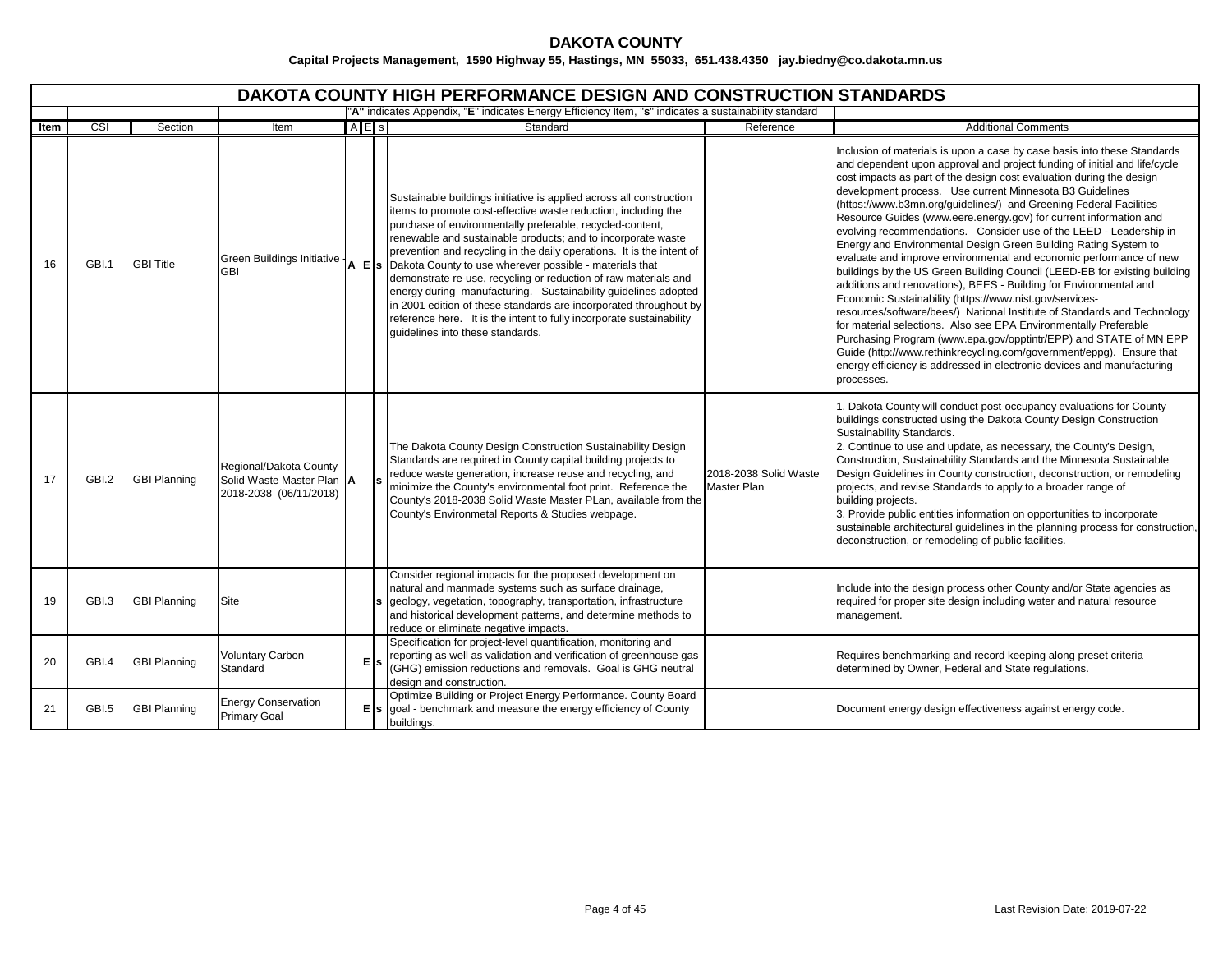**DAKOTA COUNTY**

**Capital Projects Management, 1590 Highway 55, Hastings, MN 55033, 651.438.4350 jay.biedny@co.dakota.mn.us**

# DAKOTA COUNTY HIGH PERFORMANCE DESIGN AND CONSTRUCTION STANDARDS

"**A**" indicates Appendix, "**E**" indicates Energy Efficiency Item, "**s**" indicates a sustainability standard

| Item | CSI | Section | Item | A | E | s | Standard | Reference | Additional Comments |
|---|---|---|---|---|---|---|---|---|---|
| 16 | GBI.1 | GBI Title | Green Buildings Initiative - GBI | A | E | s | Sustainable buildings initiative is applied across all construction items to promote cost-effective waste reduction, including the purchase of environmentally preferable, recycled-content, renewable and sustainable products; and to incorporate waste prevention and recycling in the daily operations. It is the intent of Dakota County to use wherever possible - materials that demonstrate re-use, recycling or reduction of raw materials and energy during manufacturing. Sustainability guidelines adopted in 2001 edition of these standards are incorporated throughout by reference here. It is the intent to fully incorporate sustainability guidelines into these standards. | | Inclusion of materials is upon a case by case basis into these Standards and dependent upon approval and project funding of initial and life/cycle cost impacts as part of the design cost evaluation during the design development process. Use current Minnesota B3 Guidelines (https://www.b3mn.org/guidelines/) and Greening Federal Facilities Resource Guides (www.eere.energy.gov) for current information and evolving recommendations. Consider use of the LEED - Leadership in Energy and Environmental Design Green Building Rating System to evaluate and improve environmental and economic performance of new buildings by the US Green Building Council (LEED-EB for existing building additions and renovations), BEES - Building for Environmental and Economic Sustainability (https://www.nist.gov/services-resources/software/bees/) National Institute of Standards and Technology for material selections. Also see EPA Environmentally Preferable Purchasing Program (www.epa.gov/opptintr/EPP) and STATE of MN EPP Guide (http://www.rethinkrecycling.com/government/eppg). Ensure that energy efficiency is addressed in electronic devices and manufacturing processes. |
| 17 | GBI.2 | GBI Planning | Regional/Dakota County Solid Waste Master Plan 2018-2038 (06/11/2018) | A | | s | The Dakota County Design Construction Sustainability Design Standards are required in County capital building projects to reduce waste generation, increase reuse and recycling, and minimize the County's environmental foot print. Reference the County's 2018-2038 Solid Waste Master PLan, available from the County's Environmetal Reports & Studies webpage. | 2018-2038 Solid Waste Master Plan | 1. Dakota County will conduct post-occupancy evaluations for County buildings constructed using the Dakota County Design Construction Sustainability Standards.<br>2. Continue to use and update, as necessary, the County's Design, Construction, Sustainability Standards and the Minnesota Sustainable Design Guidelines in County construction, deconstruction, or remodeling projects, and revise Standards to apply to a broader range of building projects.<br>3. Provide public entities information on opportunities to incorporate sustainable architectural guidelines in the planning process for construction, deconstruction, or remodeling of public facilities. |
| 19 | GBI.3 | GBI Planning | Site | | | s | Consider regional impacts for the proposed development on natural and manmade systems such as surface drainage, geology, vegetation, topography, transportation, infrastructure and historical development patterns, and determine methods to reduce or eliminate negative impacts. | | Include into the design process other County and/or State agencies as required for proper site design including water and natural resource management. |
| 20 | GBI.4 | GBI Planning | Voluntary Carbon Standard | | E | s | Specification for project-level quantification, monitoring and reporting as well as validation and verification of greenhouse gas (GHG) emission reductions and removals. Goal is GHG neutral design and construction. | | Requires benchmarking and record keeping along preset criteria determined by Owner, Federal and State regulations. |
| 21 | GBI.5 | GBI Planning | Energy Conservation Primary Goal | | E | s | Optimize Building or Project Energy Performance. County Board goal - benchmark and measure the energy efficiency of County buildings. | | Document energy design effectiveness against energy code. |

Last Revision Date: 2019-07-22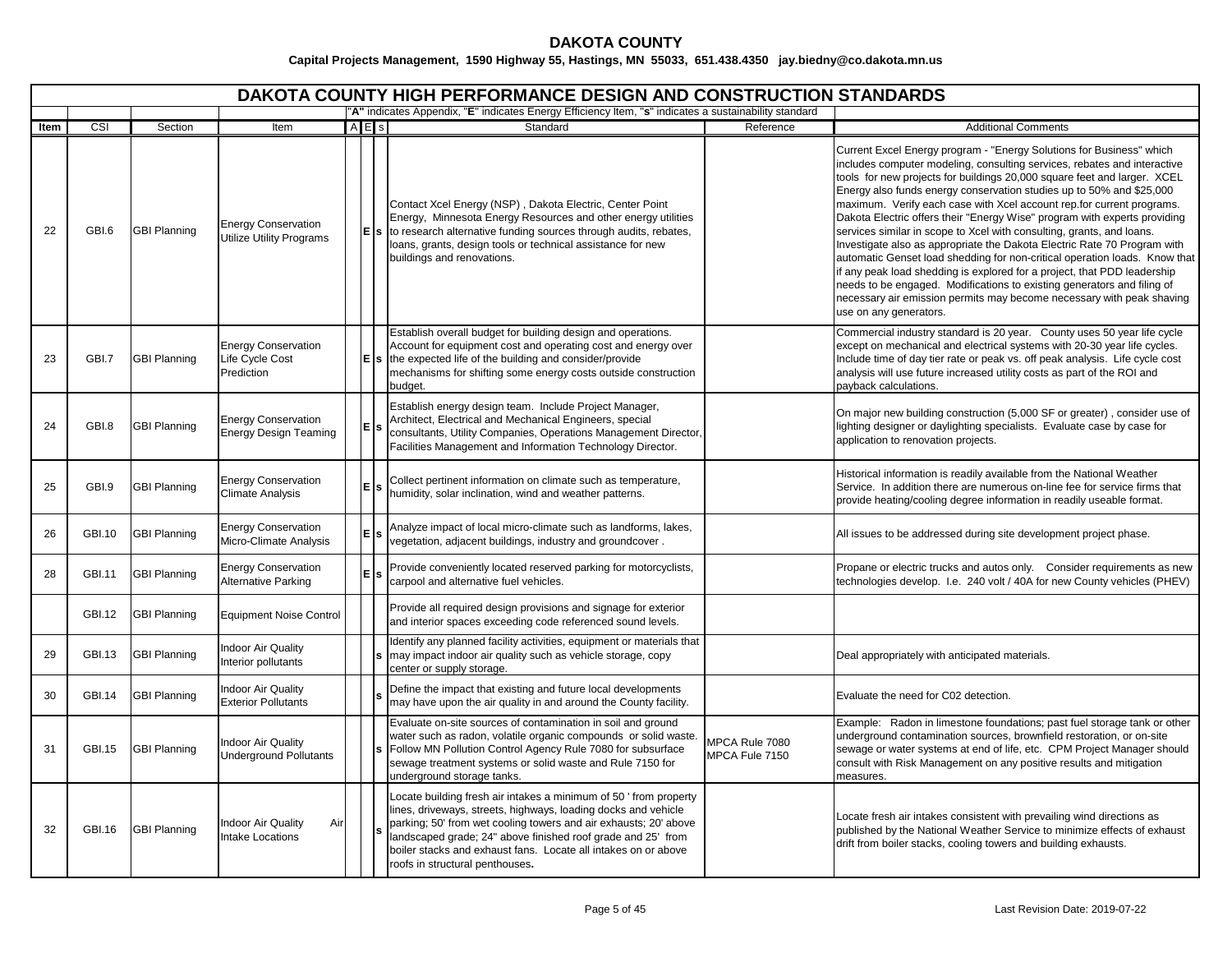# DAKOTA COUNTY

**Capital Projects Management, 1590 Highway 55, Hastings, MN 55033, 651.438.4350 jay.biedny@co.dakota.mn.us**

## DAKOTA COUNTY HIGH PERFORMANCE DESIGN AND CONSTRUCTION STANDARDS

"**A**" indicates Appendix, "**E**" indicates Energy Efficiency Item, "**s**" indicates a sustainability standard

| Item | CSI | Section | Item | A | E | s | Standard | Reference | Additional Comments |
|---|---|---|---|---|---|---|---|---|---|
| 22 | GBI.6 | GBI Planning | Energy Conservation Utilize Utility Programs | | **E** | **s** | Contact Xcel Energy (NSP) , Dakota Electric, Center Point Energy, Minnesota Energy Resources and other energy utilities to research alternative funding sources through audits, rebates, loans, grants, design tools or technical assistance for new buildings and renovations. | | Current Excel Energy program - "Energy Solutions for Business" which includes computer modeling, consulting services, rebates and interactive tools for new projects for buildings 20,000 square feet and larger. XCEL Energy also funds energy conservation studies up to 50% and $25,000 maximum. Verify each case with Xcel account rep.for current programs. Dakota Electric offers their "Energy Wise" program with experts providing services similar in scope to Xcel with consulting, grants, and loans. Investigate also as appropriate the Dakota Electric Rate 70 Program with automatic Genset load shedding for non-critical operation loads. Know that if any peak load shedding is explored for a project, that PDD leadership needs to be engaged. Modifications to existing generators and filing of necessary air emission permits may become necessary with peak shaving use on any generators. |
| 23 | GBI.7 | GBI Planning | Energy Conservation Life Cycle Cost Prediction | | **E** | **s** | Establish overall budget for building design and operations. Account for equipment cost and operating cost and energy over the expected life of the building and consider/provide mechanisms for shifting some energy costs outside construction budget. | | Commercial industry standard is 20 year. County uses 50 year life cycle except on mechanical and electrical systems with 20-30 year life cycles. Include time of day tier rate or peak vs. off peak analysis. Life cycle cost analysis will use future increased utility costs as part of the ROI and payback calculations. |
| 24 | GBI.8 | GBI Planning | Energy Conservation Energy Design Teaming | | **E** | **s** | Establish energy design team. Include Project Manager, Architect, Electrical and Mechanical Engineers, special consultants, Utility Companies, Operations Management Director, Facilities Management and Information Technology Director. | | On major new building construction (5,000 SF or greater) , consider use of lighting designer or daylighting specialists. Evaluate case by case for application to renovation projects. |
| 25 | GBI.9 | GBI Planning | Energy Conservation Climate Analysis | | **E** | **s** | Collect pertinent information on climate such as temperature, humidity, solar inclination, wind and weather patterns. | | Historical information is readily available from the National Weather Service. In addition there are numerous on-line fee for service firms that provide heating/cooling degree information in readily useable format. |
| 26 | GBI.10 | GBI Planning | Energy Conservation Micro-Climate Analysis | | **E** | **s** | Analyze impact of local micro-climate such as landforms, lakes, vegetation, adjacent buildings, industry and groundcover . | | All issues to be addressed during site development project phase. |
| 28 | GBI.11 | GBI Planning | Energy Conservation Alternative Parking | | **E** | **s** | Provide conveniently located reserved parking for motorcyclists, carpool and alternative fuel vehicles. | | Propane or electric trucks and autos only. Consider requirements as new technologies develop. I.e. 240 volt / 40A for new County vehicles (PHEV) |
| | GBI.12 | GBI Planning | Equipment Noise Control | | | | Provide all required design provisions and signage for exterior and interior spaces exceeding code referenced sound levels. | | |
| 29 | GBI.13 | GBI Planning | Indoor Air Quality Interior pollutants | | | **s** | Identify any planned facility activities, equipment or materials that may impact indoor air quality such as vehicle storage, copy center or supply storage. | | Deal appropriately with anticipated materials. |
| 30 | GBI.14 | GBI Planning | Indoor Air Quality Exterior Pollutants | | | **s** | Define the impact that existing and future local developments may have upon the air quality in and around the County facility. | | Evaluate the need for C02 detection. |
| 31 | GBI.15 | GBI Planning | Indoor Air Quality Underground Pollutants | | | **s** | Evaluate on-site sources of contamination in soil and ground water such as radon, volatile organic compounds or solid waste. Follow MN Pollution Control Agency Rule 7080 for subsurface sewage treatment systems or solid waste and Rule 7150 for underground storage tanks. | MPCA Rule 7080 MPCA Fule 7150 | Example: Radon in limestone foundations; past fuel storage tank or other underground contamination sources, brownfield restoration, or on-site sewage or water systems at end of life, etc. CPM Project Manager should consult with Risk Management on any positive results and mitigation measures. |
| 32 | GBI.16 | GBI Planning | Indoor Air Quality Air Intake Locations | | | **s** | Locate building fresh air intakes a minimum of 50 ' from property lines, driveways, streets, highways, loading docks and vehicle parking; 50' from wet cooling towers and air exhausts; 20' above landscaped grade; 24" above finished roof grade and 25' from boiler stacks and exhaust fans. Locate all intakes on or above roofs in structural penthouses**.** | | Locate fresh air intakes consistent with prevailing wind directions as published by the National Weather Service to minimize effects of exhaust drift from boiler stacks, cooling towers and building exhausts. |

Last Revision Date: 2019-07-22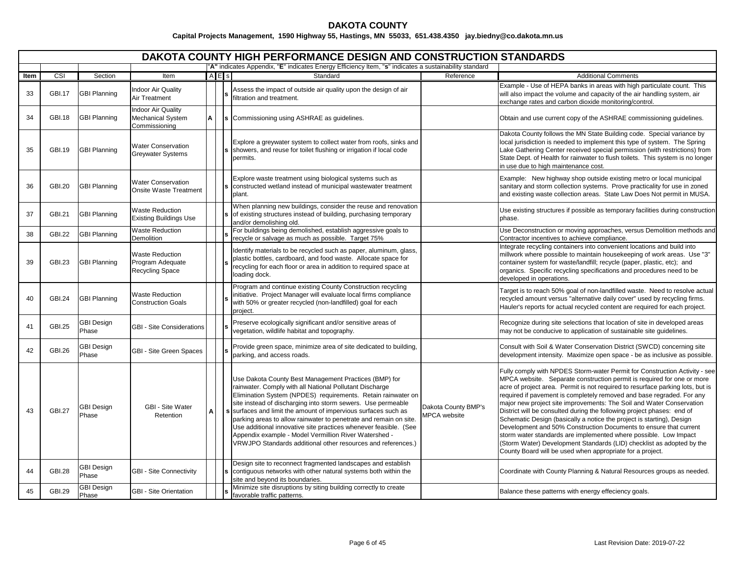# DAKOTA COUNTY

**Capital Projects Management, 1590 Highway 55, Hastings, MN 55033, 651.438.4350 jay.biedny@co.dakota.mn.us**

## DAKOTA COUNTY HIGH PERFORMANCE DESIGN AND CONSTRUCTION STANDARDS

"**A**" indicates Appendix, "**E**" indicates Energy Efficiency Item, "**s**" indicates a sustainability standard

| Item | CSI | Section | Item | A | E | s | Standard | Reference | Additional Comments |
|---|---|---|---|---|---|---|---|---|---|
| 33 | GBI.17 | GBI Planning | Indoor Air Quality Air Treatment | | | s | Assess the impact of outside air quality upon the design of air filtration and treatment. | | Example - Use of HEPA banks in areas with high particulate count. This will also impact the volume and capacity of the air handling system, air exchange rates and carbon dioxide monitoring/control. |
| 34 | GBI.18 | GBI Planning | Indoor Air Quality Mechanical System Commissioning | A | | s | Commissioning using ASHRAE as guidelines. | | Obtain and use current copy of the ASHRAE commissioning guidelines. |
| 35 | GBI.19 | GBI Planning | Water Conservation Greywater Systems | | | s | Explore a greywater system to collect water from roofs, sinks and showers, and reuse for toilet flushing or irrigation if local code permits. | | Dakota County follows the MN State Building code. Special variance by local jurisdiction is needed to implement this type of system. The Spring Lake Gathering Center received special permission (with restrictions) from State Dept. of Health for rainwater to flush toilets. This system is no longer in use due to high maintenance cost. |
| 36 | GBI.20 | GBI Planning | Water Conservation Onsite Waste Treatment | | | s | Explore waste treatment using biological systems such as constructed wetland instead of municipal wastewater treatment plant. | | Example: New highway shop outside existing metro or local municipal sanitary and storm collection systems. Prove practicality for use in zoned and existing waste collection areas. State Law Does Not permit in MUSA. |
| 37 | GBI.21 | GBI Planning | Waste Reduction Existing Buildings Use | | | s | When planning new buildings, consider the reuse and renovation of existing structures instead of building, purchasing temporary and/or demolishing old. | | Use existing structures if possible as temporary facilities during construction phase. |
| 38 | GBI.22 | GBI Planning | Waste Reduction Demolition | | | s | For buildings being demolished, establish aggressive goals to recycle or salvage as much as possible. Target 75% | | Use Deconstruction or moving approaches, versus Demolition methods and Contractor incentives to achieve compliance. |
| 39 | GBI.23 | GBI Planning | Waste Reduction Program Adequate Recycling Space | | | s | Identify materials to be recycled such as paper, aluminum, glass, plastic bottles, cardboard, and food waste. Allocate space for recycling for each floor or area in addition to required space at loading dock. | | Integrate recycling containers into convenient locations and build into millwork where possible to maintain housekeeping of work areas. Use "3" container system for waste/landfill; recycle (paper, plastic, etc); and organics. Specific recycling specifications and procedures need to be developed in operations. |
| 40 | GBI.24 | GBI Planning | Waste Reduction Construction Goals | | | s | Program and continue existing County Construction recycling initiative. Project Manager will evaluate local firms compliance with 50% or greater recycled (non-landfilled) goal for each project. | | Target is to reach 50% goal of non-landfilled waste. Need to resolve actual recycled amount versus "alternative daily cover" used by recycling firms. Hauler's reports for actual recycled content are required for each project. |
| 41 | GBI.25 | GBI Design Phase | GBI - Site Considerations | | | s | Preserve ecologically significant and/or sensitive areas of vegetation, wildlife habitat and topography. | | Recognize during site selections that location of site in developed areas may not be conducive to application of sustainable site guidelines. |
| 42 | GBI.26 | GBI Design Phase | GBI - Site Green Spaces | | | s | Provide green space, minimize area of site dedicated to building, parking, and access roads. | | Consult with Soil & Water Conservation District (SWCD) concerning site development intensity. Maximize open space - be as inclusive as possible. |
| 43 | GBI.27 | GBI Design Phase | GBI - Site Water Retention | A | | s | Use Dakota County Best Management Practices (BMP) for rainwater. Comply with all National Pollutant Discharge Elimination System (NPDES) requirements. Retain rainwater on site instead of discharging into storm sewers. Use permeable surfaces and limit the amount of impervious surfaces such as parking areas to allow rainwater to penetrate and remain on site. Use additional innovative site practices whenever feasible. (See Appendix example - Model Vermillion River Watershed - VRWJPO Standards additional other resources and references.) | Dakota County BMP's MPCA website | Fully comply with NPDES Storm-water Permit for Construction Activity - see MPCA website. Separate construction permit is required for one or more acre of project area. Permit is not required to resurface parking lots, but is required if pavement is completely removed and base regraded. For any major new project site improvements: The Soil and Water Conservation District will be consulted during the following project phases: end of Schematic Design (basically a notice the project is starting), Design Development and 50% Construction Documents to ensure that current storm water standards are implemented where possible. Low Impact (Storm Water) Development Standards (LID) checklist as adopted by the County Board will be used when appropriate for a project. |
| 44 | GBI.28 | GBI Design Phase | GBI - Site Connectivity | | | s | Design site to reconnect fragmented landscapes and establish contiguous networks with other natural systems both within the site and beyond its boundaries. | | Coordinate with County Planning & Natural Resources groups as needed. |
| 45 | GBI.29 | GBI Design Phase | GBI - Site Orientation | | | s | Minimize site disruptions by siting building correctly to create favorable traffic patterns. | | Balance these patterns with energy effeciency goals. |

Last Revision Date: 2019-07-22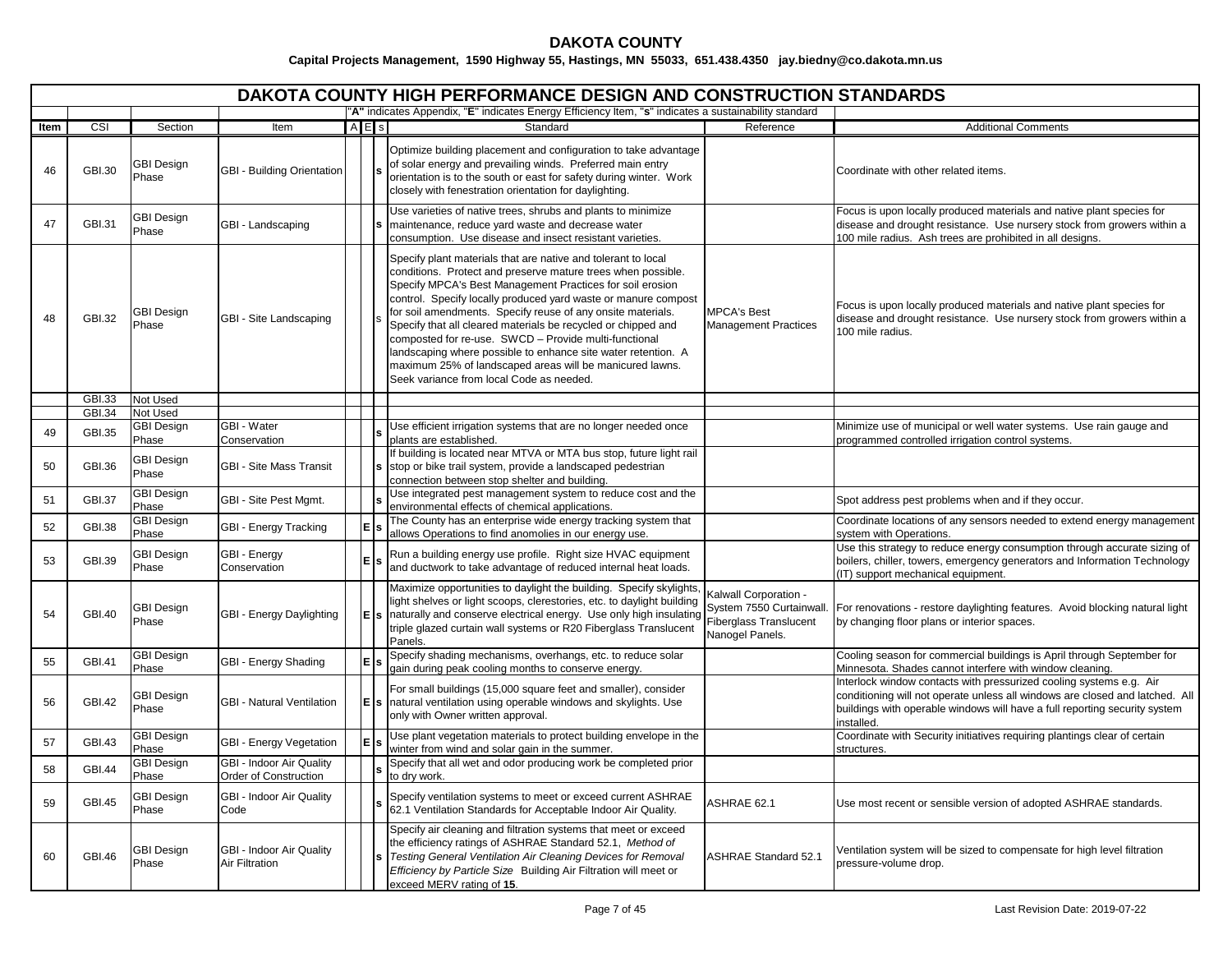# DAKOTA COUNTY

**Capital Projects Management, 1590 Highway 55, Hastings, MN 55033, 651.438.4350 jay.biedny@co.dakota.mn.us**

## DAKOTA COUNTY HIGH PERFORMANCE DESIGN AND CONSTRUCTION STANDARDS

"**A**" indicates Appendix, "**E**" indicates Energy Efficiency Item, "**s**" indicates a sustainability standard

| Item | CSI | Section | Item | A | E | s | Standard | Reference | Additional Comments |
|---|---|---|---|---|---|---|---|---|---|
| 46 | GBI.30 | GBI Design Phase | GBI - Building Orientation | | | **s** | Optimize building placement and configuration to take advantage of solar energy and prevailing winds. Preferred main entry orientation is to the south or east for safety during winter. Work closely with fenestration orientation for daylighting. | | Coordinate with other related items. |
| 47 | GBI.31 | GBI Design Phase | GBI - Landscaping | | | **s** | Use varieties of native trees, shrubs and plants to minimize maintenance, reduce yard waste and decrease water consumption. Use disease and insect resistant varieties. | | Focus is upon locally produced materials and native plant species for disease and drought resistance. Use nursery stock from growers within a 100 mile radius. Ash trees are prohibited in all designs. |
| 48 | GBI.32 | GBI Design Phase | GBI - Site Landscaping | | | s | Specify plant materials that are native and tolerant to local conditions. Protect and preserve mature trees when possible. Specify MPCA's Best Management Practices for soil erosion control. Specify locally produced yard waste or manure compost for soil amendments. Specify reuse of any onsite materials. Specify that all cleared materials be recycled or chipped and composted for re-use. SWCD – Provide multi-functional landscaping where possible to enhance site water retention. A maximum 25% of landscaped areas will be manicured lawns. Seek variance from local Code as needed. | MPCA's Best Management Practices | Focus is upon locally produced materials and native plant species for disease and drought resistance. Use nursery stock from growers within a 100 mile radius. |
| | GBI.33 | Not Used | | | | | | | |
| | GBI.34 | Not Used | | | | | | | |
| 49 | GBI.35 | GBI Design Phase | GBI - Water Conservation | | | **s** | Use efficient irrigation systems that are no longer needed once plants are established. | | Minimize use of municipal or well water systems. Use rain gauge and programmed controlled irrigation control systems. |
| 50 | GBI.36 | GBI Design Phase | GBI - Site Mass Transit | | | **s** | If building is located near MTVA or MTA bus stop, future light rail stop or bike trail system, provide a landscaped pedestrian connection between stop shelter and building. | | |
| 51 | GBI.37 | GBI Design Phase | GBI - Site Pest Mgmt. | | | **s** | Use integrated pest management system to reduce cost and the environmental effects of chemical applications. | | Spot address pest problems when and if they occur. |
| 52 | GBI.38 | GBI Design Phase | GBI - Energy Tracking | | **E** | **s** | The County has an enterprise wide energy tracking system that allows Operations to find anomolies in our energy use. | | Coordinate locations of any sensors needed to extend energy management system with Operations. |
| 53 | GBI.39 | GBI Design Phase | GBI - Energy Conservation | | **E** | **s** | Run a building energy use profile. Right size HVAC equipment and ductwork to take advantage of reduced internal heat loads. | | Use this strategy to reduce energy consumption through accurate sizing of boilers, chiller, towers, emergency generators and Information Technology (IT) support mechanical equipment. |
| 54 | GBI.40 | GBI Design Phase | GBI - Energy Daylighting | | **E** | **s** | Maximize opportunities to daylight the building. Specify skylights, light shelves or light scoops, clerestories, etc. to daylight building naturally and conserve electrical energy. Use only high insulating triple glazed curtain wall systems or R20 Fiberglass Translucent Panels. | Kalwall Corporation - System 7550 Curtainwall. Fiberglass Translucent Nanogel Panels. | For renovations - restore daylighting features. Avoid blocking natural light by changing floor plans or interior spaces. |
| 55 | GBI.41 | GBI Design Phase | GBI - Energy Shading | | **E** | **s** | Specify shading mechanisms, overhangs, etc. to reduce solar gain during peak cooling months to conserve energy. | | Cooling season for commercial buildings is April through September for Minnesota. Shades cannot interfere with window cleaning. |
| 56 | GBI.42 | GBI Design Phase | GBI - Natural Ventilation | | **E** | **s** | For small buildings (15,000 square feet and smaller), consider natural ventilation using operable windows and skylights. Use only with Owner written approval. | | Interlock window contacts with pressurized cooling systems e.g. Air conditioning will not operate unless all windows are closed and latched. All buildings with operable windows will have a full reporting security system installed. |
| 57 | GBI.43 | GBI Design Phase | GBI - Energy Vegetation | | **E** | **s** | Use plant vegetation materials to protect building envelope in the winter from wind and solar gain in the summer. | | Coordinate with Security initiatives requiring plantings clear of certain structures. |
| 58 | GBI.44 | GBI Design Phase | GBI - Indoor Air Quality Order of Construction | | | **s** | Specify that all wet and odor producing work be completed prior to dry work. | | |
| 59 | GBI.45 | GBI Design Phase | GBI - Indoor Air Quality Code | | | **s** | Specify ventilation systems to meet or exceed current ASHRAE 62.1 Ventilation Standards for Acceptable Indoor Air Quality. | ASHRAE 62.1 | Use most recent or sensible version of adopted ASHRAE standards. |
| 60 | GBI.46 | GBI Design Phase | GBI - Indoor Air Quality Air Filtration | | | **s** | Specify air cleaning and filtration systems that meet or exceed the efficiency ratings of ASHRAE Standard 52.1, *Method of Testing General Ventilation Air Cleaning Devices for Removal Efficiency by Particle Size* Building Air Filtration will meet or exceed MERV rating of **15**. | ASHRAE Standard 52.1 | Ventilation system will be sized to compensate for high level filtration pressure-volume drop. |

Last Revision Date: 2019-07-22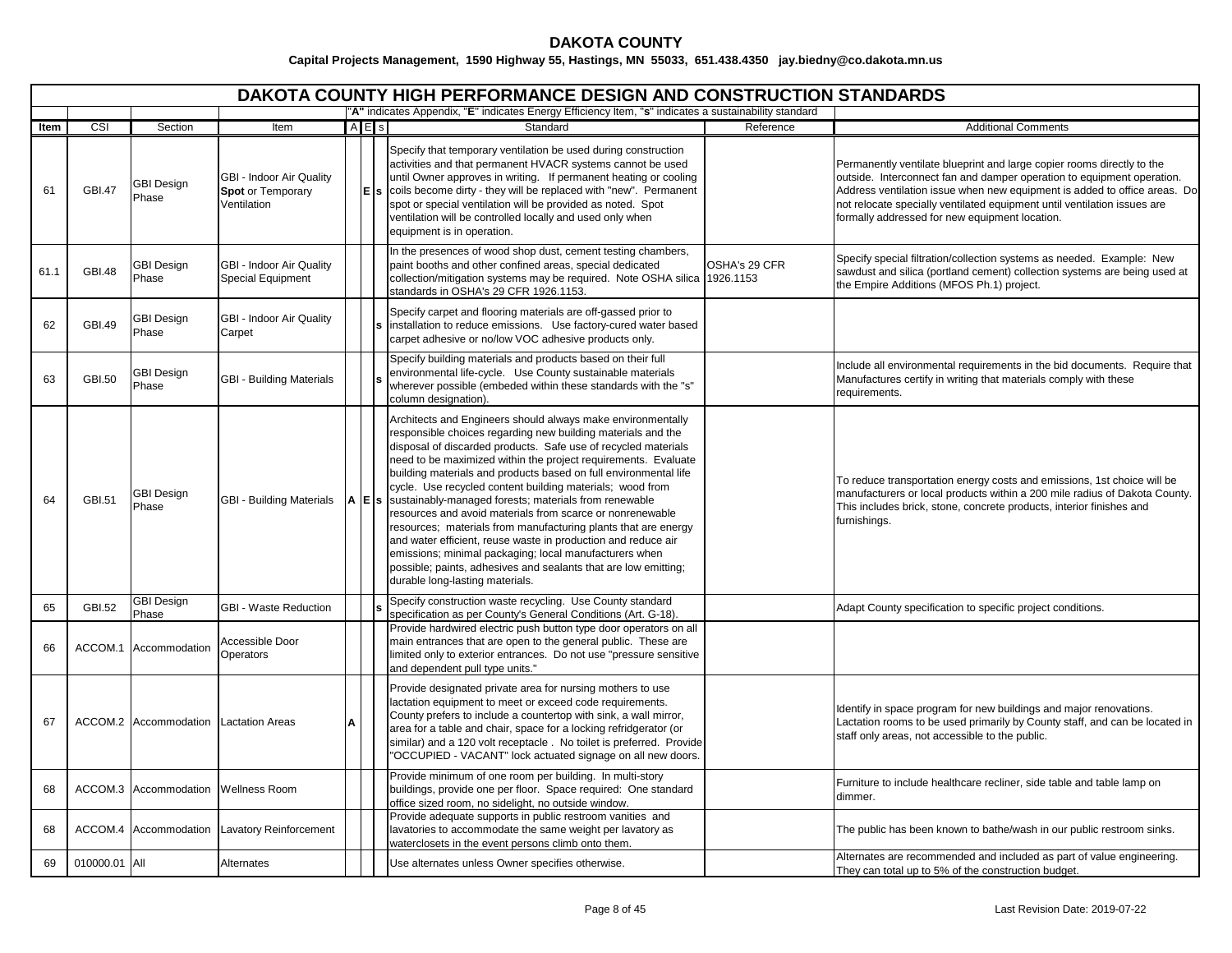# DAKOTA COUNTY

**Capital Projects Management, 1590 Highway 55, Hastings, MN 55033, 651.438.4350 jay.biedny@co.dakota.mn.us**

## DAKOTA COUNTY HIGH PERFORMANCE DESIGN AND CONSTRUCTION STANDARDS

| | | | | "A" indicates Appendix, "E" indicates Energy Efficiency Item, "s" indicates a sustainability standard | | | | | |
|---|---|---|---|---|---|---|---|---|---|
| **Item** | **CSI** | **Section** | **Item** | **A** | **E** | **s** | **Standard** | **Reference** | **Additional Comments** |
| 61 | GBI.47 | GBI Design Phase | GBI - Indoor Air Quality **Spot** or Temporary Ventilation | | E | s | Specify that temporary ventilation be used during construction activities and that permanent HVACR systems cannot be used until Owner approves in writing. If permanent heating or cooling coils become dirty - they will be replaced with "new". Permanent spot or special ventilation will be provided as noted. Spot ventilation will be controlled locally and used only when equipment is in operation. | | Permanently ventilate blueprint and large copier rooms directly to the outside. Interconnect fan and damper operation to equipment operation. Address ventilation issue when new equipment is added to office areas. Do not relocate specially ventilated equipment until ventilation issues are formally addressed for new equipment location. |
| 61.1 | GBI.48 | GBI Design Phase | GBI - Indoor Air Quality Special Equipment | | | | In the presences of wood shop dust, cement testing chambers, paint booths and other confined areas, special dedicated collection/mitigation systems may be required. Note OSHA silica standards in OSHA's 29 CFR 1926.1153. | OSHA's 29 CFR 1926.1153 | Specify special filtration/collection systems as needed. Example: New sawdust and silica (portland cement) collection systems are being used at the Empire Additions (MFOS Ph.1) project. |
| 62 | GBI.49 | GBI Design Phase | GBI - Indoor Air Quality Carpet | | | s | Specify carpet and flooring materials are off-gassed prior to installation to reduce emissions. Use factory-cured water based carpet adhesive or no/low VOC adhesive products only. | | |
| 63 | GBI.50 | GBI Design Phase | GBI - Building Materials | | | s | Specify building materials and products based on their full environmental life-cycle. Use County sustainable materials wherever possible (embeded within these standards with the "s" column designation). | | Include all environmental requirements in the bid documents. Require that Manufactures certify in writing that materials comply with these requirements. |
| 64 | GBI.51 | GBI Design Phase | GBI - Building Materials | A | E | s | Architects and Engineers should always make environmentally responsible choices regarding new building materials and the disposal of discarded products. Safe use of recycled materials need to be maximized within the project requirements. Evaluate building materials and products based on full environmental life cycle. Use recycled content building materials; wood from sustainably-managed forests; materials from renewable resources and avoid materials from scarce or nonrenewable resources; materials from manufacturing plants that are energy and water efficient, reuse waste in production and reduce air emissions; minimal packaging; local manufacturers when possible; paints, adhesives and sealants that are low emitting; durable long-lasting materials. | | To reduce transportation energy costs and emissions, 1st choice will be manufacturers or local products within a 200 mile radius of Dakota County. This includes brick, stone, concrete products, interior finishes and furnishings. |
| 65 | GBI.52 | GBI Design Phase | GBI - Waste Reduction | | | s | Specify construction waste recycling. Use County standard specification as per County's General Conditions (Art. G-18). | | Adapt County specification to specific project conditions. |
| 66 | ACCOM.1 | Accommodation | Accessible Door Operators | | | | Provide hardwired electric push button type door operators on all main entrances that are open to the general public. These are limited only to exterior entrances. Do not use "pressure sensitive and dependent pull type units." | | |
| 67 | ACCOM.2 | Accommodation | Lactation Areas | A | | | Provide designated private area for nursing mothers to use lactation equipment to meet or exceed code requirements. County prefers to include a countertop with sink, a wall mirror, area for a table and chair, space for a locking refridgerator (or similar) and a 120 volt receptacle . No toilet is preferred. Provide "OCCUPIED - VACANT" lock actuated signage on all new doors. | | Identify in space program for new buildings and major renovations. Lactation rooms to be used primarily by County staff, and can be located in staff only areas, not accessible to the public. |
| 68 | ACCOM.3 | Accommodation | Wellness Room | | | | Provide minimum of one room per building. In multi-story buildings, provide one per floor. Space required: One standard office sized room, no sidelight, no outside window. | | Furniture to include healthcare recliner, side table and table lamp on dimmer. |
| 68 | ACCOM.4 | Accommodation | Lavatory Reinforcement | | | | Provide adequate supports in public restroom vanities and lavatories to accommodate the same weight per lavatory as waterclosets in the event persons climb onto them. | | The public has been known to bathe/wash in our public restroom sinks. |
| 69 | 010000.01 | All | Alternates | | | | Use alternates unless Owner specifies otherwise. | | Alternates are recommended and included as part of value engineering. They can total up to 5% of the construction budget. |

Last Revision Date: 2019-07-22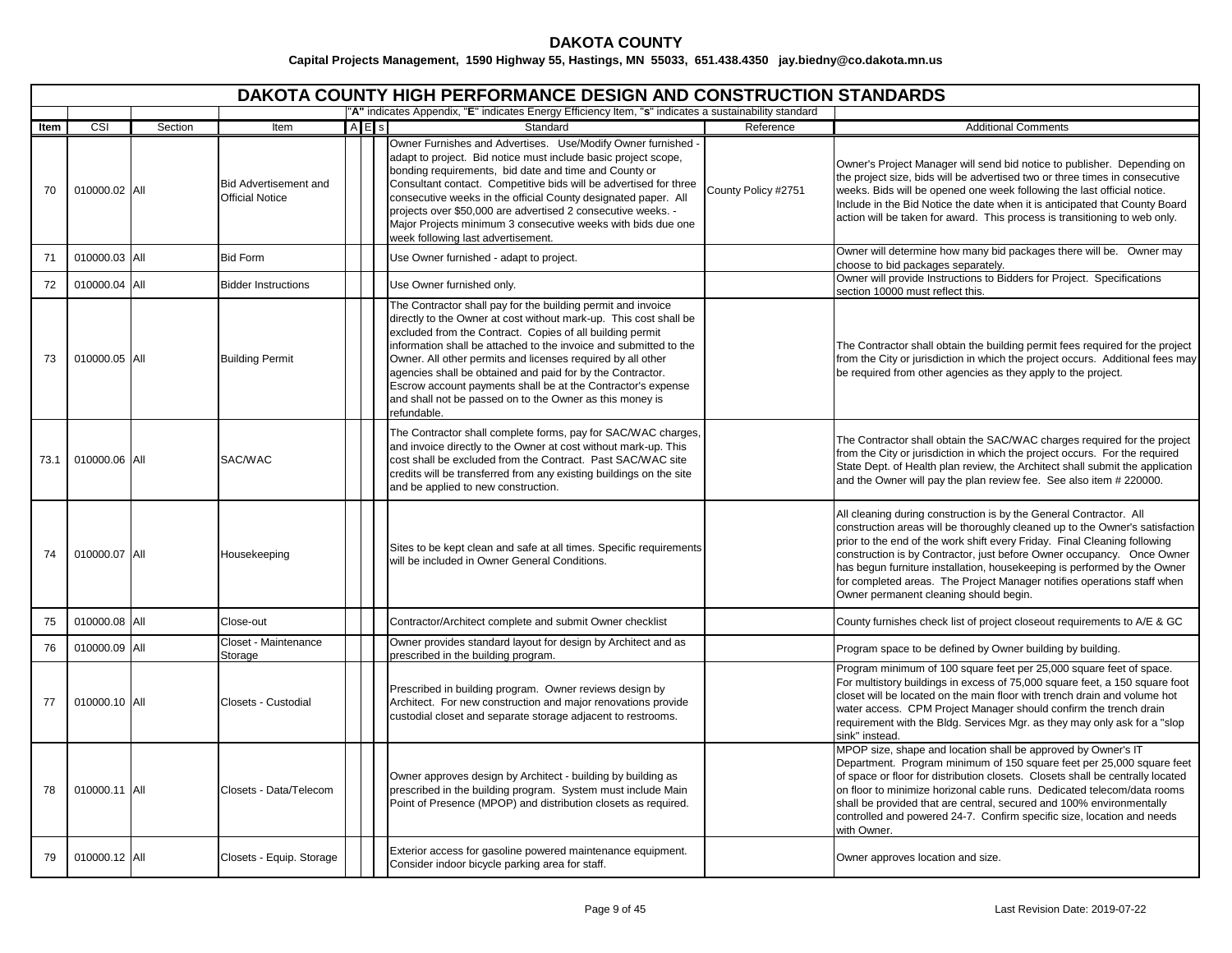# DAKOTA COUNTY

**Capital Projects Management, 1590 Highway 55, Hastings, MN 55033, 651.438.4350 jay.biedny@co.dakota.mn.us**

## DAKOTA COUNTY HIGH PERFORMANCE DESIGN AND CONSTRUCTION STANDARDS

"**A**" indicates Appendix, "**E**" indicates Energy Efficiency Item, "**s**" indicates a sustainability standard

| Item | CSI | Section | Item | A | E | s | Standard | Reference | Additional Comments |
|---|---|---|---|---|---|---|---|---|---|
| 70 | 010000.02 | All | Bid Advertisement and Official Notice | | | | Owner Furnishes and Advertises. Use/Modify Owner furnished - adapt to project. Bid notice must include basic project scope, bonding requirements, bid date and time and County or Consultant contact. Competitive bids will be advertised for three consecutive weeks in the official County designated paper. All projects over $50,000 are advertised 2 consecutive weeks. - Major Projects minimum 3 consecutive weeks with bids due one week following last advertisement. | County Policy #2751 | Owner's Project Manager will send bid notice to publisher. Depending on the project size, bids will be advertised two or three times in consecutive weeks. Bids will be opened one week following the last official notice. Include in the Bid Notice the date when it is anticipated that County Board action will be taken for award. This process is transitioning to web only. |
| 71 | 010000.03 | All | Bid Form | | | | Use Owner furnished - adapt to project. | | Owner will determine how many bid packages there will be. Owner may choose to bid packages separately. |
| 72 | 010000.04 | All | Bidder Instructions | | | | Use Owner furnished only. | | Owner will provide Instructions to Bidders for Project. Specifications section 10000 must reflect this. |
| 73 | 010000.05 | All | Building Permit | | | | The Contractor shall pay for the building permit and invoice directly to the Owner at cost without mark-up. This cost shall be excluded from the Contract. Copies of all building permit information shall be attached to the invoice and submitted to the Owner. All other permits and licenses required by all other agencies shall be obtained and paid for by the Contractor. Escrow account payments shall be at the Contractor's expense and shall not be passed on to the Owner as this money is refundable. | | The Contractor shall obtain the building permit fees required for the project from the City or jurisdiction in which the project occurs. Additional fees may be required from other agencies as they apply to the project. |
| 73.1 | 010000.06 | All | SAC/WAC | | | | The Contractor shall complete forms, pay for SAC/WAC charges, and invoice directly to the Owner at cost without mark-up. This cost shall be excluded from the Contract. Past SAC/WAC site credits will be transferred from any existing buildings on the site and be applied to new construction. | | The Contractor shall obtain the SAC/WAC charges required for the project from the City or jurisdiction in which the project occurs. For the required State Dept. of Health plan review, the Architect shall submit the application and the Owner will pay the plan review fee. See also item # 220000. |
| 74 | 010000.07 | All | Housekeeping | | | | Sites to be kept clean and safe at all times. Specific requirements will be included in Owner General Conditions. | | All cleaning during construction is by the General Contractor. All construction areas will be thoroughly cleaned up to the Owner's satisfaction prior to the end of the work shift every Friday. Final Cleaning following construction is by Contractor, just before Owner occupancy. Once Owner has begun furniture installation, housekeeping is performed by the Owner for completed areas. The Project Manager notifies operations staff when Owner permanent cleaning should begin. |
| 75 | 010000.08 | All | Close-out | | | | Contractor/Architect complete and submit Owner checklist | | County furnishes check list of project closeout requirements to A/E & GC |
| 76 | 010000.09 | All | Closet - Maintenance Storage | | | | Owner provides standard layout for design by Architect and as prescribed in the building program. | | Program space to be defined by Owner building by building. |
| 77 | 010000.10 | All | Closets - Custodial | | | | Prescribed in building program. Owner reviews design by Architect. For new construction and major renovations provide custodial closet and separate storage adjacent to restrooms. | | Program minimum of 100 square feet per 25,000 square feet of space. For multistory buildings in excess of 75,000 square feet, a 150 square foot closet will be located on the main floor with trench drain and volume hot water access. CPM Project Manager should confirm the trench drain requirement with the Bldg. Services Mgr. as they may only ask for a "slop sink" instead. |
| 78 | 010000.11 | All | Closets - Data/Telecom | | | | Owner approves design by Architect - building by building as prescribed in the building program. System must include Main Point of Presence (MPOP) and distribution closets as required. | | MPOP size, shape and location shall be approved by Owner's IT Department. Program minimum of 150 square feet per 25,000 square feet of space or floor for distribution closets. Closets shall be centrally located on floor to minimize horizonal cable runs. Dedicated telecom/data rooms shall be provided that are central, secured and 100% environmentally controlled and powered 24-7. Confirm specific size, location and needs with Owner. |
| 79 | 010000.12 | All | Closets - Equip. Storage | | | | Exterior access for gasoline powered maintenance equipment. Consider indoor bicycle parking area for staff. | | Owner approves location and size. |

Last Revision Date: 2019-07-22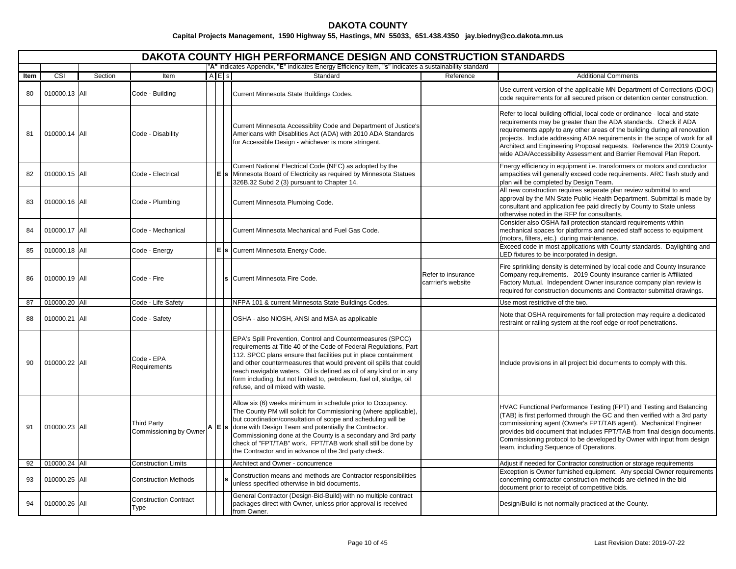# DAKOTA COUNTY

**Capital Projects Management, 1590 Highway 55, Hastings, MN 55033, 651.438.4350 jay.biedny@co.dakota.mn.us**

## DAKOTA COUNTY HIGH PERFORMANCE DESIGN AND CONSTRUCTION STANDARDS

"**A**" indicates Appendix, "**E**" indicates Energy Efficiency Item, "**s**" indicates a sustainability standard

| Item | CSI | Section | Item | A | E | s | Standard | Reference | Additional Comments |
|---|---|---|---|---|---|---|---|---|---|
| 80 | 010000.13 | All | Code - Building | | | | Current Minnesota State Buildings Codes. | | Use current version of the applicable MN Department of Corrections (DOC) code requirements for all secured prison or detention center construction. |
| 81 | 010000.14 | All | Code - Disability | | | | Current Minnesota Accessiblity Code and Department of Justice's Americans with Disablities Act (ADA) with 2010 ADA Standards for Accessible Design - whichever is more stringent. | | Refer to local building official, local code or ordinance - local and state requirements may be greater than the ADA standards. Check if ADA requirements apply to any other areas of the building during all renovation projects. Include addressing ADA requirements in the scope of work for all Architect and Engineering Proposal requests. Reference the 2019 County-wide ADA/Accessibility Assessment and Barrier Removal Plan Report. |
| 82 | 010000.15 | All | Code - Electrical | | **E** | **s** | Current National Electrical Code (NEC) as adopted by the Minnesota Board of Electricity as required by Minnesota Statues 326B.32 Subd 2 (3) pursuant to Chapter 14. | | Energy efficiency in equipment i.e. transformers or motors and conductor ampacities will generally exceed code requirements. ARC flash study and plan will be completed by Design Team. |
| 83 | 010000.16 | All | Code - Plumbing | | | | Current Minnesota Plumbing Code. | | All new construction requires separate plan review submittal to and approval by the MN State Public Health Department. Submittal is made by consultant and application fee paid directly by County to State unless otherwise noted in the RFP for consultants. |
| 84 | 010000.17 | All | Code - Mechanical | | | | Current Minnesota Mechanical and Fuel Gas Code. | | Consider also OSHA fall protection standard requirements within mechanical spaces for platforms and needed staff access to equipment (motors, filters, etc.) during maintenance. |
| 85 | 010000.18 | All | Code - Energy | | **E** | **s** | Current Minnesota Energy Code. | | Exceed code in most applications with County standards. Daylighting and LED fixtures to be incorporated in design. |
| 86 | 010000.19 | All | Code - Fire | | | **s** | Current Minnesota Fire Code. | Refer to insurance carrrier's website | Fire sprinkling density is determined by local code and County Insurance Company requirements. 2019 County insurance carrier is Affiliated Factory Mutual. Independent Owner insurance company plan review is required for construction documents and Contractor submittal drawings. |
| 87 | 010000.20 | All | Code - Life Safety | | | | NFPA 101 & current Minnesota State Buildings Codes. | | Use most restrictive of the two. |
| 88 | 010000.21 | All | Code - Safety | | | | OSHA - also NIOSH, ANSI and MSA as applicable | | Note that OSHA requirements for fall protection may require a dedicated restraint or railing system at the roof edge or roof penetrations. |
| 90 | 010000.22 | All | Code - EPA Requirements | | | | EPA's Spill Prevention, Control and Countermeasures (SPCC) requirements at Title 40 of the Code of Federal Regulations, Part 112. SPCC plans ensure that facilities put in place containment and other countermeasures that would prevent oil spills that could reach navigable waters. Oil is defined as oil of any kind or in any form including, but not limited to, petroleum, fuel oil, sludge, oil refuse, and oil mixed with waste. | | Include provisions in all project bid documents to comply with this. |
| 91 | 010000.23 | All | Third Party Commissioning by Owner | **A** | **E** | **s** | Allow six (6) weeks minimum in schedule prior to Occupancy. The County PM will solicit for Commissioning (where applicable), but coordination/consultation of scope and scheduling will be done with Design Team and potentially the Contractor. Commissioning done at the County is a secondary and 3rd party check of "FPT/TAB" work. FPT/TAB work shall still be done by the Contractor and in advance of the 3rd party check. | | HVAC Functional Performance Testing (FPT) and Testing and Balancing (TAB) is first performed through the GC and then verified with a 3rd party commissioning agent (Owner's FPT/TAB agent). Mechanical Engineer provides bid document that includes FPT/TAB from final design documents. Commissioning protocol to be developed by Owner with input from design team, including Sequence of Operations. |
| 92 | 010000.24 | All | Construction Limits | | | | Architect and Owner - concurrence | | Adjust if needed for Contractor construction or storage requirements |
| 93 | 010000.25 | All | Construction Methods | | | **s** | Construction means and methods are Contractor responsibilities unless specified otherwise in bid documents. | | Exception is Owner furnished equipment. Any special Owner requirements concerning contractor construction methods are defined in the bid document prior to receipt of competitive bids. |
| 94 | 010000.26 | All | Construction Contract Type | | | | General Contractor (Design-Bid-Build) with no multiple contract packages direct with Owner, unless prior approval is received from Owner. | | Design/Build is not normally practiced at the County. |

Last Revision Date: 2019-07-22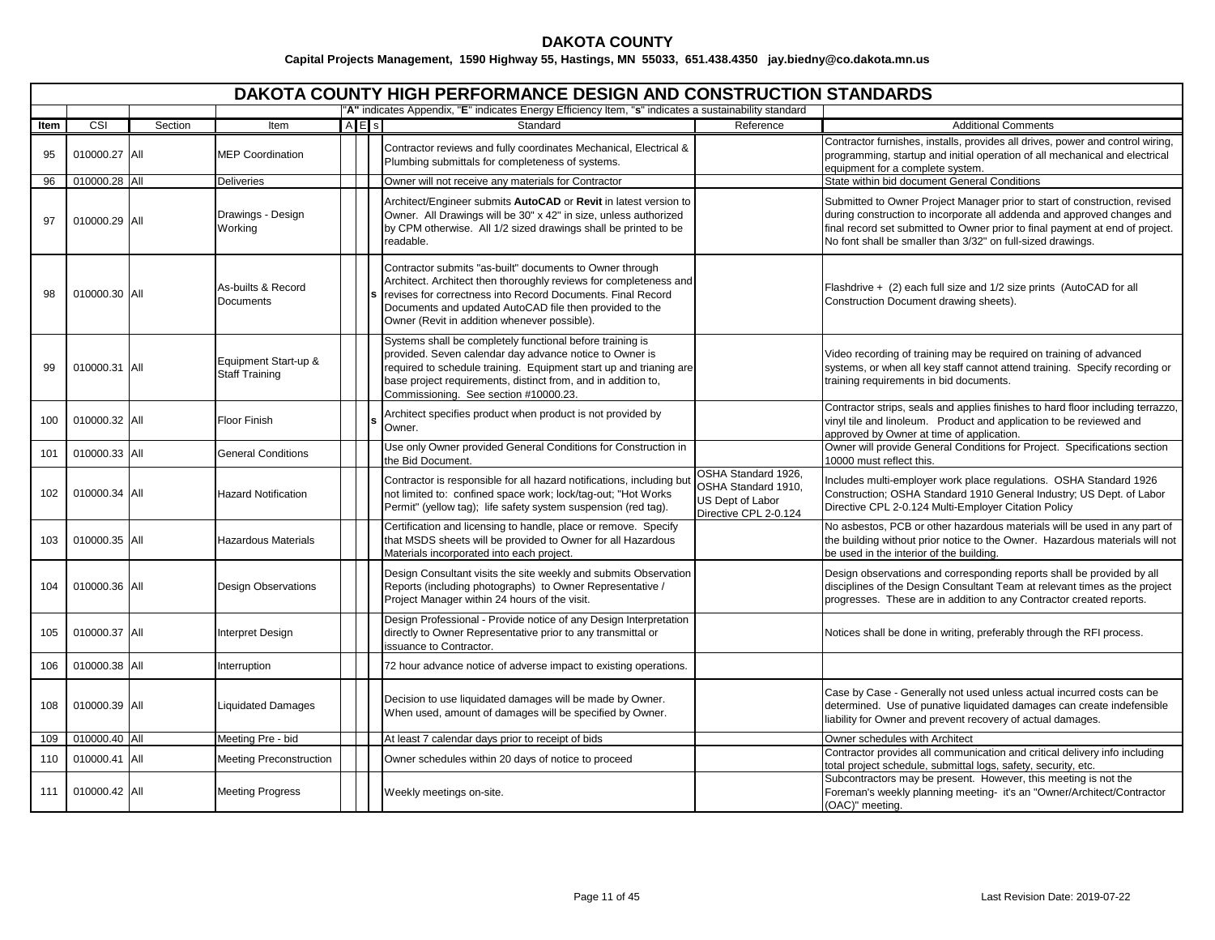# DAKOTA COUNTY

**Capital Projects Management, 1590 Highway 55, Hastings, MN 55033, 651.438.4350 jay.biedny@co.dakota.mn.us**

## DAKOTA COUNTY HIGH PERFORMANCE DESIGN AND CONSTRUCTION STANDARDS

"**A**" indicates Appendix, "**E**" indicates Energy Efficiency Item, "**s**" indicates a sustainability standard

| Item | CSI | Section | Item | A | E | s | Standard | Reference | Additional Comments |
|---|---|---|---|---|---|---|---|---|---|
| 95 | 010000.27 | All | MEP Coordination | | | | Contractor reviews and fully coordinates Mechanical, Electrical & Plumbing submittals for completeness of systems. | | Contractor furnishes, installs, provides all drives, power and control wiring, programming, startup and initial operation of all mechanical and electrical equipment for a complete system. |
| 96 | 010000.28 | All | Deliveries | | | | Owner will not receive any materials for Contractor | | State within bid document General Conditions |
| 97 | 010000.29 | All | Drawings - Design Working | | | | Architect/Engineer submits **AutoCAD** or **Revit** in latest version to Owner. All Drawings will be 30" x 42" in size, unless authorized by CPM otherwise. All 1/2 sized drawings shall be printed to be readable. | | Submitted to Owner Project Manager prior to start of construction, revised during construction to incorporate all addenda and approved changes and final record set submitted to Owner prior to final payment at end of project. No font shall be smaller than 3/32" on full-sized drawings. |
| 98 | 010000.30 | All | As-builts & Record Documents | | | s | Contractor submits "as-built" documents to Owner through Architect. Architect then thoroughly reviews for completeness and revises for correctness into Record Documents. Final Record Documents and updated AutoCAD file then provided to the Owner (Revit in addition whenever possible). | | Flashdrive + (2) each full size and 1/2 size prints (AutoCAD for all Construction Document drawing sheets). |
| 99 | 010000.31 | All | Equipment Start-up & Staff Training | | | | Systems shall be completely functional before training is provided. Seven calendar day advance notice to Owner is required to schedule training. Equipment start up and trianing are base project requirements, distinct from, and in addition to, Commissioning. See section #10000.23. | | Video recording of training may be required on training of advanced systems, or when all key staff cannot attend training. Specify recording or training requirements in bid documents. |
| 100 | 010000.32 | All | Floor Finish | | | s | Architect specifies product when product is not provided by Owner. | | Contractor strips, seals and applies finishes to hard floor including terrazzo, vinyl tile and linoleum. Product and application to be reviewed and approved by Owner at time of application. |
| 101 | 010000.33 | All | General Conditions | | | | Use only Owner provided General Conditions for Construction in the Bid Document. | | Owner will provide General Conditions for Project. Specifications section 10000 must reflect this. |
| 102 | 010000.34 | All | Hazard Notification | | | | Contractor is responsible for all hazard notifications, including but not limited to: confined space work; lock/tag-out; "Hot Works Permit" (yellow tag); life safety system suspension (red tag). | OSHA Standard 1926, OSHA Standard 1910, US Dept of Labor Directive CPL 2-0.124 | Includes multi-employer work place regulations. OSHA Standard 1926 Construction; OSHA Standard 1910 General Industry; US Dept. of Labor Directive CPL 2-0.124 Multi-Employer Citation Policy |
| 103 | 010000.35 | All | Hazardous Materials | | | | Certification and licensing to handle, place or remove. Specify that MSDS sheets will be provided to Owner for all Hazardous Materials incorporated into each project. | | No asbestos, PCB or other hazardous materials will be used in any part of the building without prior notice to the Owner. Hazardous materials will not be used in the interior of the building. |
| 104 | 010000.36 | All | Design Observations | | | | Design Consultant visits the site weekly and submits Observation Reports (including photographs) to Owner Representative / Project Manager within 24 hours of the visit. | | Design observations and corresponding reports shall be provided by all disciplines of the Design Consultant Team at relevant times as the project progresses. These are in addition to any Contractor created reports. |
| 105 | 010000.37 | All | Interpret Design | | | | Design Professional - Provide notice of any Design Interpretation directly to Owner Representative prior to any transmittal or issuance to Contractor. | | Notices shall be done in writing, preferably through the RFI process. |
| 106 | 010000.38 | All | Interruption | | | | 72 hour advance notice of adverse impact to existing operations. | | |
| 108 | 010000.39 | All | Liquidated Damages | | | | Decision to use liquidated damages will be made by Owner. When used, amount of damages will be specified by Owner. | | Case by Case - Generally not used unless actual incurred costs can be determined. Use of punative liquidated damages can create indefensible liability for Owner and prevent recovery of actual damages. |
| 109 | 010000.40 | All | Meeting Pre - bid | | | | At least 7 calendar days prior to receipt of bids | | Owner schedules with Architect |
| 110 | 010000.41 | All | Meeting Preconstruction | | | | Owner schedules within 20 days of notice to proceed | | Contractor provides all communication and critical delivery info including total project schedule, submittal logs, safety, security, etc. |
| 111 | 010000.42 | All | Meeting Progress | | | | Weekly meetings on-site. | | Subcontractors may be present. However, this meeting is not the Foreman's weekly planning meeting- it's an "Owner/Architect/Contractor (OAC)" meeting. |

Last Revision Date: 2019-07-22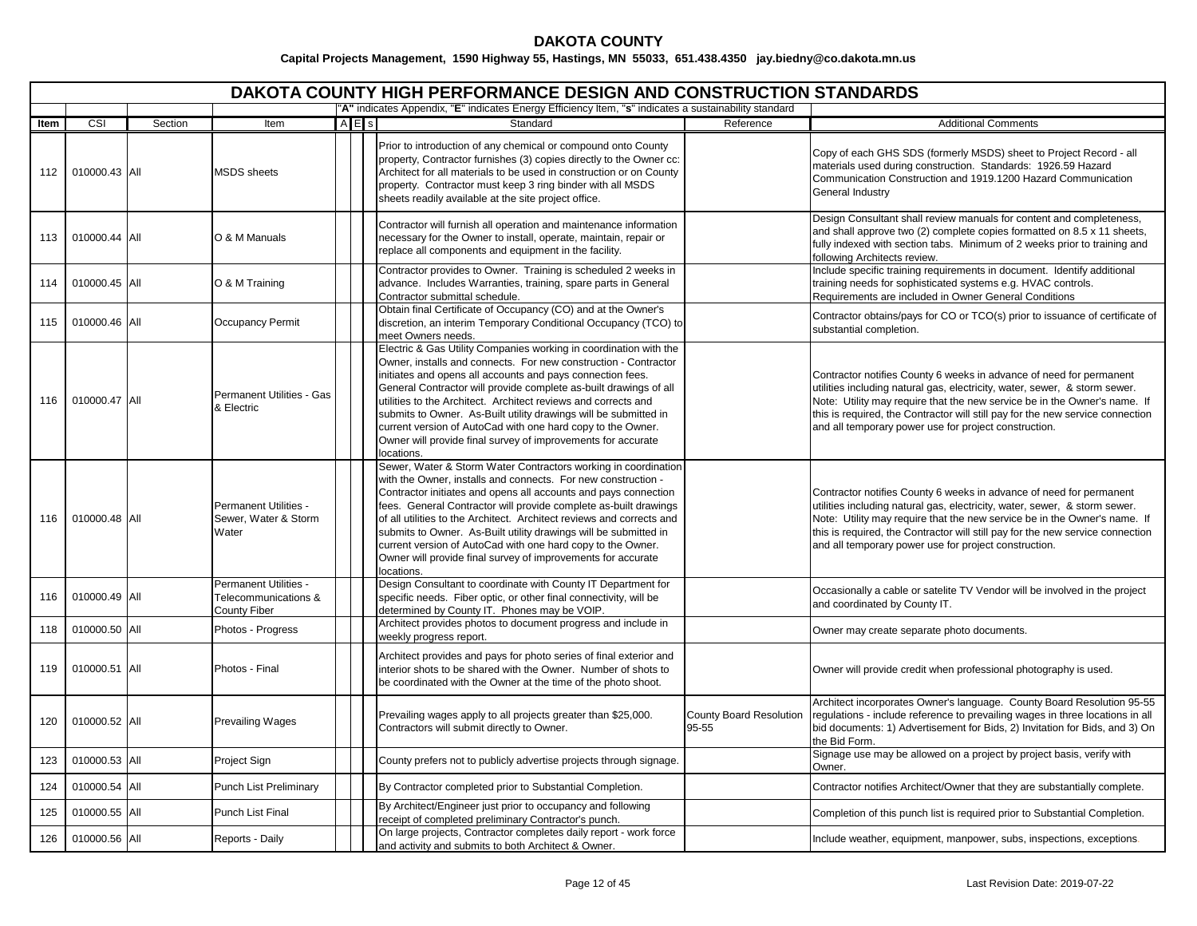# DAKOTA COUNTY

**Capital Projects Management, 1590 Highway 55, Hastings, MN 55033, 651.438.4350 jay.biedny@co.dakota.mn.us**

## DAKOTA COUNTY HIGH PERFORMANCE DESIGN AND CONSTRUCTION STANDARDS

| | | | | "A" indicates Appendix, "E" indicates Energy Efficiency Item, "s" indicates a sustainability standard | | | | | |
|---|---|---|---|---|---|---|---|---|---|
| Item | CSI | Section | Item | A | E | s | Standard | Reference | Additional Comments |
| 112 | 010000.43 | All | MSDS sheets | | | | Prior to introduction of any chemical or compound onto County property, Contractor furnishes (3) copies directly to the Owner cc: Architect for all materials to be used in construction or on County property. Contractor must keep 3 ring binder with all MSDS sheets readily available at the site project office. | | Copy of each GHS SDS (formerly MSDS) sheet to Project Record - all materials used during construction. Standards: 1926.59 Hazard Communication Construction and 1919.1200 Hazard Communication General Industry |
| 113 | 010000.44 | All | O & M Manuals | | | | Contractor will furnish all operation and maintenance information necessary for the Owner to install, operate, maintain, repair or replace all components and equipment in the facility. | | Design Consultant shall review manuals for content and completeness, and shall approve two (2) complete copies formatted on 8.5 x 11 sheets, fully indexed with section tabs. Minimum of 2 weeks prior to training and following Architects review. |
| 114 | 010000.45 | All | O & M Training | | | | Contractor provides to Owner. Training is scheduled 2 weeks in advance. Includes Warranties, training, spare parts in General Contractor submittal schedule. | | Include specific training requirements in document. Identify additional training needs for sophisticated systems e.g. HVAC controls. Requirements are included in Owner General Conditions |
| 115 | 010000.46 | All | Occupancy Permit | | | | Obtain final Certificate of Occupancy (CO) and at the Owner's discretion, an interim Temporary Conditional Occupancy (TCO) to meet Owners needs. | | Contractor obtains/pays for CO or TCO(s) prior to issuance of certificate of substantial completion. |
| 116 | 010000.47 | All | Permanent Utilities - Gas & Electric | | | | Electric & Gas Utility Companies working in coordination with the Owner, installs and connects. For new construction - Contractor initiates and opens all accounts and pays connection fees. General Contractor will provide complete as-built drawings of all utilities to the Architect. Architect reviews and corrects and submits to Owner. As-Built utility drawings will be submitted in current version of AutoCad with one hard copy to the Owner. Owner will provide final survey of improvements for accurate locations. | | Contractor notifies County 6 weeks in advance of need for permanent utilities including natural gas, electricity, water, sewer, & storm sewer. Note: Utility may require that the new service be in the Owner's name. If this is required, the Contractor will still pay for the new service connection and all temporary power use for project construction. |
| 116 | 010000.48 | All | Permanent Utilities - Sewer, Water & Storm Water | | | | Sewer, Water & Storm Water Contractors working in coordination with the Owner, installs and connects. For new construction - Contractor initiates and opens all accounts and pays connection fees. General Contractor will provide complete as-built drawings of all utilities to the Architect. Architect reviews and corrects and submits to Owner. As-Built utility drawings will be submitted in current version of AutoCad with one hard copy to the Owner. Owner will provide final survey of improvements for accurate locations. | | Contractor notifies County 6 weeks in advance of need for permanent utilities including natural gas, electricity, water, sewer, & storm sewer. Note: Utility may require that the new service be in the Owner's name. If this is required, the Contractor will still pay for the new service connection and all temporary power use for project construction. |
| 116 | 010000.49 | All | Permanent Utilities - Telecommunications & County Fiber | | | | Design Consultant to coordinate with County IT Department for specific needs. Fiber optic, or other final connectivity, will be determined by County IT. Phones may be VOIP. | | Occasionally a cable or satelite TV Vendor will be involved in the project and coordinated by County IT. |
| 118 | 010000.50 | All | Photos - Progress | | | | Architect provides photos to document progress and include in weekly progress report. | | Owner may create separate photo documents. |
| 119 | 010000.51 | All | Photos - Final | | | | Architect provides and pays for photo series of final exterior and interior shots to be shared with the Owner. Number of shots to be coordinated with the Owner at the time of the photo shoot. | | Owner will provide credit when professional photography is used. |
| 120 | 010000.52 | All | Prevailing Wages | | | | Prevailing wages apply to all projects greater than $25,000. Contractors will submit directly to Owner. | County Board Resolution 95-55 | Architect incorporates Owner's language. County Board Resolution 95-55 regulations - include reference to prevailing wages in three locations in all bid documents: 1) Advertisement for Bids, 2) Invitation for Bids, and 3) On the Bid Form. |
| 123 | 010000.53 | All | Project Sign | | | | County prefers not to publicly advertise projects through signage. | | Signage use may be allowed on a project by project basis, verify with Owner. |
| 124 | 010000.54 | All | Punch List Preliminary | | | | By Contractor completed prior to Substantial Completion. | | Contractor notifies Architect/Owner that they are substantially complete. |
| 125 | 010000.55 | All | Punch List Final | | | | By Architect/Engineer just prior to occupancy and following receipt of completed preliminary Contractor's punch. | | Completion of this punch list is required prior to Substantial Completion. |
| 126 | 010000.56 | All | Reports - Daily | | | | On large projects, Contractor completes daily report - work force and activity and submits to both Architect & Owner. | | Include weather, equipment, manpower, subs, inspections, exceptions. |

Last Revision Date: 2019-07-22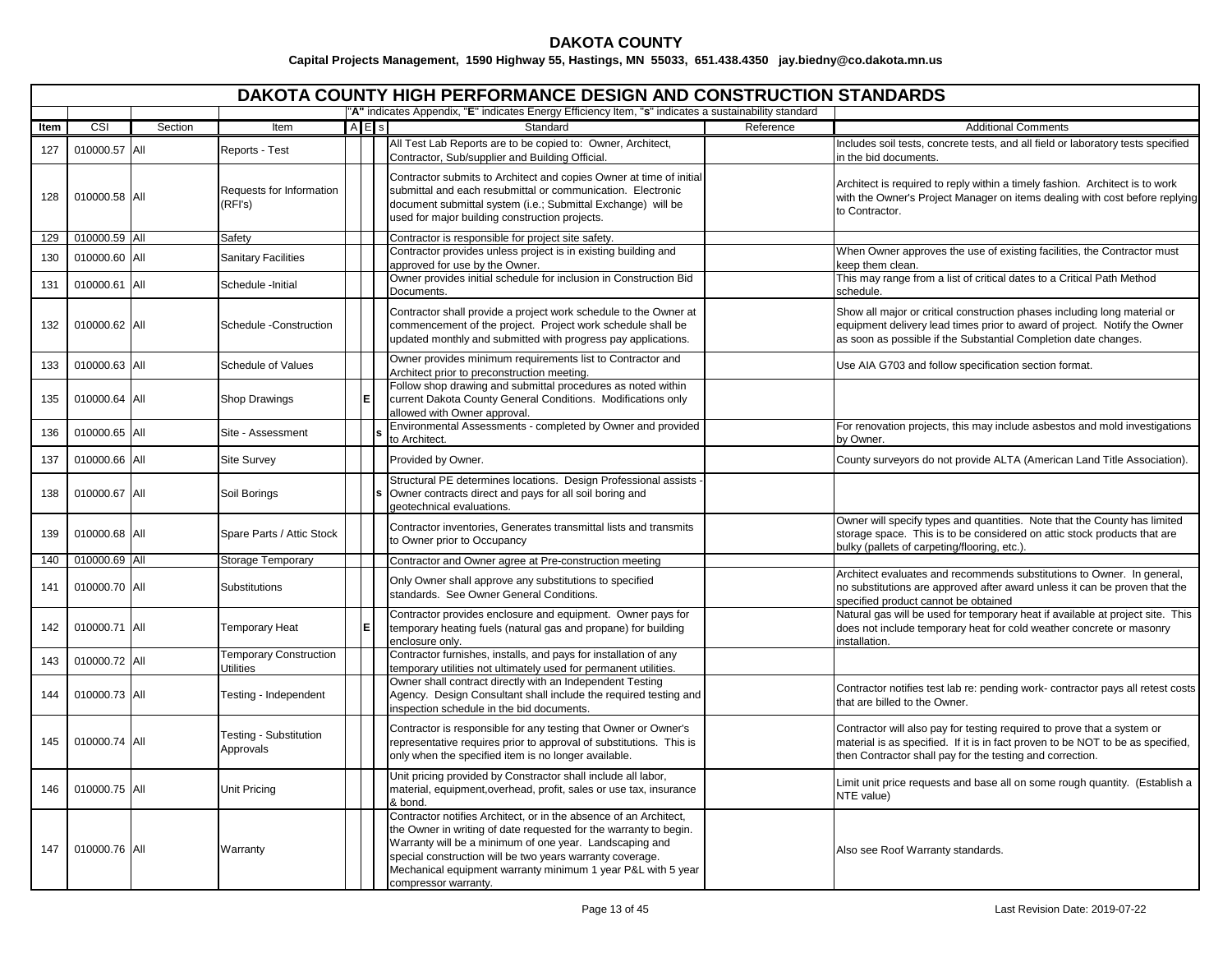# DAKOTA COUNTY

**Capital Projects Management, 1590 Highway 55, Hastings, MN 55033, 651.438.4350 jay.biedny@co.dakota.mn.us**

## DAKOTA COUNTY HIGH PERFORMANCE DESIGN AND CONSTRUCTION STANDARDS

"**A**" indicates Appendix, "**E**" indicates Energy Efficiency Item, "**s**" indicates a sustainability standard

| Item | CSI | Section | Item | A | E | s | Standard | Reference | Additional Comments |
|---|---|---|---|---|---|---|---|---|---|
| 127 | 010000.57 | All | Reports - Test | | | | All Test Lab Reports are to be copied to: Owner, Architect, Contractor, Sub/supplier and Building Official. | | Includes soil tests, concrete tests, and all field or laboratory tests specified in the bid documents. |
| 128 | 010000.58 | All | Requests for Information (RFI's) | | | | Contractor submits to Architect and copies Owner at time of initial submittal and each resubmittal or communication. Electronic document submittal system (i.e.; Submittal Exchange) will be used for major building construction projects. | | Architect is required to reply within a timely fashion. Architect is to work with the Owner's Project Manager on items dealing with cost before replying to Contractor. |
| 129 | 010000.59 | All | Safety | | | | Contractor is responsible for project site safety. | | |
| 130 | 010000.60 | All | Sanitary Facilities | | | | Contractor provides unless project is in existing building and approved for use by the Owner. | | When Owner approves the use of existing facilities, the Contractor must keep them clean. |
| 131 | 010000.61 | All | Schedule -Initial | | | | Owner provides initial schedule for inclusion in Construction Bid Documents. | | This may range from a list of critical dates to a Critical Path Method schedule. |
| 132 | 010000.62 | All | Schedule -Construction | | | | Contractor shall provide a project work schedule to the Owner at commencement of the project. Project work schedule shall be updated monthly and submitted with progress pay applications. | | Show all major or critical construction phases including long material or equipment delivery lead times prior to award of project. Notify the Owner as soon as possible if the Substantial Completion date changes. |
| 133 | 010000.63 | All | Schedule of Values | | | | Owner provides minimum requirements list to Contractor and Architect prior to preconstruction meeting. | | Use AIA G703 and follow specification section format. |
| 135 | 010000.64 | All | Shop Drawings | | E | | Follow shop drawing and submittal procedures as noted within current Dakota County General Conditions. Modifications only allowed with Owner approval. | | |
| 136 | 010000.65 | All | Site - Assessment | | | s | Environmental Assessments - completed by Owner and provided to Architect. | | For renovation projects, this may include asbestos and mold investigations by Owner. |
| 137 | 010000.66 | All | Site Survey | | | | Provided by Owner. | | County surveyors do not provide ALTA (American Land Title Association). |
| 138 | 010000.67 | All | Soil Borings | | | s | Structural PE determines locations. Design Professional assists - Owner contracts direct and pays for all soil boring and geotechnical evaluations. | | |
| 139 | 010000.68 | All | Spare Parts / Attic Stock | | | | Contractor inventories, Generates transmittal lists and transmits to Owner prior to Occupancy | | Owner will specify types and quantities. Note that the County has limited storage space. This is to be considered on attic stock products that are bulky (pallets of carpeting/flooring, etc.). |
| 140 | 010000.69 | All | Storage Temporary | | | | Contractor and Owner agree at Pre-construction meeting | | |
| 141 | 010000.70 | All | Substitutions | | | | Only Owner shall approve any substitutions to specified standards. See Owner General Conditions. | | Architect evaluates and recommends substitutions to Owner. In general, no substitutions are approved after award unless it can be proven that the specified product cannot be obtained |
| 142 | 010000.71 | All | Temporary Heat | | E | | Contractor provides enclosure and equipment. Owner pays for temporary heating fuels (natural gas and propane) for building enclosure only. | | Natural gas will be used for temporary heat if available at project site. This does not include temporary heat for cold weather concrete or masonry installation. |
| 143 | 010000.72 | All | Temporary Construction Utilities | | | | Contractor furnishes, installs, and pays for installation of any temporary utilities not ultimately used for permanent utilities. | | |
| 144 | 010000.73 | All | Testing - Independent | | | | Owner shall contract directly with an Independent Testing Agency. Design Consultant shall include the required testing and inspection schedule in the bid documents. | | Contractor notifies test lab re: pending work- contractor pays all retest costs that are billed to the Owner. |
| 145 | 010000.74 | All | Testing - Substitution Approvals | | | | Contractor is responsible for any testing that Owner or Owner's representative requires prior to approval of substitutions. This is only when the specified item is no longer available. | | Contractor will also pay for testing required to prove that a system or material is as specified. If it is in fact proven to be NOT to be as specified, then Contractor shall pay for the testing and correction. |
| 146 | 010000.75 | All | Unit Pricing | | | | Unit pricing provided by Constractor shall include all labor, material, equipment,overhead, profit, sales or use tax, insurance & bond. | | Limit unit price requests and base all on some rough quantity. (Establish a NTE value) |
| 147 | 010000.76 | All | Warranty | | | | Contractor notifies Architect, or in the absence of an Architect, the Owner in writing of date requested for the warranty to begin. Warranty will be a minimum of one year. Landscaping and special construction will be two years warranty coverage. Mechanical equipment warranty minimum 1 year P&L with 5 year compressor warranty. | | Also see Roof Warranty standards. |

Last Revision Date: 2019-07-22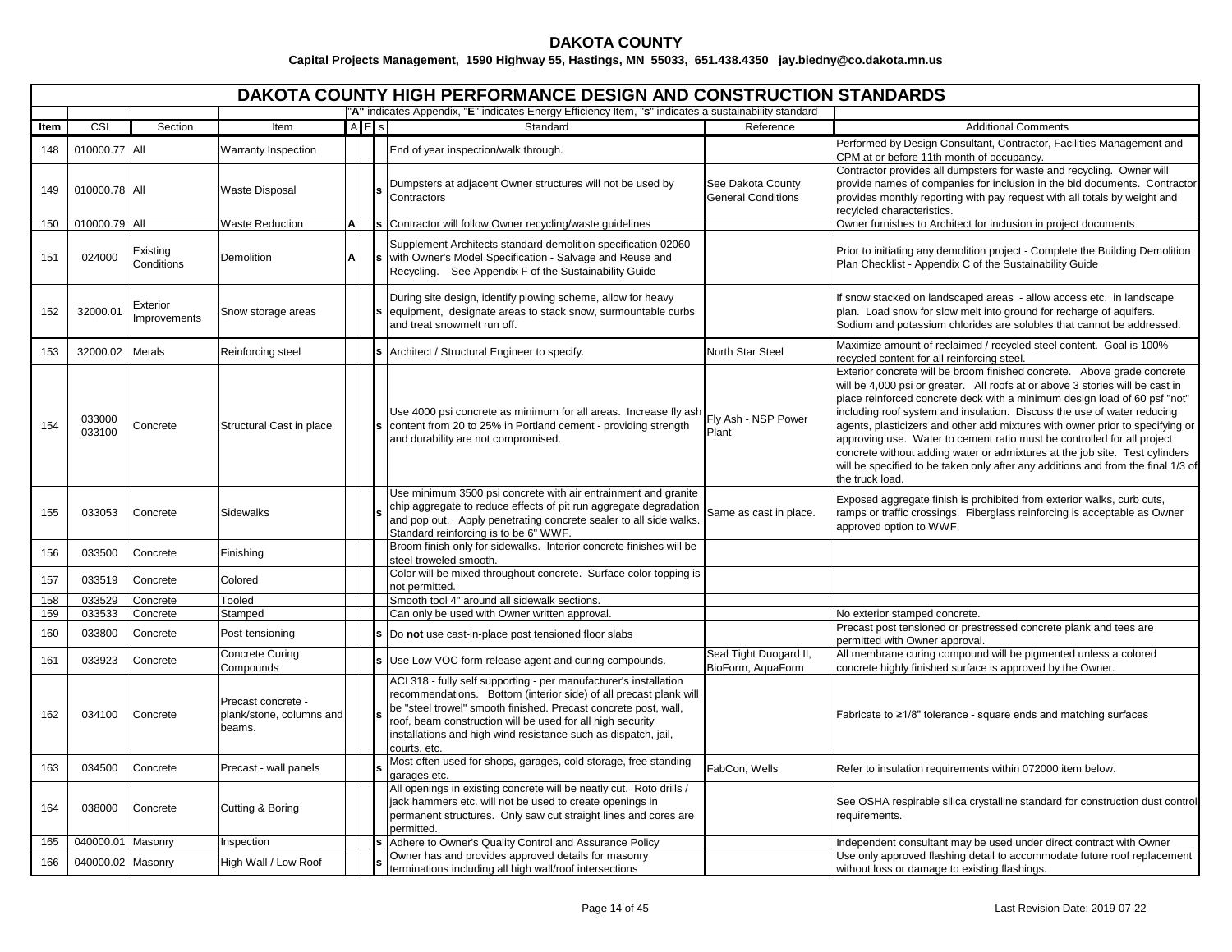# DAKOTA COUNTY

**Capital Projects Management, 1590 Highway 55, Hastings, MN 55033, 651.438.4350 jay.biedny@co.dakota.mn.us**

## DAKOTA COUNTY HIGH PERFORMANCE DESIGN AND CONSTRUCTION STANDARDS

"**A**" indicates Appendix, "**E**" indicates Energy Efficiency Item, "**s**" indicates a sustainability standard

| Item | CSI | Section | Item | A | E | s | Standard | Reference | Additional Comments |
|---|---|---|---|---|---|---|---|---|---|
| 148 | 010000.77 | All | Warranty Inspection | | | | End of year inspection/walk through. | | Performed by Design Consultant, Contractor, Facilities Management and CPM at or before 11th month of occupancy. |
| 149 | 010000.78 | All | Waste Disposal | | | s | Dumpsters at adjacent Owner structures will not be used by Contractors | See Dakota County General Conditions | Contractor provides all dumpsters for waste and recycling. Owner will provide names of companies for inclusion in the bid documents. Contractor provides monthly reporting with pay request with all totals by weight and recylcled characteristics. |
| 150 | 010000.79 | All | Waste Reduction | A | | s | Contractor will follow Owner recycling/waste guidelines | | Owner furnishes to Architect for inclusion in project documents |
| 151 | 024000 | Existing Conditions | Demolition | A | | s | Supplement Architects standard demolition specification 02060 with Owner's Model Specification - Salvage and Reuse and Recycling. See Appendix F of the Sustainability Guide | | Prior to initiating any demolition project - Complete the Building Demolition Plan Checklist - Appendix C of the Sustainability Guide |
| 152 | 32000.01 | Exterior Improvements | Snow storage areas | | | s | During site design, identify plowing scheme, allow for heavy equipment, designate areas to stack snow, surmountable curbs and treat snowmelt run off. | | If snow stacked on landscaped areas - allow access etc. in landscape plan. Load snow for slow melt into ground for recharge of aquifers. Sodium and potassium chlorides are solubles that cannot be addressed. |
| 153 | 32000.02 | Metals | Reinforcing steel | | | s | Architect / Structural Engineer to specify. | North Star Steel | Maximize amount of reclaimed / recycled steel content. Goal is 100% recycled content for all reinforcing steel. |
| 154 | 033000 033100 | Concrete | Structural Cast in place | | | s | Use 4000 psi concrete as minimum for all areas. Increase fly ash content from 20 to 25% in Portland cement - providing strength and durability are not compromised. | Fly Ash - NSP Power Plant | Exterior concrete will be broom finished concrete. Above grade concrete will be 4,000 psi or greater. All roofs at or above 3 stories will be cast in place reinforced concrete deck with a minimum design load of 60 psf "not" including roof system and insulation. Discuss the use of water reducing agents, plasticizers and other add mixtures with owner prior to specifying or approving use. Water to cement ratio must be controlled for all project concrete without adding water or admixtures at the job site. Test cylinders will be specified to be taken only after any additions and from the final 1/3 of the truck load. |
| 155 | 033053 | Concrete | Sidewalks | | | s | Use minimum 3500 psi concrete with air entrainment and granite chip aggregate to reduce effects of pit run aggregate degradation and pop out. Apply penetrating concrete sealer to all side walks. Standard reinforcing is to be 6" WWF. | Same as cast in place. | Exposed aggregate finish is prohibited from exterior walks, curb cuts, ramps or traffic crossings. Fiberglass reinforcing is acceptable as Owner approved option to WWF. |
| 156 | 033500 | Concrete | Finishing | | | | Broom finish only for sidewalks. Interior concrete finishes will be steel troweled smooth. | | |
| 157 | 033519 | Concrete | Colored | | | | Color will be mixed throughout concrete. Surface color topping is not permitted. | | |
| 158 | 033529 | Concrete | Tooled | | | | Smooth tool 4" around all sidewalk sections. | | |
| 159 | 033533 | Concrete | Stamped | | | | Can only be used with Owner written approval. | | No exterior stamped concrete. |
| 160 | 033800 | Concrete | Post-tensioning | | | s | Do **not** use cast-in-place post tensioned floor slabs | | Precast post tensioned or prestressed concrete plank and tees are permitted with Owner approval. |
| 161 | 033923 | Concrete | Concrete Curing Compounds | | | s | Use Low VOC form release agent and curing compounds. | Seal Tight Duogard II, BioForm, AquaForm | All membrane curing compound will be pigmented unless a colored concrete highly finished surface is approved by the Owner. |
| 162 | 034100 | Concrete | Precast concrete - plank/stone, columns and beams. | | | s | ACI 318 - fully self supporting - per manufacturer's installation recommendations. Bottom (interior side) of all precast plank will be "steel trowel" smooth finished. Precast concrete post, wall, roof, beam construction will be used for all high security installations and high wind resistance such as dispatch, jail, courts, etc. | | Fabricate to ≥1/8" tolerance - square ends and matching surfaces |
| 163 | 034500 | Concrete | Precast - wall panels | | | s | Most often used for shops, garages, cold storage, free standing garages etc. | FabCon, Wells | Refer to insulation requirements within 072000 item below. |
| 164 | 038000 | Concrete | Cutting & Boring | | | | All openings in existing concrete will be neatly cut. Roto drills / jack hammers etc. will not be used to create openings in permanent structures. Only saw cut straight lines and cores are permitted. | | See OSHA respirable silica crystalline standard for construction dust control requirements. |
| 165 | 040000.01 | Masonry | Inspection | | | s | Adhere to Owner's Quality Control and Assurance Policy | | Independent consultant may be used under direct contract with Owner |
| 166 | 040000.02 | Masonry | High Wall / Low Roof | | | s | Owner has and provides approved details for masonry terminations including all high wall/roof intersections | | Use only approved flashing detail to accommodate future roof replacement without loss or damage to existing flashings. |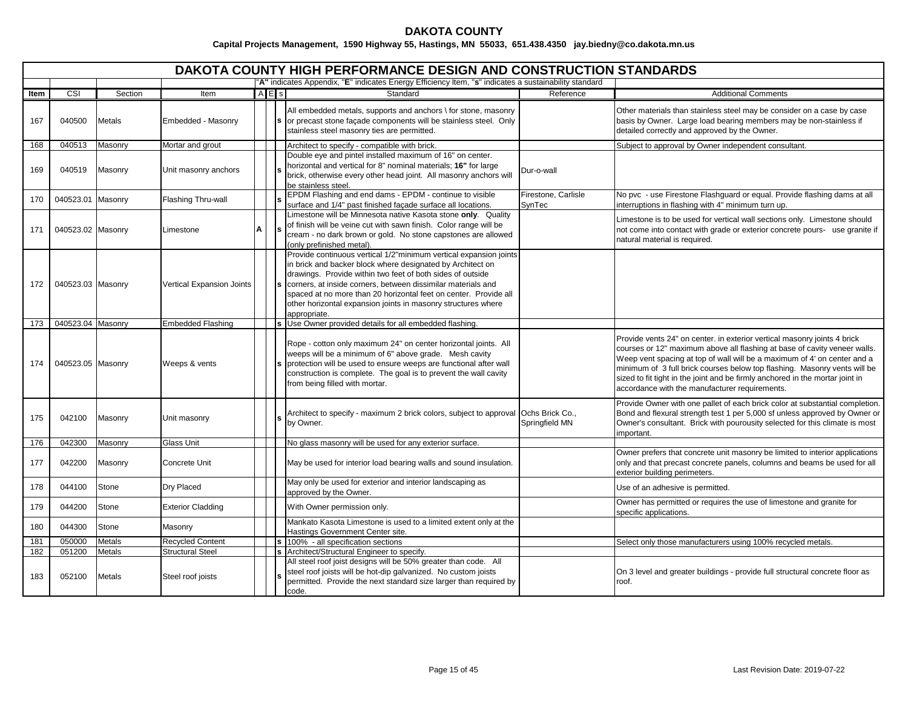# DAKOTA COUNTY

**Capital Projects Management, 1590 Highway 55, Hastings, MN 55033, 651.438.4350 jay.biedny@co.dakota.mn.us**

## DAKOTA COUNTY HIGH PERFORMANCE DESIGN AND CONSTRUCTION STANDARDS

"**A**" indicates Appendix, "**E**" indicates Energy Efficiency Item, "**s**" indicates a sustainability standard

| Item | CSI | Section | Item | A | E | s | Standard | Reference | Additional Comments |
|---|---|---|---|---|---|---|---|---|---|
| 167 | 040500 | Metals | Embedded - Masonry | | | s | All embedded metals, supports and anchors \ for stone, masonry or precast stone façade components will be stainless steel. Only stainless steel masonry ties are permitted. | | Other materials than stainless steel may be consider on a case by case basis by Owner. Large load bearing members may be non-stainless if detailed correctly and approved by the Owner. |
| 168 | 040513 | Masonry | Mortar and grout | | | | Architect to specify - compatible with brick. | | Subject to approval by Owner independent consultant. |
| 169 | 040519 | Masonry | Unit masonry anchors | | | s | Double eye and pintel installed maximum of 16" on center. horizontal and vertical for 8" nominal materials; **16"** for large brick, otherwise every other head joint. All masonry anchors will be stainless steel. | Dur-o-wall | |
| 170 | 040523.01 | Masonry | Flashing Thru-wall | | | s | EPDM Flashing and end dams - EPDM - continue to visible surface and 1/4" past finished façade surface all locations. | Firestone, Carlisle SynTec | No pvc - use Firestone Flashguard or equal. Provide flashing dams at all interruptions in flashing with 4" minimum turn up. |
| 171 | 040523.02 | Masonry | Limestone | A | | s | Limestone will be Minnesota native Kasota stone **only**. Quality of finish will be veine cut with sawn finish. Color range will be cream - no dark brown or gold. No stone capstones are allowed (only prefinished metal). | | Limestone is to be used for vertical wall sections only. Limestone should not come into contact with grade or exterior concrete pours- use granite if natural material is required. |
| 172 | 040523.03 | Masonry | Vertical Expansion Joints | | | s | Provide continuous vertical 1/2"minimum vertical expansion joints in brick and backer block where designated by Architect on drawings. Provide within two feet of both sides of outside corners, at inside corners, between dissimilar materials and spaced at no more than 20 horizontal feet on center. Provide all other horizontal expansion joints in masonry structures where appropriate. | | |
| 173 | 040523.04 | Masonry | Embedded Flashing | | | s | Use Owner provided details for all embedded flashing. | | |
| 174 | 040523.05 | Masonry | Weeps & vents | | | s | Rope - cotton only maximum 24" on center horizontal joints. All weeps will be a minimum of 6" above grade. Mesh cavity protection will be used to ensure weeps are functional after wall construction is complete. The goal is to prevent the wall cavity from being filled with mortar. | | Provide vents 24" on center. in exterior vertical masonry joints 4 brick courses or 12" maximum above all flashing at base of cavity veneer walls. Weep vent spacing at top of wall will be a maximum of 4' on center and a minimum of 3 full brick courses below top flashing. Masonry vents will be sized to fit tight in the joint and be firmly anchored in the mortar joint in accordance with the manufacturer requirements. |
| 175 | 042100 | Masonry | Unit masonry | | | s | Architect to specify - maximum 2 brick colors, subject to approval by Owner. | Ochs Brick Co., Springfield MN | Provide Owner with one pallet of each brick color at substantial completion. Bond and flexural strength test 1 per 5,000 sf unless approved by Owner or Owner's consultant. Brick with pourousity selected for this climate is most important. |
| 176 | 042300 | Masonry | Glass Unit | | | | No glass masonry will be used for any exterior surface. | | |
| 177 | 042200 | Masonry | Concrete Unit | | | | May be used for interior load bearing walls and sound insulation. | | Owner prefers that concrete unit masonry be limited to interior applications only and that precast concrete panels, columns and beams be used for all exterior building perimeters. |
| 178 | 044100 | Stone | Dry Placed | | | | May only be used for exterior and interior landscaping as approved by the Owner. | | Use of an adhesive is permitted. |
| 179 | 044200 | Stone | Exterior Cladding | | | | With Owner permission only. | | Owner has permitted or requires the use of limestone and granite for specific applications. |
| 180 | 044300 | Stone | Masonry | | | | Mankato Kasota Limestone is used to a limited extent only at the Hastings Government Center site. | | |
| 181 | 050000 | Metals | Recycled Content | | | s | 100% - all specification sections | | Select only those manufacturers using 100% recycled metals. |
| 182 | 051200 | Metals | Structural Steel | | | s | Architect/Structural Engineer to specify. | | |
| 183 | 052100 | Metals | Steel roof joists | | | s | All steel roof joist designs will be 50% greater than code. All steel roof joists will be hot-dip galvanized. No custom joists permitted. Provide the next standard size larger than required by code. | | On 3 level and greater buildings - provide full structural concrete floor as roof. |

Last Revision Date: 2019-07-22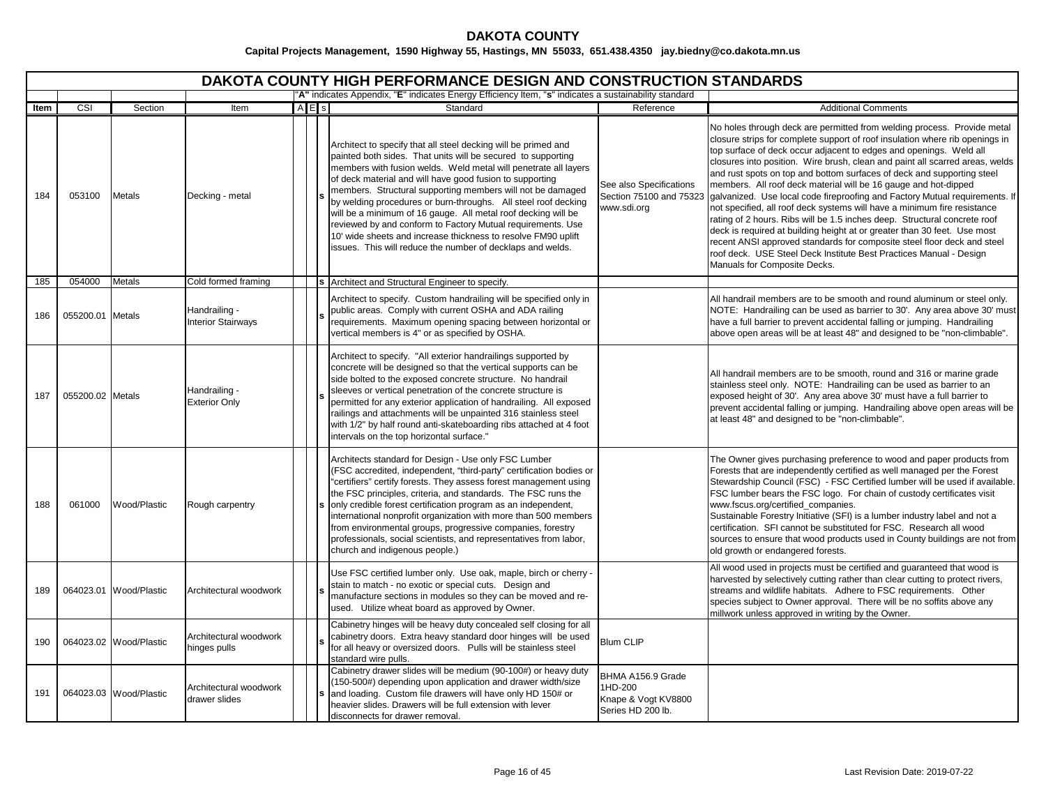# DAKOTA COUNTY

**Capital Projects Management, 1590 Highway 55, Hastings, MN 55033, 651.438.4350 jay.biedny@co.dakota.mn.us**

## DAKOTA COUNTY HIGH PERFORMANCE DESIGN AND CONSTRUCTION STANDARDS

"**A**" indicates Appendix, "**E**" indicates Energy Efficiency Item, "**s**" indicates a sustainability standard

| Item | CSI | Section | Item | A | E | s | Standard | Reference | Additional Comments |
|---|---|---|---|---|---|---|---|---|---|
| 184 | 053100 | Metals | Decking - metal | | | s | Architect to specify that all steel decking will be primed and painted both sides. That units will be secured to supporting members with fusion welds. Weld metal will penetrate all layers of deck material and will have good fusion to supporting members. Structural supporting members will not be damaged by welding procedures or burn-throughs. All steel roof decking will be a minimum of 16 gauge. All metal roof decking will be reviewed by and conform to Factory Mutual requirements. Use 10' wide sheets and increase thickness to resolve FM90 uplift issues. This will reduce the number of decklaps and welds. | See also Specifications Section 75100 and 75323 www.sdi.org | No holes through deck are permitted from welding process. Provide metal closure strips for complete support of roof insulation where rib openings in top surface of deck occur adjacent to edges and openings. Weld all closures into position. Wire brush, clean and paint all scarred areas, welds and rust spots on top and bottom surfaces of deck and supporting steel members. All roof deck material will be 16 gauge and hot-dipped galvanized. Use local code fireproofing and Factory Mutual requirements. If not specified, all roof deck systems will have a minimum fire resistance rating of 2 hours. Ribs will be 1.5 inches deep. Structural concrete roof deck is required at building height at or greater than 30 feet. Use most recent ANSI approved standards for composite steel floor deck and steel roof deck. USE Steel Deck Institute Best Practices Manual - Design Manuals for Composite Decks. |
| 185 | 054000 | Metals | Cold formed framing | | | s | Architect and Structural Engineer to specify. | | |
| 186 | 055200.01 | Metals | Handrailing - Interior Stairways | | | s | Architect to specify. Custom handrailing will be specified only in public areas. Comply with current OSHA and ADA railing requirements. Maximum opening spacing between horizontal or vertical members is 4" or as specified by OSHA. | | All handrail members are to be smooth and round aluminum or steel only. NOTE: Handrailing can be used as barrier to 30'. Any area above 30' must have a full barrier to prevent accidental falling or jumping. Handrailing above open areas will be at least 48" and designed to be "non-climbable". |
| 187 | 055200.02 | Metals | Handrailing - Exterior Only | | | s | Architect to specify. "All exterior handrailings supported by concrete will be designed so that the vertical supports can be side bolted to the exposed concrete structure. No handrail sleeves or vertical penetration of the concrete structure is permitted for any exterior application of handrailing. All exposed railings and attachments will be unpainted 316 stainless steel with 1/2" by half round anti-skateboarding ribs attached at 4 foot intervals on the top horizontal surface." | | All handrail members are to be smooth, round and 316 or marine grade stainless steel only. NOTE: Handrailing can be used as barrier to an exposed height of 30'. Any area above 30' must have a full barrier to prevent accidental falling or jumping. Handrailing above open areas will be at least 48" and designed to be "non-climbable". |
| 188 | 061000 | Wood/Plastic | Rough carpentry | | | s | Architects standard for Design - Use only FSC Lumber (FSC accredited, independent, "third-party" certification bodies or "certifiers" certify forests. They assess forest management using the FSC principles, criteria, and standards. The FSC runs the only credible forest certification program as an independent, international nonprofit organization with more than 500 members from environmental groups, progressive companies, forestry professionals, social scientists, and representatives from labor, church and indigenous people.) | | The Owner gives purchasing preference to wood and paper products from Forests that are independently certified as well managed per the Forest Stewardship Council (FSC) - FSC Certified lumber will be used if available. FSC lumber bears the FSC logo. For chain of custody certificates visit www.fscus.org/certified_companies. Sustainable Forestry Initiative (SFI) is a lumber industry label and not a certification. SFI cannot be substituted for FSC. Research all wood sources to ensure that wood products used in County buildings are not from old growth or endangered forests. |
| 189 | 064023.01 | Wood/Plastic | Architectural woodwork | | | s | Use FSC certified lumber only. Use oak, maple, birch or cherry - stain to match - no exotic or special cuts. Design and manufacture sections in modules so they can be moved and re-used. Utilize wheat board as approved by Owner. | | All wood used in projects must be certified and guaranteed that wood is harvested by selectively cutting rather than clear cutting to protect rivers, streams and wildlife habitats. Adhere to FSC requirements. Other species subject to Owner approval. There will be no soffits above any millwork unless approved in writing by the Owner. |
| 190 | 064023.02 | Wood/Plastic | Architectural woodwork hinges pulls | | | s | Cabinetry hinges will be heavy duty concealed self closing for all cabinetry doors. Extra heavy standard door hinges will be used for all heavy or oversized doors. Pulls will be stainless steel standard wire pulls. | Blum CLIP | |
| 191 | 064023.03 | Wood/Plastic | Architectural woodwork drawer slides | | | s | Cabinetry drawer slides will be medium (90-100#) or heavy duty (150-500#) depending upon application and drawer width/size and loading. Custom file drawers will have only HD 150# or heavier slides. Drawers will be full extension with lever disconnects for drawer removal. | BHMA A156.9 Grade 1HD-200 Knape & Vogt KV8800 Series HD 200 lb. | |

Last Revision Date: 2019-07-22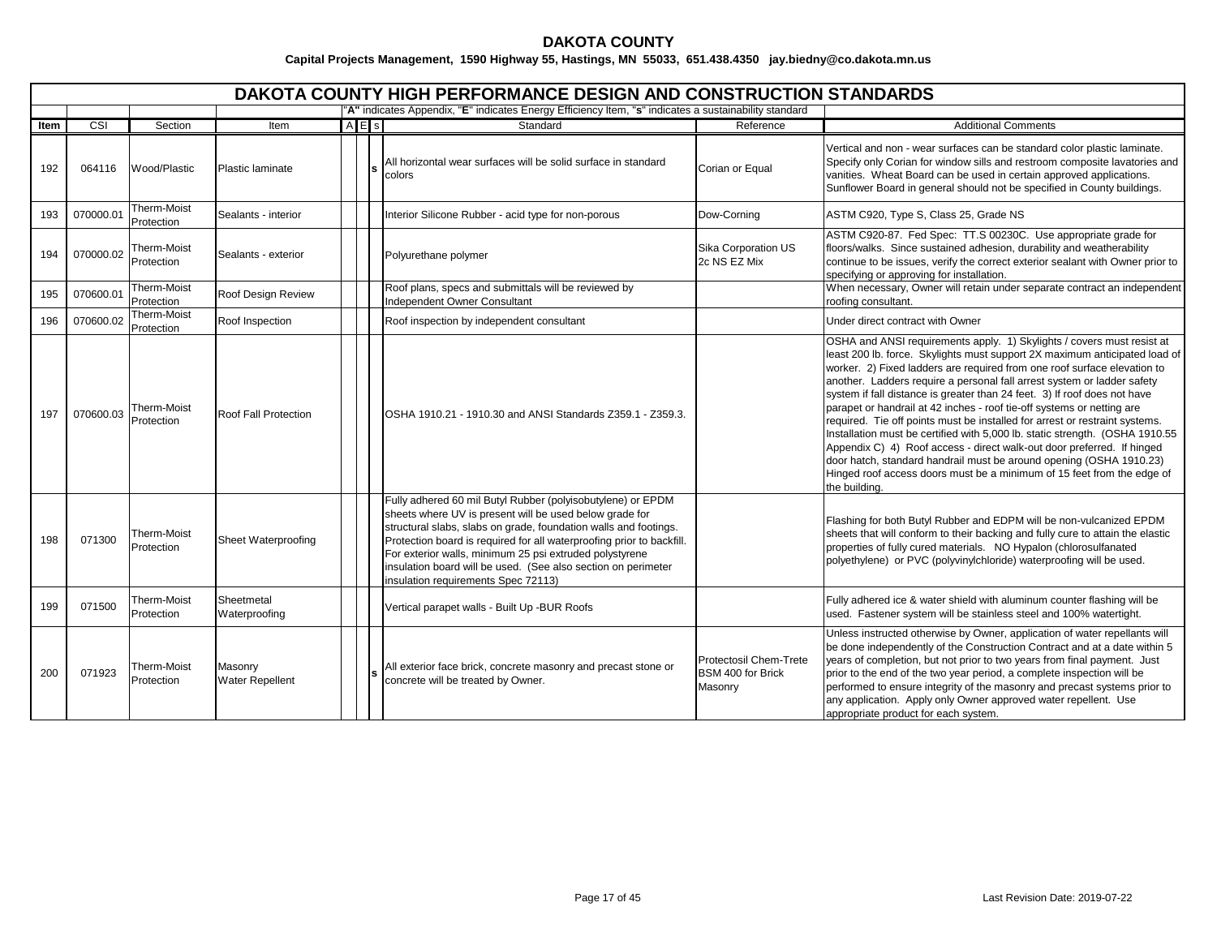**DAKOTA COUNTY**

**Capital Projects Management, 1590 Highway 55, Hastings, MN 55033, 651.438.4350 jay.biedny@co.dakota.mn.us**

# DAKOTA COUNTY HIGH PERFORMANCE DESIGN AND CONSTRUCTION STANDARDS

"**A**" indicates Appendix, "**E**" indicates Energy Efficiency Item, "**s**" indicates a sustainability standard

| Item | CSI | Section | Item | A | E | s | Standard | Reference | Additional Comments |
|---|---|---|---|---|---|---|---|---|---|
| 192 | 064116 | Wood/Plastic | Plastic laminate | | | s | All horizontal wear surfaces will be solid surface in standard colors | Corian or Equal | Vertical and non - wear surfaces can be standard color plastic laminate. Specify only Corian for window sills and restroom composite lavatories and vanities. Wheat Board can be used in certain approved applications. Sunflower Board in general should not be specified in County buildings. |
| 193 | 070000.01 | Therm-Moist Protection | Sealants - interior | | | | Interior Silicone Rubber - acid type for non-porous | Dow-Corning | ASTM C920, Type S, Class 25, Grade NS |
| 194 | 070000.02 | Therm-Moist Protection | Sealants - exterior | | | | Polyurethane polymer | Sika Corporation US 2c NS EZ Mix | ASTM C920-87. Fed Spec: TT.S 00230C. Use appropriate grade for floors/walks. Since sustained adhesion, durability and weatherability continue to be issues, verify the correct exterior sealant with Owner prior to specifying or approving for installation. |
| 195 | 070600.01 | Therm-Moist Protection | Roof Design Review | | | | Roof plans, specs and submittals will be reviewed by Independent Owner Consultant | | When necessary, Owner will retain under separate contract an independent roofing consultant. |
| 196 | 070600.02 | Therm-Moist Protection | Roof Inspection | | | | Roof inspection by independent consultant | | Under direct contract with Owner |
| 197 | 070600.03 | Therm-Moist Protection | Roof Fall Protection | | | | OSHA 1910.21 - 1910.30 and ANSI Standards Z359.1 - Z359.3. | | OSHA and ANSI requirements apply. 1) Skylights / covers must resist at least 200 lb. force. Skylights must support 2X maximum anticipated load of worker. 2) Fixed ladders are required from one roof surface elevation to another. Ladders require a personal fall arrest system or ladder safety system if fall distance is greater than 24 feet. 3) If roof does not have parapet or handrail at 42 inches - roof tie-off systems or netting are required. Tie off points must be installed for arrest or restraint systems. Installation must be certified with 5,000 lb. static strength. (OSHA 1910.55 Appendix C) 4) Roof access - direct walk-out door preferred. If hinged door hatch, standard handrail must be around opening (OSHA 1910.23) Hinged roof access doors must be a minimum of 15 feet from the edge of the building. |
| 198 | 071300 | Therm-Moist Protection | Sheet Waterproofing | | | | Fully adhered 60 mil Butyl Rubber (polyisobutylene) or EPDM sheets where UV is present will be used below grade for structural slabs, slabs on grade, foundation walls and footings. Protection board is required for all waterproofing prior to backfill. For exterior walls, minimum 25 psi extruded polystyrene insulation board will be used. (See also section on perimeter insulation requirements Spec 72113) | | Flashing for both Butyl Rubber and EDPM will be non-vulcanized EPDM sheets that will conform to their backing and fully cure to attain the elastic properties of fully cured materials. NO Hypalon (chlorosulfanated polyethylene) or PVC (polyvinylchloride) waterproofing will be used. |
| 199 | 071500 | Therm-Moist Protection | Sheetmetal Waterproofing | | | | Vertical parapet walls - Built Up -BUR Roofs | | Fully adhered ice & water shield with aluminum counter flashing will be used. Fastener system will be stainless steel and 100% watertight. |
| 200 | 071923 | Therm-Moist Protection | Masonry Water Repellent | | | s | All exterior face brick, concrete masonry and precast stone or concrete will be treated by Owner. | Protectosil Chem-Trete BSM 400 for Brick Masonry | Unless instructed otherwise by Owner, application of water repellants will be done independently of the Construction Contract and at a date within 5 years of completion, but not prior to two years from final payment. Just prior to the end of the two year period, a complete inspection will be performed to ensure integrity of the masonry and precast systems prior to any application. Apply only Owner approved water repellent. Use appropriate product for each system. |

Last Revision Date: 2019-07-22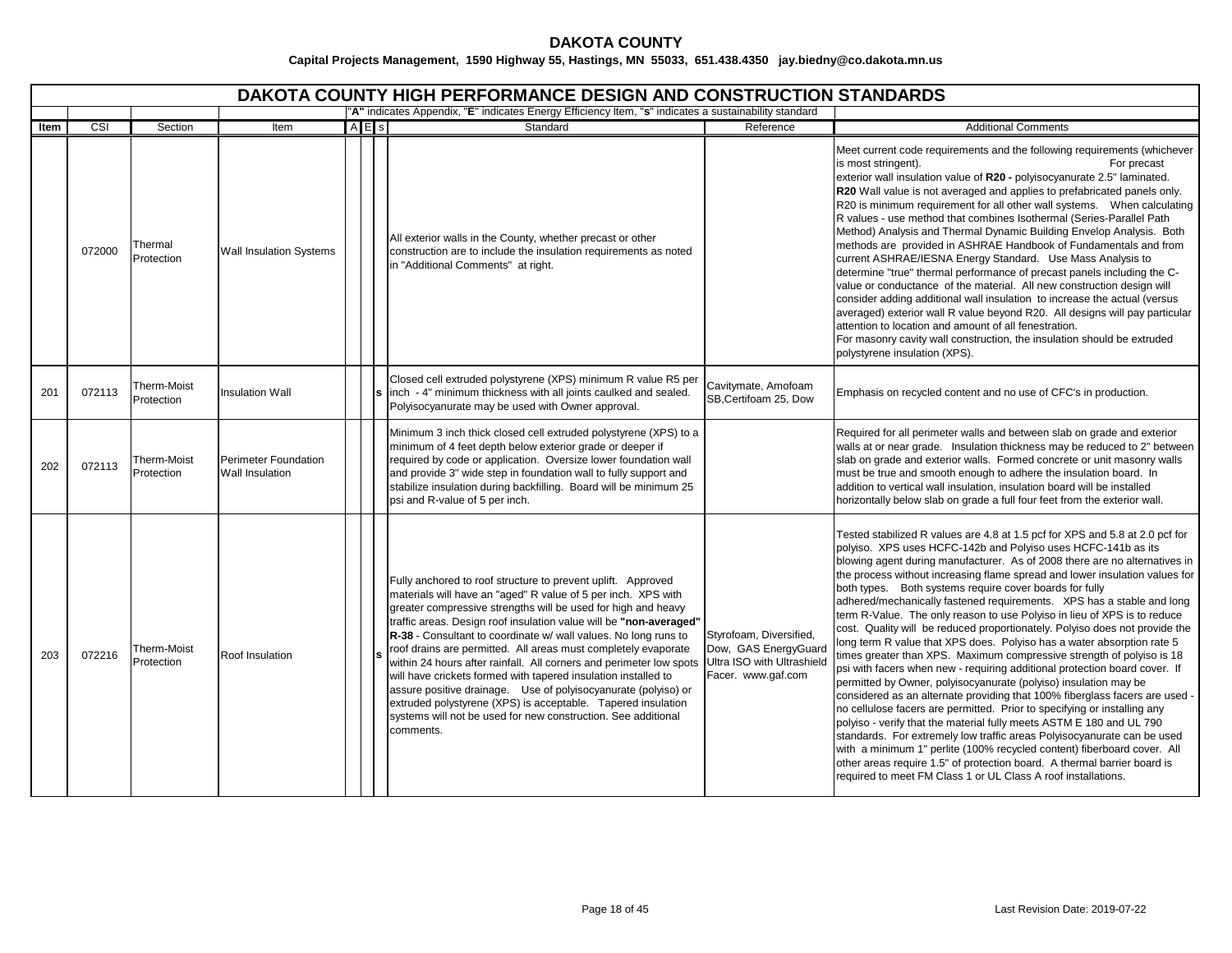# DAKOTA COUNTY

**Capital Projects Management, 1590 Highway 55, Hastings, MN 55033, 651.438.4350 jay.biedny@co.dakota.mn.us**

## DAKOTA COUNTY HIGH PERFORMANCE DESIGN AND CONSTRUCTION STANDARDS

"**A**" indicates Appendix, "**E**" indicates Energy Efficiency Item, "**s**" indicates a sustainability standard

| Item | CSI | Section | Item | A | E | s | Standard | Reference | Additional Comments |
|---|---|---|---|---|---|---|---|---|---|
| | 072000 | Thermal Protection | Wall Insulation Systems | | | | All exterior walls in the County, whether precast or other construction are to include the insulation requirements as noted in "Additional Comments" at right. | | Meet current code requirements and the following requirements (whichever is most stringent). For precast exterior wall insulation value of **R20 -** polyisocyanurate 2.5" laminated. **R20** Wall value is not averaged and applies to prefabricated panels only. R20 is minimum requirement for all other wall systems. When calculating R values - use method that combines Isothermal (Series-Parallel Path Method) Analysis and Thermal Dynamic Building Envelop Analysis. Both methods are provided in ASHRAE Handbook of Fundamentals and from current ASHRAE/IESNA Energy Standard. Use Mass Analysis to determine "true" thermal performance of precast panels including the C-value or conductance of the material. All new construction design will consider adding additional wall insulation to increase the actual (versus averaged) exterior wall R value beyond R20. All designs will pay particular attention to location and amount of all fenestration. For masonry cavity wall construction, the insulation should be extruded polystyrene insulation (XPS). |
| 201 | 072113 | Therm-Moist Protection | Insulation Wall | | | s | Closed cell extruded polystyrene (XPS) minimum R value R5 per inch - 4" minimum thickness with all joints caulked and sealed. Polyisocyanurate may be used with Owner approval. | Cavitymate, Amofoam SB,Certifoam 25, Dow | Emphasis on recycled content and no use of CFC's in production. |
| 202 | 072113 | Therm-Moist Protection | Perimeter Foundation Wall Insulation | | | | Minimum 3 inch thick closed cell extruded polystyrene (XPS) to a minimum of 4 feet depth below exterior grade or deeper if required by code or application. Oversize lower foundation wall and provide 3" wide step in foundation wall to fully support and stabilize insulation during backfilling. Board will be minimum 25 psi and R-value of 5 per inch. | | Required for all perimeter walls and between slab on grade and exterior walls at or near grade. Insulation thickness may be reduced to 2" between slab on grade and exterior walls. Formed concrete or unit masonry walls must be true and smooth enough to adhere the insulation board. In addition to vertical wall insulation, insulation board will be installed horizontally below slab on grade a full four feet from the exterior wall. |
| 203 | 072216 | Therm-Moist Protection | Roof Insulation | | | s | Fully anchored to roof structure to prevent uplift. Approved materials will have an "aged" R value of 5 per inch. XPS with greater compressive strengths will be used for high and heavy traffic areas. Design roof insulation value will be **"non-averaged" R-38** - Consultant to coordinate w/ wall values. No long runs to roof drains are permitted. All areas must completely evaporate within 24 hours after rainfall. All corners and perimeter low spots will have crickets formed with tapered insulation installed to assure positive drainage. Use of polyisocyanurate (polyiso) or extruded polystyrene (XPS) is acceptable. Tapered insulation systems will not be used for new construction. See additional comments. | Styrofoam, Diversified, Dow, GAS EnergyGuard Ultra ISO with Ultrashield Facer. www.gaf.com | Tested stabilized R values are 4.8 at 1.5 pcf for XPS and 5.8 at 2.0 pcf for polyiso. XPS uses HCFC-142b and Polyiso uses HCFC-141b as its blowing agent during manufacturer. As of 2008 there are no alternatives in the process without increasing flame spread and lower insulation values for both types. Both systems require cover boards for fully adhered/mechanically fastened requirements. XPS has a stable and long term R-Value. The only reason to use Polyiso in lieu of XPS is to reduce cost. Quality will be reduced proportionately. Polyiso does not provide the long term R value that XPS does. Polyiso has a water absorption rate 5 times greater than XPS. Maximum compressive strength of polyiso is 18 psi with facers when new - requiring additional protection board cover. If permitted by Owner, polyisocyanurate (polyiso) insulation may be considered as an alternate providing that 100% fiberglass facers are used - no cellulose facers are permitted. Prior to specifying or installing any polyiso - verify that the material fully meets ASTM E 180 and UL 790 standards. For extremely low traffic areas Polyisocyanurate can be used with a minimum 1" perlite (100% recycled content) fiberboard cover. All other areas require 1.5" of protection board. A thermal barrier board is required to meet FM Class 1 or UL Class A roof installations. |

Last Revision Date: 2019-07-22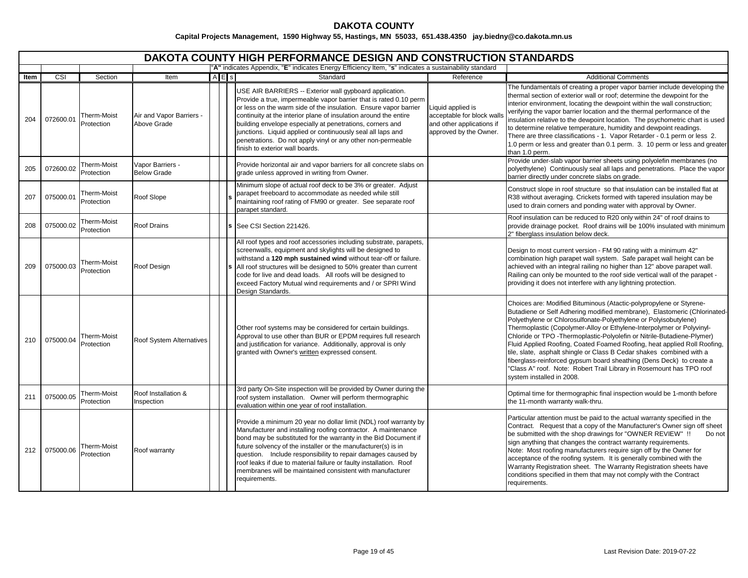**DAKOTA COUNTY**

**Capital Projects Management, 1590 Highway 55, Hastings, MN 55033, 651.438.4350 jay.biedny@co.dakota.mn.us**

# DAKOTA COUNTY HIGH PERFORMANCE DESIGN AND CONSTRUCTION STANDARDS

"**A**" indicates Appendix, "**E**" indicates Energy Efficiency Item, "**s**" indicates a sustainability standard

| Item | CSI | Section | Item | A | E | s | Standard | Reference | Additional Comments |
|---|---|---|---|---|---|---|---|---|---|
| 204 | 072600.01 | Therm-Moist Protection | Air and Vapor Barriers - Above Grade | | | | USE AIR BARRIERS -- Exterior wall gypboard application. Provide a true, impermeable vapor barrier that is rated 0.10 perm or less on the warm side of the insulation. Ensure vapor barrier continuity at the interior plane of insulation around the entire building envelope especially at penetrations, corners and junctions. Liquid applied or continuously seal all laps and penetrations. Do not apply vinyl or any other non-permeable finish to exterior wall boards. | Liquid applied is acceptable for block walls and other applications if approved by the Owner. | The fundamentals of creating a proper vapor barrier include developing the thermal section of exterior wall or roof; determine the dewpoint for the interior environment, locating the dewpoint within the wall construction; verifying the vapor barrier location and the thermal performance of the insulation relative to the dewpoint location. The psychometric chart is used to determine relative temperature, humidity and dewpoint readings. There are three classifications - 1. Vapor Retarder - 0.1 perm or less 2. 1.0 perm or less and greater than 0.1 perm. 3. 10 perm or less and greater than 1.0 perm. |
| 205 | 072600.02 | Therm-Moist Protection | Vapor Barriers - Below Grade | | | | Provide horizontal air and vapor barriers for all concrete slabs on grade unless approved in writing from Owner. | | Provide under-slab vapor barrier sheets using polyolefin membranes (no polyethylene) Continuously seal all laps and penetrations. Place the vapor barrier directly under concrete slabs on grade. |
| 207 | 075000.01 | Therm-Moist Protection | Roof Slope | | | **s** | Minimum slope of actual roof deck to be 3% or greater. Adjust parapet freeboard to accommodate as needed while still maintaining roof rating of FM90 or greater. See separate roof parapet standard. | | Construct slope in roof structure so that insulation can be installed flat at R38 without averaging. Crickets formed with tapered insulation may be used to drain corners and ponding water with approval by Owner. |
| 208 | 075000.02 | Therm-Moist Protection | Roof Drains | | | **s** | See CSI Section 221426. | | Roof insulation can be reduced to R20 only within 24" of roof drains to provide drainage pocket. Roof drains will be 100% insulated with minimum 2" fiberglass insulation below deck. |
| 209 | 075000.03 | Therm-Moist Protection | Roof Design | | | **s** | All roof types and roof accessories including substrate, parapets, screenwalls, equipment and skylights will be designed to withstand a **120 mph sustained wind** without tear-off or failure. All roof structures will be designed to 50% greater than current code for live and dead loads. All roofs will be designed to exceed Factory Mutual wind requirements and / or SPRI Wind Design Standards. | | Design to most current version - FM 90 rating with a minimum 42" combination high parapet wall system. Safe parapet wall height can be achieved with an integral railing no higher than 12" above parapet wall. Railing can only be mounted to the roof side vertical wall of the parapet - providing it does not interfere with any lightning protection. |
| 210 | 075000.04 | Therm-Moist Protection | Roof System Alternatives | | | | Other roof systems may be considered for certain buildings. Approval to use other than BUR or EPDM requires full research and justification for variance. Additionally, approval is only granted with Owner's written expressed consent. | | Choices are: Modified Bituminous (Atactic-polypropylene or Styrene-Butadiene or Self Adhering modified membrane), Elastomeric (Chlorinated-Polyethylene or Chlorosulfonate-Polyethylene or Polyisobutylene) Thermoplastic (Copolymer-Alloy or Ethylene-Interpolymer or Polyvinyl-Chloride or TPO -Thermoplastic-Polyolefin or Nitrile-Butadiene-Plymer) Fluid Applied Roofing, Coated Foamed Roofing, heat applied Roll Roofing, tile, slate, asphalt shingle or Class B Cedar shakes combined with a fiberglass-reinforced gypsum board sheathing (Dens Deck) to create a "Class A" roof. Note: Robert Trail Library in Rosemount has TPO roof system installed in 2008. |
| 211 | 075000.05 | Therm-Moist Protection | Roof Installation & Inspection | | | | 3rd party On-Site inspection will be provided by Owner during the roof system installation. Owner will perform thermographic evaluation within one year of roof installation. | | Optimal time for thermographic final inspection would be 1-month before the 11-month warranty walk-thru. |
| 212 | 075000.06 | Therm-Moist Protection | Roof warranty | | | | Provide a minimum 20 year no dollar limit (NDL) roof warranty by Manufacturer and installing roofing contractor. A maintenance bond may be substituted for the warranty in the Bid Document if future solvency of the installer or the manufacturer(s) is in question. Include responsibility to repair damages caused by roof leaks if due to material failure or faulty installation. Roof membranes will be maintained consistent with manufacturer requirements. | | Particular attention must be paid to the actual warranty specified in the Contract. Request that a copy of the Manufacturer's Owner sign off sheet be submitted with the shop drawings for "OWNER REVIEW" !! Do not sign anything that changes the contract warranty requirements. Note: Most roofing manufacturers require sign off by the Owner for acceptance of the roofing system. It is generally combined with the Warranty Registration sheet. The Warranty Registration sheets have conditions specified in them that may not comply with the Contract requirements. |

Last Revision Date: 2019-07-22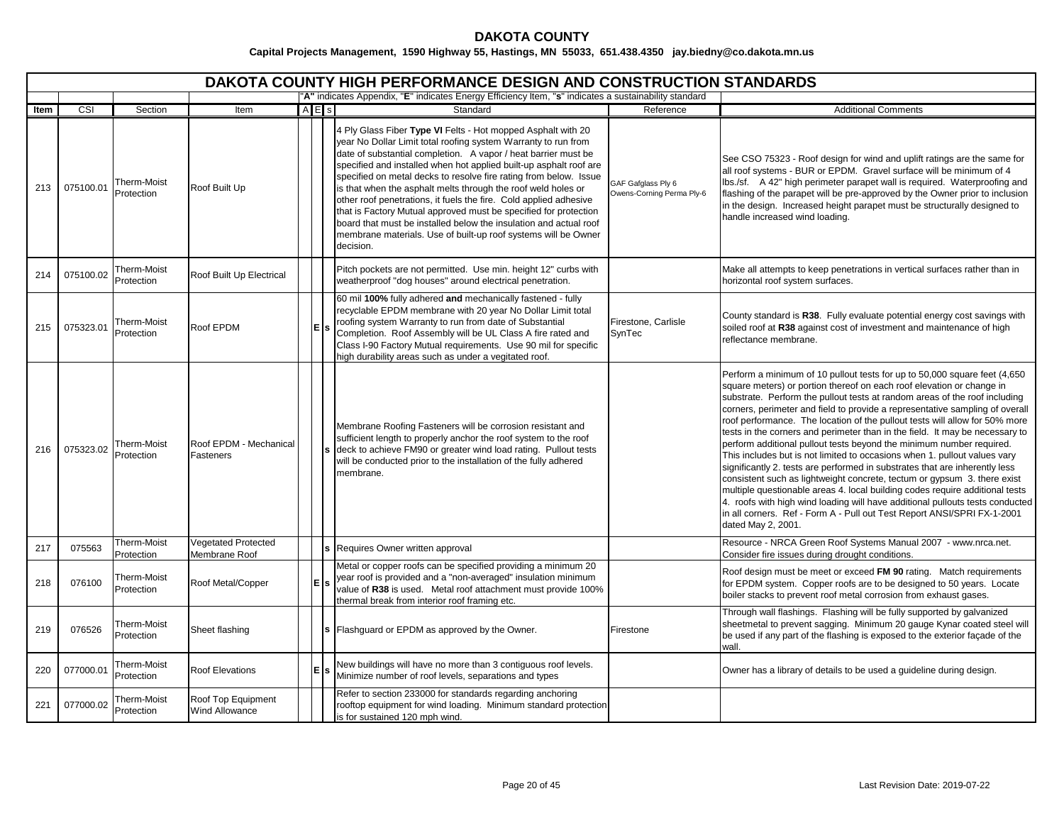# DAKOTA COUNTY

**Capital Projects Management, 1590 Highway 55, Hastings, MN 55033, 651.438.4350 jay.biedny@co.dakota.mn.us**

## DAKOTA COUNTY HIGH PERFORMANCE DESIGN AND CONSTRUCTION STANDARDS

"**A**" indicates Appendix, "**E**" indicates Energy Efficiency Item, "**s**" indicates a sustainability standard

| Item | CSI | Section | Item | A | E | s | Standard | Reference | Additional Comments |
|---|---|---|---|---|---|---|---|---|---|
| 213 | 075100.01 | Therm-Moist Protection | Roof Built Up | | | | 4 Ply Glass Fiber **Type VI** Felts - Hot mopped Asphalt with 20 year No Dollar Limit total roofing system Warranty to run from date of substantial completion. A vapor / heat barrier must be specified and installed when hot applied built-up asphalt roof are specified on metal decks to resolve fire rating from below. Issue is that when the asphalt melts through the roof weld holes or other roof penetrations, it fuels the fire. Cold applied adhesive that is Factory Mutual approved must be specified for protection board that must be installed below the insulation and actual roof membrane materials. Use of built-up roof systems will be Owner decision. | GAF Gafglass Ply 6 Owens-Corning Perma Ply-6 | See CSO 75323 - Roof design for wind and uplift ratings are the same for all roof systems - BUR or EPDM. Gravel surface will be minimum of 4 lbs./sf. A 42" high perimeter parapet wall is required. Waterproofing and flashing of the parapet will be pre-approved by the Owner prior to inclusion in the design. Increased height parapet must be structurally designed to handle increased wind loading. |
| 214 | 075100.02 | Therm-Moist Protection | Roof Built Up Electrical | | | | Pitch pockets are not permitted. Use min. height 12" curbs with weatherproof "dog houses" around electrical penetration. | | Make all attempts to keep penetrations in vertical surfaces rather than in horizontal roof system surfaces. |
| 215 | 075323.01 | Therm-Moist Protection | Roof EPDM | | E | s | 60 mil **100%** fully adhered **and** mechanically fastened - fully recyclable EPDM membrane with 20 year No Dollar Limit total roofing system Warranty to run from date of Substantial Completion. Roof Assembly will be UL Class A fire rated and Class I-90 Factory Mutual requirements. Use 90 mil for specific high durability areas such as under a vegitated roof. | Firestone, Carlisle SynTec | County standard is **R38**. Fully evaluate potential energy cost savings with soiled roof at **R38** against cost of investment and maintenance of high reflectance membrane. |
| 216 | 075323.02 | Therm-Moist Protection | Roof EPDM - Mechanical Fasteners | | | s | Membrane Roofing Fasteners will be corrosion resistant and sufficient length to properly anchor the roof system to the roof deck to achieve FM90 or greater wind load rating. Pullout tests will be conducted prior to the installation of the fully adhered membrane. | | Perform a minimum of 10 pullout tests for up to 50,000 square feet (4,650 square meters) or portion thereof on each roof elevation or change in substrate. Perform the pullout tests at random areas of the roof including corners, perimeter and field to provide a representative sampling of overall roof performance. The location of the pullout tests will allow for 50% more tests in the corners and perimeter than in the field. It may be necessary to perform additional pullout tests beyond the minimum number required. This includes but is not limited to occasions when 1. pullout values vary significantly 2. tests are performed in substrates that are inherently less consistent such as lightweight concrete, tectum or gypsum 3. there exist multiple questionable areas 4. local building codes require additional tests 4. roofs with high wind loading will have additional pullouts tests conducted in all corners. Ref - Form A - Pull out Test Report ANSI/SPRI FX-1-2001 dated May 2, 2001. |
| 217 | 075563 | Therm-Moist Protection | Vegetated Protected Membrane Roof | | | s | Requires Owner written approval | | Resource - NRCA Green Roof Systems Manual 2007 - www.nrca.net. Consider fire issues during drought conditions. |
| 218 | 076100 | Therm-Moist Protection | Roof Metal/Copper | | E | s | Metal or copper roofs can be specified providing a minimum 20 year roof is provided and a "non-averaged" insulation minimum value of **R38** is used. Metal roof attachment must provide 100% thermal break from interior roof framing etc. | | Roof design must be meet or exceed **FM 90** rating. Match requirements for EPDM system. Copper roofs are to be designed to 50 years. Locate boiler stacks to prevent roof metal corrosion from exhaust gases. |
| 219 | 076526 | Therm-Moist Protection | Sheet flashing | | | s | Flashguard or EPDM as approved by the Owner. | Firestone | Through wall flashings. Flashing will be fully supported by galvanized sheetmetal to prevent sagging. Minimum 20 gauge Kynar coated steel will be used if any part of the flashing is exposed to the exterior façade of the wall. |
| 220 | 077000.01 | Therm-Moist Protection | Roof Elevations | | E | s | New buildings will have no more than 3 contiguous roof levels. Minimize number of roof levels, separations and types | | Owner has a library of details to be used a guideline during design. |
| 221 | 077000.02 | Therm-Moist Protection | Roof Top Equipment Wind Allowance | | | | Refer to section 233000 for standards regarding anchoring rooftop equipment for wind loading. Minimum standard protection is for sustained 120 mph wind. | | |

Last Revision Date: 2019-07-22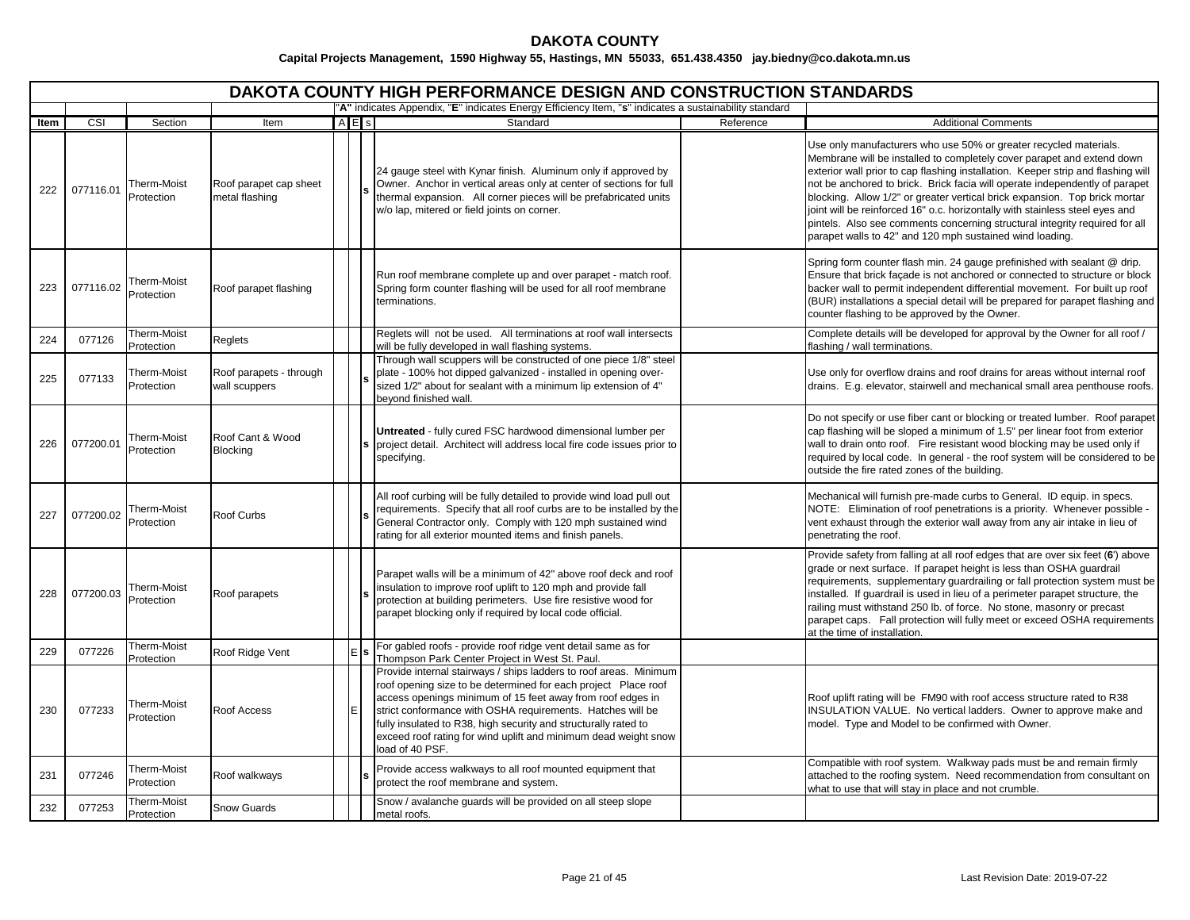## DAKOTA COUNTY

**Capital Projects Management, 1590 Highway 55, Hastings, MN 55033, 651.438.4350 jay.biedny@co.dakota.mn.us**

### DAKOTA COUNTY HIGH PERFORMANCE DESIGN AND CONSTRUCTION STANDARDS

"**A**" indicates Appendix, "**E**" indicates Energy Efficiency Item, "**s**" indicates a sustainability standard

| Item | CSI | Section | Item | A | E | s | Standard | Reference | Additional Comments |
|---|---|---|---|---|---|---|---|---|---|
| 222 | 077116.01 | Therm-Moist Protection | Roof parapet cap sheet metal flashing | | | s | 24 gauge steel with Kynar finish. Aluminum only if approved by Owner. Anchor in vertical areas only at center of sections for full thermal expansion. All corner pieces will be prefabricated units w/o lap, mitered or field joints on corner. | | Use only manufacturers who use 50% or greater recycled materials. Membrane will be installed to completely cover parapet and extend down exterior wall prior to cap flashing installation. Keeper strip and flashing will not be anchored to brick. Brick facia will operate independently of parapet blocking. Allow 1/2" or greater vertical brick expansion. Top brick mortar joint will be reinforced 16" o.c. horizontally with stainless steel eyes and pintels. Also see comments concerning structural integrity required for all parapet walls to 42" and 120 mph sustained wind loading. |
| 223 | 077116.02 | Therm-Moist Protection | Roof parapet flashing | | | | Run roof membrane complete up and over parapet - match roof. Spring form counter flashing will be used for all roof membrane terminations. | | Spring form counter flash min. 24 gauge prefinished with sealant @ drip. Ensure that brick façade is not anchored or connected to structure or block backer wall to permit independent differential movement. For built up roof (BUR) installations a special detail will be prepared for parapet flashing and counter flashing to be approved by the Owner. |
| 224 | 077126 | Therm-Moist Protection | Reglets | | | | Reglets will not be used. All terminations at roof wall intersects will be fully developed in wall flashing systems. | | Complete details will be developed for approval by the Owner for all roof / flashing / wall terminations. |
| 225 | 077133 | Therm-Moist Protection | Roof parapets - through wall scuppers | | | s | Through wall scuppers will be constructed of one piece 1/8" steel plate - 100% hot dipped galvanized - installed in opening over-sized 1/2" about for sealant with a minimum lip extension of 4" beyond finished wall. | | Use only for overflow drains and roof drains for areas without internal roof drains. E.g. elevator, stairwell and mechanical small area penthouse roofs. |
| 226 | 077200.01 | Therm-Moist Protection | Roof Cant & Wood Blocking | | | s | **Untreated** - fully cured FSC hardwood dimensional lumber per project detail. Architect will address local fire code issues prior to specifying. | | Do not specify or use fiber cant or blocking or treated lumber. Roof parapet cap flashing will be sloped a minimum of 1.5" per linear foot from exterior wall to drain onto roof. Fire resistant wood blocking may be used only if required by local code. In general - the roof system will be considered to be outside the fire rated zones of the building. |
| 227 | 077200.02 | Therm-Moist Protection | Roof Curbs | | | s | All roof curbing will be fully detailed to provide wind load pull out requirements. Specify that all roof curbs are to be installed by the General Contractor only. Comply with 120 mph sustained wind rating for all exterior mounted items and finish panels. | | Mechanical will furnish pre-made curbs to General. ID equip. in specs. NOTE: Elimination of roof penetrations is a priority. Whenever possible - vent exhaust through the exterior wall away from any air intake in lieu of penetrating the roof. |
| 228 | 077200.03 | Therm-Moist Protection | Roof parapets | | | s | Parapet walls will be a minimum of 42" above roof deck and roof insulation to improve roof uplift to 120 mph and provide fall protection at building perimeters. Use fire resistive wood for parapet blocking only if required by local code official. | | Provide safety from falling at all roof edges that are over six feet (**6**') above grade or next surface. If parapet height is less than OSHA guardrail requirements, supplementary guardrailing or fall protection system must be installed. If guardrail is used in lieu of a perimeter parapet structure, the railing must withstand 250 lb. of force. No stone, masonry or precast parapet caps. Fall protection will fully meet or exceed OSHA requirements at the time of installation. |
| 229 | 077226 | Therm-Moist Protection | Roof Ridge Vent | | E | s | For gabled roofs - provide roof ridge vent detail same as for Thompson Park Center Project in West St. Paul. | | |
| 230 | 077233 | Therm-Moist Protection | Roof Access | | E | | Provide internal stairways / ships ladders to roof areas. Minimum roof opening size to be determined for each project Place roof access openings minimum of 15 feet away from roof edges in strict conformance with OSHA requirements. Hatches will be fully insulated to R38, high security and structurally rated to exceed roof rating for wind uplift and minimum dead weight snow load of 40 PSF. | | Roof uplift rating will be FM90 with roof access structure rated to R38 INSULATION VALUE. No vertical ladders. Owner to approve make and model. Type and Model to be confirmed with Owner. |
| 231 | 077246 | Therm-Moist Protection | Roof walkways | | | s | Provide access walkways to all roof mounted equipment that protect the roof membrane and system. | | Compatible with roof system. Walkway pads must be and remain firmly attached to the roofing system. Need recommendation from consultant on what to use that will stay in place and not crumble. |
| 232 | 077253 | Therm-Moist Protection | Snow Guards | | | | Snow / avalanche guards will be provided on all steep slope metal roofs. | | |

Last Revision Date: 2019-07-22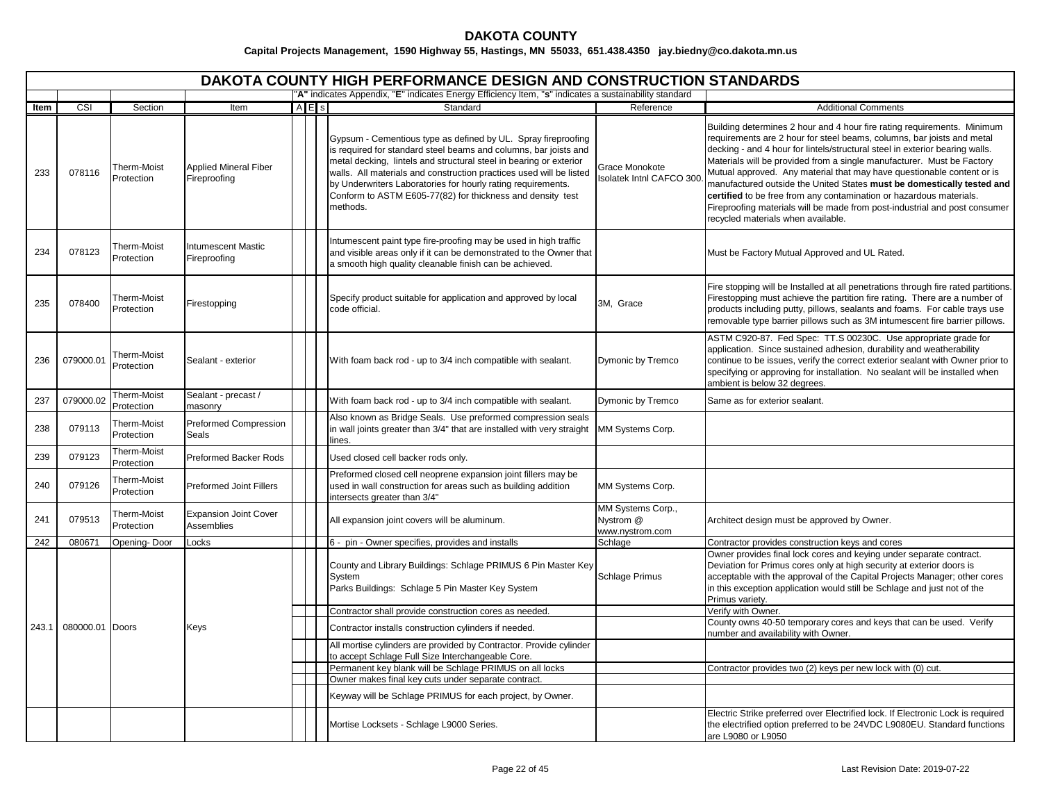**DAKOTA COUNTY**

**Capital Projects Management, 1590 Highway 55, Hastings, MN 55033, 651.438.4350 jay.biedny@co.dakota.mn.us**

# DAKOTA COUNTY HIGH PERFORMANCE DESIGN AND CONSTRUCTION STANDARDS

"**A**" indicates Appendix, "**E**" indicates Energy Efficiency Item, "**s**" indicates a sustainability standard

| Item | CSI | Section | Item | A | E | s | Standard | Reference | Additional Comments |
|---|---|---|---|---|---|---|---|---|---|
| 233 | 078116 | Therm-Moist Protection | Applied Mineral Fiber Fireproofing | | | | Gypsum - Cementious type as defined by UL. Spray fireproofing is required for standard steel beams and columns, bar joists and metal decking, lintels and structural steel in bearing or exterior walls. All materials and construction practices used will be listed by Underwriters Laboratories for hourly rating requirements. Conform to ASTM E605-77(82) for thickness and density test methods. | Grace Monokote Isolatek Intnl CAFCO 300. | Building determines 2 hour and 4 hour fire rating requirements. Minimum requirements are 2 hour for steel beams, columns, bar joists and metal decking - and 4 hour for lintels/structural steel in exterior bearing walls. Materials will be provided from a single manufacturer. Must be Factory Mutual approved. Any material that may have questionable content or is manufactured outside the United States **must be domestically tested and certified** to be free from any contamination or hazardous materials. Fireproofing materials will be made from post-industrial and post consumer recycled materials when available. |
| 234 | 078123 | Therm-Moist Protection | Intumescent Mastic Fireproofing | | | | Intumescent paint type fire-proofing may be used in high traffic and visible areas only if it can be demonstrated to the Owner that a smooth high quality cleanable finish can be achieved. | | Must be Factory Mutual Approved and UL Rated. |
| 235 | 078400 | Therm-Moist Protection | Firestopping | | | | Specify product suitable for application and approved by local code official. | 3M, Grace | Fire stopping will be Installed at all penetrations through fire rated partitions. Firestopping must achieve the partition fire rating. There are a number of products including putty, pillows, sealants and foams. For cable trays use removable type barrier pillows such as 3M intumescent fire barrier pillows. |
| 236 | 079000.01 | Therm-Moist Protection | Sealant - exterior | | | | With foam back rod - up to 3/4 inch compatible with sealant. | Dymonic by Tremco | ASTM C920-87. Fed Spec: TT.S 00230C. Use appropriate grade for application. Since sustained adhesion, durability and weatherability continue to be issues, verify the correct exterior sealant with Owner prior to specifying or approving for installation. No sealant will be installed when ambient is below 32 degrees. |
| 237 | 079000.02 | Therm-Moist Protection | Sealant - precast / masonry | | | | With foam back rod - up to 3/4 inch compatible with sealant. | Dymonic by Tremco | Same as for exterior sealant. |
| 238 | 079113 | Therm-Moist Protection | Preformed Compression Seals | | | | Also known as Bridge Seals. Use preformed compression seals in wall joints greater than 3/4" that are installed with very straight lines. | MM Systems Corp. | |
| 239 | 079123 | Therm-Moist Protection | Preformed Backer Rods | | | | Used closed cell backer rods only. | | |
| 240 | 079126 | Therm-Moist Protection | Preformed Joint Fillers | | | | Preformed closed cell neoprene expansion joint fillers may be used in wall construction for areas such as building addition intersects greater than 3/4" | MM Systems Corp. | |
| 241 | 079513 | Therm-Moist Protection | Expansion Joint Cover Assemblies | | | | All expansion joint covers will be aluminum. | MM Systems Corp., Nystrom @ www.nystrom.com | Architect design must be approved by Owner. |
| 242 | 080671 | Opening- Door | Locks | | | | 6 - pin - Owner specifies, provides and installs | Schlage | Contractor provides construction keys and cores |
| 243.1 | 080000.01 | Doors | Keys | | | | County and Library Buildings: Schlage PRIMUS 6 Pin Master Key System<br>Parks Buildings: Schlage 5 Pin Master Key System | Schlage Primus | Owner provides final lock cores and keying under separate contract. Deviation for Primus cores only at high security at exterior doors is acceptable with the approval of the Capital Projects Manager; other cores in this exception application would still be Schlage and just not of the Primus variety. |
| | | | | | | | Contractor shall provide construction cores as needed. | | Verify with Owner. |
| | | | | | | | Contractor installs construction cylinders if needed. | | County owns 40-50 temporary cores and keys that can be used. Verify number and availability with Owner. |
| | | | | | | | All mortise cylinders are provided by Contractor. Provide cylinder to accept Schlage Full Size Interchangeable Core. | | |
| | | | | | | | Permanent key blank will be Schlage PRIMUS on all locks | | Contractor provides two (2) keys per new lock with (0) cut. |
| | | | | | | | Owner makes final key cuts under separate contract. | | |
| | | | | | | | Keyway will be Schlage PRIMUS for each project, by Owner. | | |
| | | | | | | | Mortise Locksets - Schlage L9000 Series. | | Electric Strike preferred over Electrified lock. If Electronic Lock is required the electrified option preferred to be 24VDC L9080EU. Standard functions are L9080 or L9050 |

Last Revision Date: 2019-07-22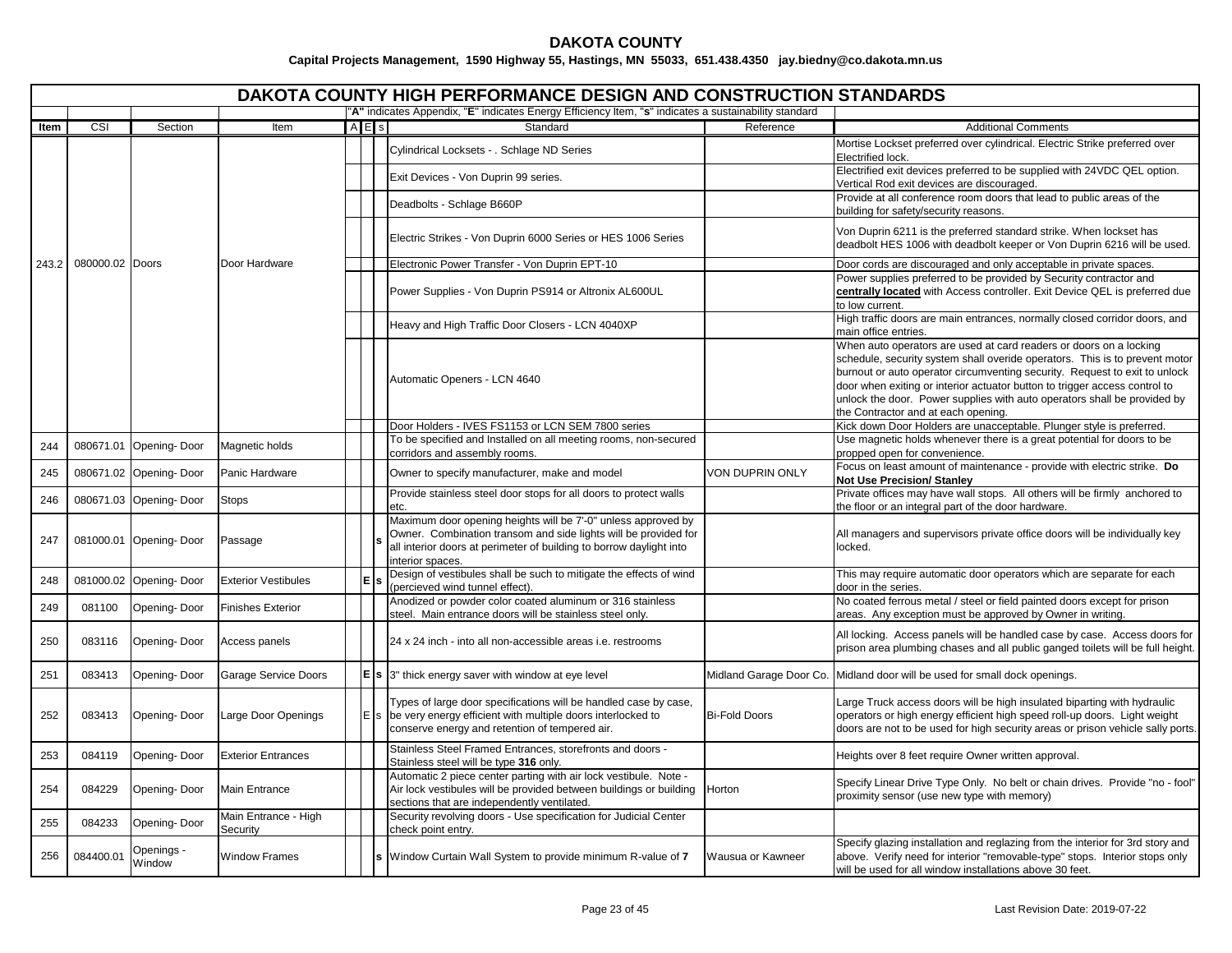**DAKOTA COUNTY**

**Capital Projects Management, 1590 Highway 55, Hastings, MN 55033, 651.438.4350 jay.biedny@co.dakota.mn.us**

# DAKOTA COUNTY HIGH PERFORMANCE DESIGN AND CONSTRUCTION STANDARDS

"**A**" indicates Appendix, "**E**" indicates Energy Efficiency Item, "**s**" indicates a sustainability standard

| Item | CSI | Section | Item | A | E | s | Standard | Reference | Additional Comments |
|---|---|---|---|---|---|---|---|---|---|
| 243.2 | 080000.02 | Doors | Door Hardware | | | | Cylindrical Locksets - . Schlage ND Series | | Mortise Lockset preferred over cylindrical. Electric Strike preferred over Electrified lock. |
| | | | | | | | Exit Devices - Von Duprin 99 series. | | Electrified exit devices preferred to be supplied with 24VDC QEL option. Vertical Rod exit devices are discouraged. |
| | | | | | | | Deadbolts - Schlage B660P | | Provide at all conference room doors that lead to public areas of the building for safety/security reasons. |
| | | | | | | | Electric Strikes - Von Duprin 6000 Series or HES 1006 Series | | Von Duprin 6211 is the preferred standard strike. When lockset has deadbolt HES 1006 with deadbolt keeper or Von Duprin 6216 will be used. |
| | | | | | | | Electronic Power Transfer - Von Duprin EPT-10 | | Door cords are discouraged and only acceptable in private spaces. |
| | | | | | | | Power Supplies - Von Duprin PS914 or Altronix AL600UL | | Power supplies preferred to be provided by Security contractor and **centrally located** with Access controller. Exit Device QEL is preferred due to low current. |
| | | | | | | | Heavy and High Traffic Door Closers - LCN 4040XP | | High traffic doors are main entrances, normally closed corridor doors, and main office entries. |
| | | | | | | | Automatic Openers - LCN 4640 | | When auto operators are used at card readers or doors on a locking schedule, security system shall overide operators. This is to prevent motor burnout or auto operator circumventing security. Request to exit to unlock door when exiting or interior actuator button to trigger access control to unlock the door. Power supplies with auto operators shall be provided by the Contractor and at each opening. |
| | | | | | | | Door Holders - IVES FS1153 or LCN SEM 7800 series | | Kick down Door Holders are unacceptable. Plunger style is preferred. |
| 244 | 080671.01 | Opening- Door | Magnetic holds | | | | To be specified and Installed on all meeting rooms, non-secured corridors and assembly rooms. | | Use magnetic holds whenever there is a great potential for doors to be propped open for convenience. |
| 245 | 080671.02 | Opening- Door | Panic Hardware | | | | Owner to specify manufacturer, make and model | VON DUPRIN ONLY | Focus on least amount of maintenance - provide with electric strike. **Do Not Use Precision/ Stanley** |
| 246 | 080671.03 | Opening- Door | Stops | | | | Provide stainless steel door stops for all doors to protect walls etc. | | Private offices may have wall stops. All others will be firmly anchored to the floor or an integral part of the door hardware. |
| 247 | 081000.01 | Opening- Door | Passage | | | s | Maximum door opening heights will be 7'-0" unless approved by Owner. Combination transom and side lights will be provided for all interior doors at perimeter of building to borrow daylight into interior spaces. | | All managers and supervisors private office doors will be individually key locked. |
| 248 | 081000.02 | Opening- Door | Exterior Vestibules | | **E** | **s** | Design of vestibules shall be such to mitigate the effects of wind (percieved wind tunnel effect). | | This may require automatic door operators which are separate for each door in the series. |
| 249 | 081100 | Opening- Door | Finishes Exterior | | | | Anodized or powder color coated aluminum or 316 stainless steel. Main entrance doors will be stainless steel only. | | No coated ferrous metal / steel or field painted doors except for prison areas. Any exception must be approved by Owner in writing. |
| 250 | 083116 | Opening- Door | Access panels | | | | 24 x 24 inch - into all non-accessible areas i.e. restrooms | | All locking. Access panels will be handled case by case. Access doors for prison area plumbing chases and all public ganged toilets will be full height. |
| 251 | 083413 | Opening- Door | Garage Service Doors | | **E** | **s** | 3" thick energy saver with window at eye level | Midland Garage Door Co. | Midland door will be used for small dock openings. |
| 252 | 083413 | Opening- Door | Large Door Openings | | E | s | Types of large door specifications will be handled case by case, be very energy efficient with multiple doors interlocked to conserve energy and retention of tempered air. | Bi-Fold Doors | Large Truck access doors will be high insulated biparting with hydraulic operators or high energy efficient high speed roll-up doors. Light weight doors are not to be used for high security areas or prison vehicle sally ports. |
| 253 | 084119 | Opening- Door | Exterior Entrances | | | | Stainless Steel Framed Entrances, storefronts and doors - Stainless steel will be type **316** only. | | Heights over 8 feet require Owner written approval. |
| 254 | 084229 | Opening- Door | Main Entrance | | | | Automatic 2 piece center parting with air lock vestibule. Note - Air lock vestibules will be provided between buildings or building sections that are independently ventilated. | Horton | Specify Linear Drive Type Only. No belt or chain drives. Provide "no - fool" proximity sensor (use new type with memory) |
| 255 | 084233 | Opening- Door | Main Entrance - High Security | | | | Security revolving doors - Use specification for Judicial Center check point entry. | | |
| 256 | 084400.01 | Openings - Window | Window Frames | | | **s** | Window Curtain Wall System to provide minimum R-value of **7** | Wausua or Kawneer | Specify glazing installation and reglazing from the interior for 3rd story and above. Verify need for interior "removable-type" stops. Interior stops only will be used for all window installations above 30 feet. |

Last Revision Date: 2019-07-22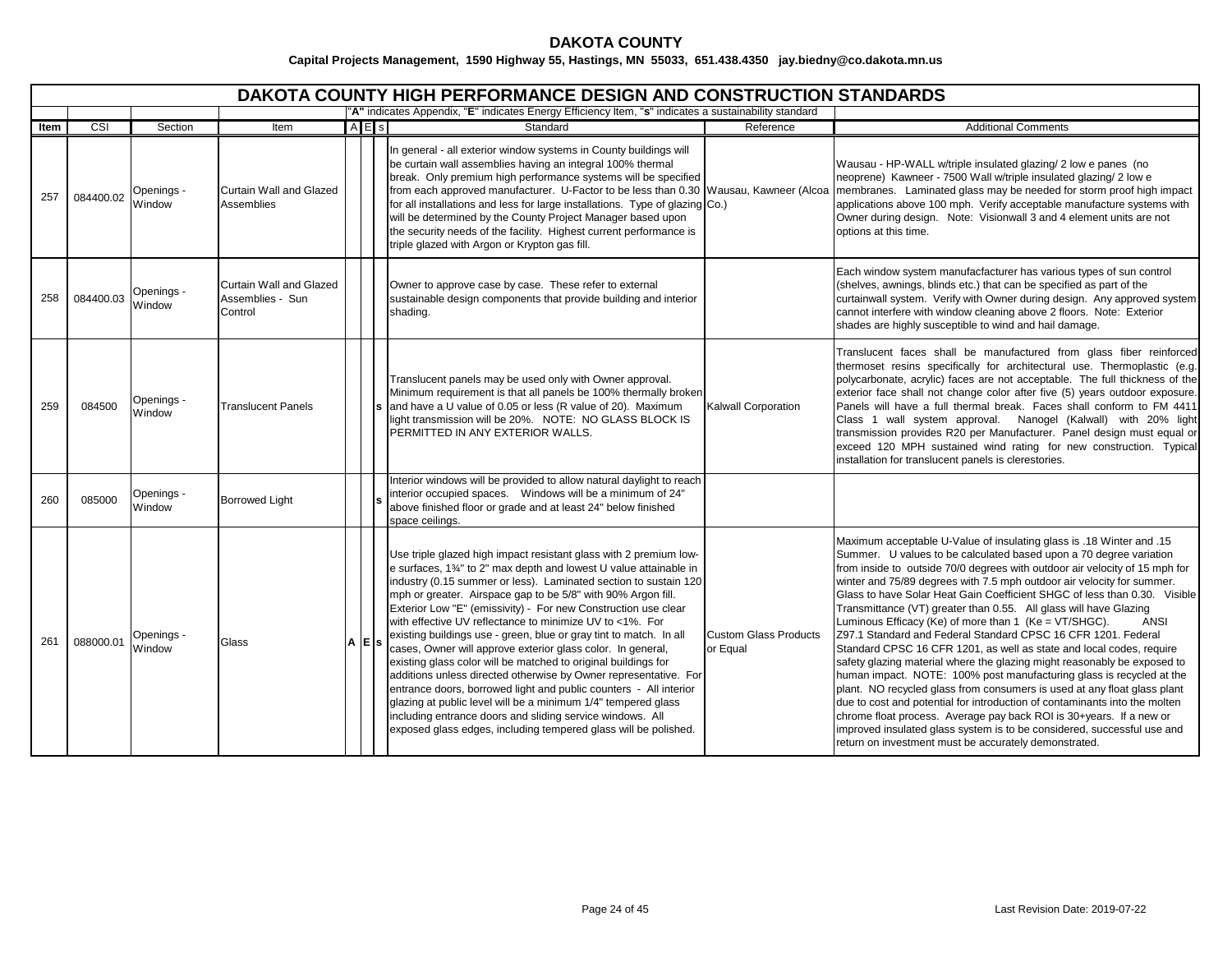# DAKOTA COUNTY

**Capital Projects Management, 1590 Highway 55, Hastings, MN 55033, 651.438.4350 jay.biedny@co.dakota.mn.us**

## DAKOTA COUNTY HIGH PERFORMANCE DESIGN AND CONSTRUCTION STANDARDS

"**A**" indicates Appendix, "**E**" indicates Energy Efficiency Item, "**s**" indicates a sustainability standard

| Item | CSI | Section | Item | A | E | s | Standard | Reference | Additional Comments |
|---|---|---|---|---|---|---|---|---|---|
| 257 | 084400.02 | Openings - Window | Curtain Wall and Glazed Assemblies | | | | In general - all exterior window systems in County buildings will be curtain wall assemblies having an integral 100% thermal break. Only premium high performance systems will be specified from each approved manufacturer. U-Factor to be less than 0.30 for all installations and less for large installations. Type of glazing will be determined by the County Project Manager based upon the security needs of the facility. Highest current performance is triple glazed with Argon or Krypton gas fill. | Wausau, Kawneer (Alcoa Co.) | Wausau - HP-WALL w/triple insulated glazing/ 2 low e panes (no neoprene) Kawneer - 7500 Wall w/triple insulated glazing/ 2 low e membranes. Laminated glass may be needed for storm proof high impact applications above 100 mph. Verify acceptable manufacture systems with Owner during design. Note: Visionwall 3 and 4 element units are not options at this time. |
| 258 | 084400.03 | Openings - Window | Curtain Wall and Glazed Assemblies - Sun Control | | | | Owner to approve case by case. These refer to external sustainable design components that provide building and interior shading. | | Each window system manufacfacturer has various types of sun control (shelves, awnings, blinds etc.) that can be specified as part of the curtainwall system. Verify with Owner during design. Any approved system cannot interfere with window cleaning above 2 floors. Note: Exterior shades are highly susceptible to wind and hail damage. |
| 259 | 084500 | Openings - Window | Translucent Panels | | | s | Translucent panels may be used only with Owner approval. Minimum requirement is that all panels be 100% thermally broken and have a U value of 0.05 or less (R value of 20). Maximum light transmission will be 20%. NOTE: NO GLASS BLOCK IS PERMITTED IN ANY EXTERIOR WALLS. | Kalwall Corporation | Translucent faces shall be manufactured from glass fiber reinforced thermoset resins specifically for architectural use. Thermoplastic (e.g. polycarbonate, acrylic) faces are not acceptable. The full thickness of the exterior face shall not change color after five (5) years outdoor exposure. Panels will have a full thermal break. Faces shall conform to FM 4411 Class 1 wall system approval. Nanogel (Kalwall) with 20% light transmission provides R20 per Manufacturer. Panel design must equal or exceed 120 MPH sustained wind rating for new construction. Typical installation for translucent panels is clerestories. |
| 260 | 085000 | Openings - Window | Borrowed Light | | | s | Interior windows will be provided to allow natural daylight to reach interior occupied spaces. Windows will be a minimum of 24" above finished floor or grade and at least 24" below finished space ceilings. | | |
| 261 | 088000.01 | Openings - Window | Glass | A | E | s | Use triple glazed high impact resistant glass with 2 premium low-e surfaces, 1¾" to 2" max depth and lowest U value attainable in industry (0.15 summer or less). Laminated section to sustain 120 mph or greater. Airspace gap to be 5/8" with 90% Argon fill. Exterior Low "E" (emissivity) - For new Construction use clear with effective UV reflectance to minimize UV to <1%. For existing buildings use - green, blue or gray tint to match. In all cases, Owner will approve exterior glass color. In general, existing glass color will be matched to original buildings for additions unless directed otherwise by Owner representative. For entrance doors, borrowed light and public counters - All interior glazing at public level will be a minimum 1/4" tempered glass including entrance doors and sliding service windows. All exposed glass edges, including tempered glass will be polished. | Custom Glass Products or Equal | Maximum acceptable U-Value of insulating glass is .18 Winter and .15 Summer. U values to be calculated based upon a 70 degree variation from inside to outside 70/0 degrees with outdoor air velocity of 15 mph for winter and 75/89 degrees with 7.5 mph outdoor air velocity for summer. Glass to have Solar Heat Gain Coefficient SHGC of less than 0.30. Visible Transmittance (VT) greater than 0.55. All glass will have Glazing Luminous Efficacy (Ke) of more than 1 (Ke = VT/SHGC). ANSI Z97.1 Standard and Federal Standard CPSC 16 CFR 1201. Federal Standard CPSC 16 CFR 1201, as well as state and local codes, require safety glazing material where the glazing might reasonably be exposed to human impact. NOTE: 100% post manufacturing glass is recycled at the plant. NO recycled glass from consumers is used at any float glass plant due to cost and potential for introduction of contaminants into the molten chrome float process. Average pay back ROI is 30+years. If a new or improved insulated glass system is to be considered, successful use and return on investment must be accurately demonstrated. |

Last Revision Date: 2019-07-22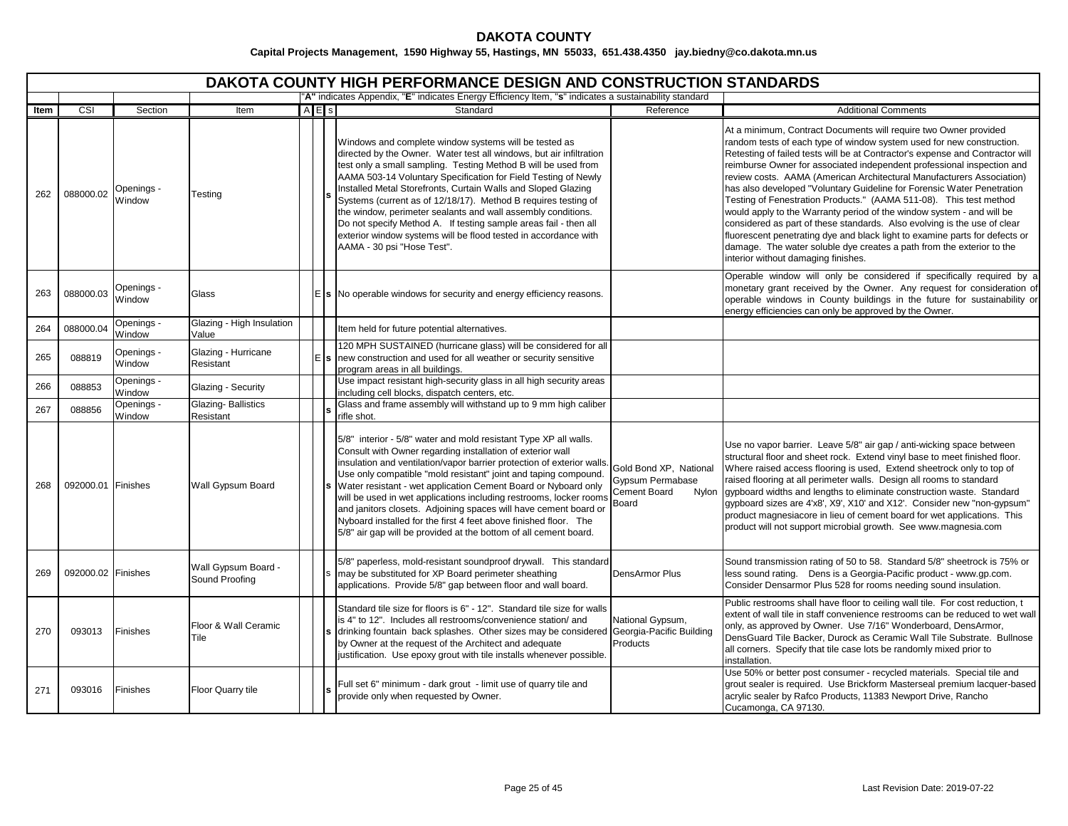# DAKOTA COUNTY

**Capital Projects Management, 1590 Highway 55, Hastings, MN 55033, 651.438.4350 jay.biedny@co.dakota.mn.us**

## DAKOTA COUNTY HIGH PERFORMANCE DESIGN AND CONSTRUCTION STANDARDS

"**A**" indicates Appendix, "**E**" indicates Energy Efficiency Item, "**s**" indicates a sustainability standard

| Item | CSI | Section | Item | A | E | s | Standard | Reference | Additional Comments |
|---|---|---|---|---|---|---|---|---|---|
| 262 | 088000.02 | Openings - Window | Testing | | | **s** | Windows and complete window systems will be tested as directed by the Owner. Water test all windows, but air infiltration test only a small sampling. Testing Method B will be used from AAMA 503-14 Voluntary Specification for Field Testing of Newly Installed Metal Storefronts, Curtain Walls and Sloped Glazing Systems (current as of 12/18/17). Method B requires testing of the window, perimeter sealants and wall assembly conditions. Do not specify Method A. If testing sample areas fail - then all exterior window systems will be flood tested in accordance with AAMA - 30 psi "Hose Test". | | At a minimum, Contract Documents will require two Owner provided random tests of each type of window system used for new construction. Retesting of failed tests will be at Contractor's expense and Contractor will reimburse Owner for associated independent professional inspection and review costs. AAMA (American Architectural Manufacturers Association) has also developed "Voluntary Guideline for Forensic Water Penetration Testing of Fenestration Products." (AAMA 511-08). This test method would apply to the Warranty period of the window system - and will be considered as part of these standards. Also evolving is the use of clear fluorescent penetrating dye and black light to examine parts for defects or damage. The water soluble dye creates a path from the exterior to the interior without damaging finishes. |
| 263 | 088000.03 | Openings - Window | Glass | | E | **s** | No operable windows for security and energy efficiency reasons. | | Operable window will only be considered if specifically required by a monetary grant received by the Owner. Any request for consideration of operable windows in County buildings in the future for sustainability or energy efficiencies can only be approved by the Owner. |
| 264 | 088000.04 | Openings - Window | Glazing - High Insulation Value | | | | Item held for future potential alternatives. | | |
| 265 | 088819 | Openings - Window | Glazing - Hurricane Resistant | | E | **s** | 120 MPH SUSTAINED (hurricane glass) will be considered for all new construction and used for all weather or security sensitive program areas in all buildings. | | |
| 266 | 088853 | Openings - Window | Glazing - Security | | | | Use impact resistant high-security glass in all high security areas including cell blocks, dispatch centers, etc. | | |
| 267 | 088856 | Openings - Window | Glazing- Ballistics Resistant | | | **s** | Glass and frame assembly will withstand up to 9 mm high caliber rifle shot. | | |
| 268 | 092000.01 | Finishes | Wall Gypsum Board | | | **s** | 5/8" interior - 5/8" water and mold resistant Type XP all walls. Consult with Owner regarding installation of exterior wall insulation and ventilation/vapor barrier protection of exterior walls. Use only compatible "mold resistant" joint and taping compound. Water resistant - wet application Cement Board or Nyboard only will be used in wet applications including restrooms, locker rooms and janitors closets. Adjoining spaces will have cement board or Nyboard installed for the first 4 feet above finished floor. The 5/8" air gap will be provided at the bottom of all cement board. | Gold Bond XP, National Gypsum Permabase Cement Board Nylon Board | Use no vapor barrier. Leave 5/8" air gap / anti-wicking space between structural floor and sheet rock. Extend vinyl base to meet finished floor. Where raised access flooring is used, Extend sheetrock only to top of raised flooring at all perimeter walls. Design all rooms to standard gypboard widths and lengths to eliminate construction waste. Standard gypboard sizes are 4'x8', X9', X10' and X12'. Consider new "non-gypsum" product magnesiacore in lieu of cement board for wet applications. This product will not support microbial growth. See www.magnesia.com |
| 269 | 092000.02 | Finishes | Wall Gypsum Board - Sound Proofing | | | s | 5/8" paperless, mold-resistant soundproof drywall. This standard may be substituted for XP Board perimeter sheathing applications. Provide 5/8" gap between floor and wall board. | DensArmor Plus | Sound transmission rating of 50 to 58. Standard 5/8" sheetrock is 75% or less sound rating. Dens is a Georgia-Pacific product - www.gp.com. Consider Densarmor Plus 528 for rooms needing sound insulation. |
| 270 | 093013 | Finishes | Floor & Wall Ceramic Tile | | | **s** | Standard tile size for floors is 6" - 12". Standard tile size for walls is 4" to 12". Includes all restrooms/convenience station/ and drinking fountain back splashes. Other sizes may be considered by Owner at the request of the Architect and adequate justification. Use epoxy grout with tile installs whenever possible. | National Gypsum, Georgia-Pacific Building Products | Public restrooms shall have floor to ceiling wall tile. For cost reduction, t extent of wall tile in staff convenience restrooms can be reduced to wet wall only, as approved by Owner. Use 7/16" Wonderboard, DensArmor, DensGuard Tile Backer, Durock as Ceramic Wall Tile Substrate. Bullnose all corners. Specify that tile case lots be randomly mixed prior to installation. |
| 271 | 093016 | Finishes | Floor Quarry tile | | | **s** | Full set 6" minimum - dark grout - limit use of quarry tile and provide only when requested by Owner. | | Use 50% or better post consumer - recycled materials. Special tile and grout sealer is required. Use Brickform Masterseal premium lacquer-based acrylic sealer by Rafco Products, 11383 Newport Drive, Rancho Cucamonga, CA 97130. |

Last Revision Date: 2019-07-22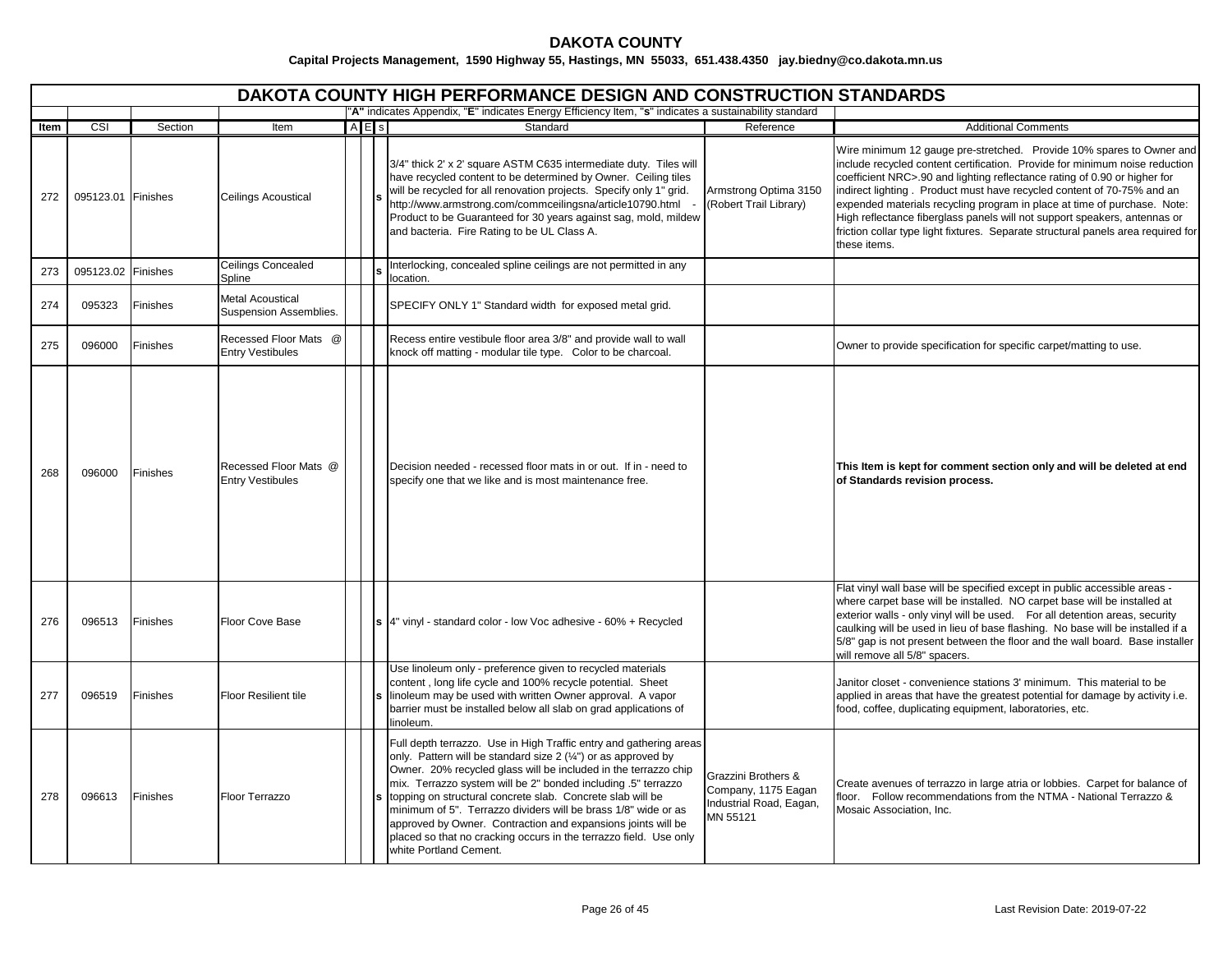**DAKOTA COUNTY**

**Capital Projects Management, 1590 Highway 55, Hastings, MN 55033, 651.438.4350 jay.biedny@co.dakota.mn.us**

## DAKOTA COUNTY HIGH PERFORMANCE DESIGN AND CONSTRUCTION STANDARDS

"**A**" indicates Appendix, "**E**" indicates Energy Efficiency Item, "**s**" indicates a sustainability standard

| Item | CSI | Section | Item | A | E | s | Standard | Reference | Additional Comments |
|---|---|---|---|---|---|---|---|---|---|
| 272 | 095123.01 | Finishes | Ceilings Acoustical | | | s | 3/4" thick 2' x 2' square ASTM C635 intermediate duty. Tiles will have recycled content to be determined by Owner. Ceiling tiles will be recycled for all renovation projects. Specify only 1" grid. http://www.armstrong.com/commceilingsna/article10790.html - Product to be Guaranteed for 30 years against sag, mold, mildew and bacteria. Fire Rating to be UL Class A. | Armstrong Optima 3150 (Robert Trail Library) | Wire minimum 12 gauge pre-stretched. Provide 10% spares to Owner and include recycled content certification. Provide for minimum noise reduction coefficient NRC>.90 and lighting reflectance rating of 0.90 or higher for indirect lighting . Product must have recycled content of 70-75% and an expended materials recycling program in place at time of purchase. Note: High reflectance fiberglass panels will not support speakers, antennas or friction collar type light fixtures. Separate structural panels area required for these items. |
| 273 | 095123.02 | Finishes | Ceilings Concealed Spline | | | s | Interlocking, concealed spline ceilings are not permitted in any location. | | |
| 274 | 095323 | Finishes | Metal Acoustical Suspension Assemblies. | | | | SPECIFY ONLY 1" Standard width for exposed metal grid. | | |
| 275 | 096000 | Finishes | Recessed Floor Mats @ Entry Vestibules | | | | Recess entire vestibule floor area 3/8" and provide wall to wall knock off matting - modular tile type. Color to be charcoal. | | Owner to provide specification for specific carpet/matting to use. |
| 268 | 096000 | Finishes | Recessed Floor Mats @ Entry Vestibules | | | | Decision needed - recessed floor mats in or out. If in - need to specify one that we like and is most maintenance free. | | **This Item is kept for comment section only and will be deleted at end of Standards revision process.** |
| 276 | 096513 | Finishes | Floor Cove Base | | | s | 4" vinyl - standard color - low Voc adhesive - 60% + Recycled | | Flat vinyl wall base will be specified except in public accessible areas - where carpet base will be installed. NO carpet base will be installed at exterior walls - only vinyl will be used. For all detention areas, security caulking will be used in lieu of base flashing. No base will be installed if a 5/8" gap is not present between the floor and the wall board. Base installer will remove all 5/8" spacers. |
| 277 | 096519 | Finishes | Floor Resilient tile | | | s | Use linoleum only - preference given to recycled materials content , long life cycle and 100% recycle potential. Sheet linoleum may be used with written Owner approval. A vapor barrier must be installed below all slab on grad applications of linoleum. | | Janitor closet - convenience stations 3' minimum. This material to be applied in areas that have the greatest potential for damage by activity i.e. food, coffee, duplicating equipment, laboratories, etc. |
| 278 | 096613 | Finishes | Floor Terrazzo | | | s | Full depth terrazzo. Use in High Traffic entry and gathering areas only. Pattern will be standard size 2 (¼") or as approved by Owner. 20% recycled glass will be included in the terrazzo chip mix. Terrazzo system will be 2" bonded including .5" terrazzo topping on structural concrete slab. Concrete slab will be minimum of 5". Terrazzo dividers will be brass 1/8" wide or as approved by Owner. Contraction and expansions joints will be placed so that no cracking occurs in the terrazzo field. Use only white Portland Cement. | Grazzini Brothers & Company, 1175 Eagan Industrial Road, Eagan, MN 55121 | Create avenues of terrazzo in large atria or lobbies. Carpet for balance of floor. Follow recommendations from the NTMA - National Terrazzo & Mosaic Association, Inc. |

Last Revision Date: 2019-07-22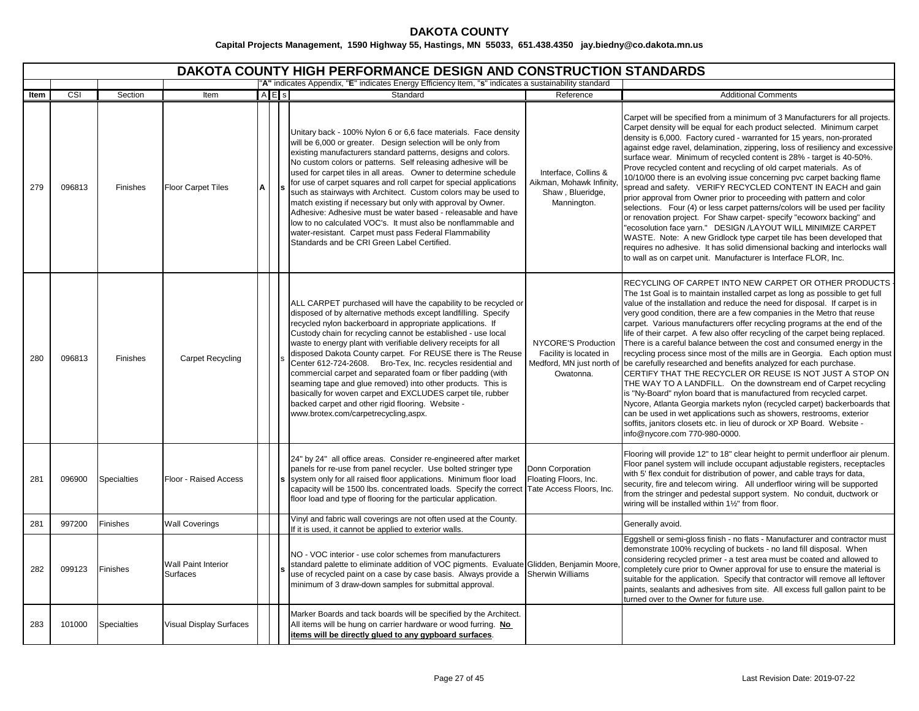# DAKOTA COUNTY

**Capital Projects Management, 1590 Highway 55, Hastings, MN 55033, 651.438.4350 jay.biedny@co.dakota.mn.us**

## DAKOTA COUNTY HIGH PERFORMANCE DESIGN AND CONSTRUCTION STANDARDS

"**A**" indicates Appendix, "**E**" indicates Energy Efficiency Item, "**s**" indicates a sustainability standard

| Item | CSI | Section | Item | A | E | s | Standard | Reference | Additional Comments |
|---|---|---|---|---|---|---|---|---|---|
| 279 | 096813 | Finishes | Floor Carpet Tiles | A | | s | Unitary back - 100% Nylon 6 or 6,6 face materials. Face density will be 6,000 or greater. Design selection will be only from existing manufacturers standard patterns, designs and colors. No custom colors or patterns. Self releasing adhesive will be used for carpet tiles in all areas. Owner to determine schedule for use of carpet squares and roll carpet for special applications such as stairways with Architect. Custom colors may be used to match existing if necessary but only with approval by Owner. Adhesive: Adhesive must be water based - releasable and have low to no calculated VOC's. It must also be nonflammable and water-resistant. Carpet must pass Federal Flammability Standards and be CRI Green Label Certified. | Interface, Collins & Aikman, Mohawk Infinity, Shaw , Blueridge, Mannington. | Carpet will be specified from a minimum of 3 Manufacturers for all projects. Carpet density will be equal for each product selected. Minimum carpet density is 6,000. Factory cured - warranted for 15 years, non-prorated against edge ravel, delamination, zippering, loss of resiliency and excessive surface wear. Minimum of recycled content is 28% - target is 40-50%. Prove recycled content and recycling of old carpet materials. As of 10/10/00 there is an evolving issue concerning pvc carpet backing flame spread and safety. VERIFY RECYCLED CONTENT IN EACH and gain prior approval from Owner prior to proceeding with pattern and color selections. Four (4) or less carpet patterns/colors will be used per facility or renovation project. For Shaw carpet- specify "ecoworx backing" and "ecosolution face yarn." DESIGN /LAYOUT WILL MINIMIZE CARPET WASTE. Note: A new Gridlock type carpet tile has been developed that requires no adhesive. It has solid dimensional backing and interlocks wall to wall as on carpet unit. Manufacturer is Interface FLOR, Inc. |
| 280 | 096813 | Finishes | Carpet Recycling | | | s | ALL CARPET purchased will have the capability to be recycled or disposed of by alternative methods except landfilling. Specify recycled nylon backerboard in appropriate applications. If Custody chain for recycling cannot be established - use local waste to energy plant with verifiable delivery receipts for all disposed Dakota County carpet. For REUSE there is The Reuse Center 612-724-2608. Bro-Tex, Inc. recycles residential and commercial carpet and separated foam or fiber padding (with seaming tape and glue removed) into other products. This is basically for woven carpet and EXCLUDES carpet tile, rubber backed carpet and other rigid flooring. Website - www.brotex.com/carpetrecycling,aspx. | NYCORE'S Production Facility is located in Medford, MN just north of Owatonna. | RECYCLING OF CARPET INTO NEW CARPET OR OTHER PRODUCTS - The 1st Goal is to maintain installed carpet as long as possible to get full value of the installation and reduce the need for disposal. If carpet is in very good condition, there are a few companies in the Metro that reuse carpet. Various manufacturers offer recycling programs at the end of the life of their carpet. A few also offer recycling of the carpet being replaced. There is a careful balance between the cost and consumed energy in the recycling process since most of the mills are in Georgia. Each option must be carefully researched and benefits analyzed for each purchase. CERTIFY THAT THE RECYCLER OR REUSE IS NOT JUST A STOP ON THE WAY TO A LANDFILL. On the downstream end of Carpet recycling is "Ny-Board" nylon board that is manufactured from recycled carpet. Nycore, Atlanta Georgia markets nylon (recycled carpet) backerboards that can be used in wet applications such as showers, restrooms, exterior soffits, janitors closets etc. in lieu of durock or XP Board. Website - info@nycore.com 770-980-0000. |
| 281 | 096900 | Specialties | Floor - Raised Access | | | s | 24" by 24" all office areas. Consider re-engineered after market panels for re-use from panel recycler. Use bolted stringer type system only for all raised floor applications. Minimum floor load capacity will be 1500 lbs. concentrated loads. Specify the correct floor load and type of flooring for the particular application. | Donn Corporation Floating Floors, Inc. Tate Access Floors, Inc. | Flooring will provide 12" to 18" clear height to permit underfloor air plenum. Floor panel system will include occupant adjustable registers, receptacles with 5' flex conduit for distribution of power, and cable trays for data, security, fire and telecom wiring. All underfloor wiring will be supported from the stringer and pedestal support system. No conduit, ductwork or wiring will be installed within 1½" from floor. |
| 281 | 997200 | Finishes | Wall Coverings | | | | Vinyl and fabric wall coverings are not often used at the County. If it is used, it cannot be applied to exterior walls. | | Generally avoid. |
| 282 | 099123 | Finishes | Wall Paint Interior Surfaces | | | s | NO - VOC interior - use color schemes from manufacturers standard palette to eliminate addition of VOC pigments. Evaluate use of recycled paint on a case by case basis. Always provide a minimum of 3 draw-down samples for submittal approval. | Glidden, Benjamin Moore, Sherwin Williams | Eggshell or semi-gloss finish - no flats - Manufacturer and contractor must demonstrate 100% recycling of buckets - no land fill disposal. When considering recycled primer - a test area must be coated and allowed to completely cure prior to Owner approval for use to ensure the material is suitable for the application. Specify that contractor will remove all leftover paints, sealants and adhesives from site. All excess full gallon paint to be turned over to the Owner for future use. |
| 283 | 101000 | Specialties | Visual Display Surfaces | | | | Marker Boards and tack boards will be specified by the Architect. All items will be hung on carrier hardware or wood furring. **No items will be directly glued to any gypboard surfaces**. | | |

Last Revision Date: 2019-07-22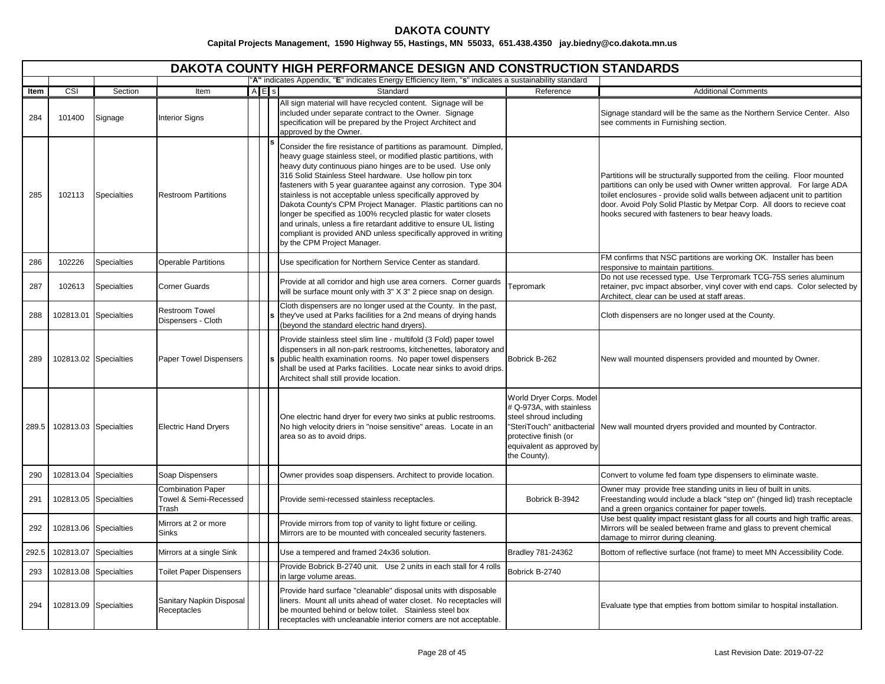# DAKOTA COUNTY

**Capital Projects Management, 1590 Highway 55, Hastings, MN 55033, 651.438.4350 jay.biedny@co.dakota.mn.us**

## DAKOTA COUNTY HIGH PERFORMANCE DESIGN AND CONSTRUCTION STANDARDS

"**A**" indicates Appendix, "**E**" indicates Energy Efficiency Item, "**s**" indicates a sustainability standard

| Item | CSI | Section | Item | A | E | s | Standard | Reference | Additional Comments |
|---|---|---|---|---|---|---|---|---|---|
| 284 | 101400 | Signage | Interior Signs | | | | All sign material will have recycled content. Signage will be included under separate contract to the Owner. Signage specification will be prepared by the Project Architect and approved by the Owner. | | Signage standard will be the same as the Northern Service Center. Also see comments in Furnishing section. |
| 285 | 102113 | Specialties | Restroom Partitions | | | s | Consider the fire resistance of partitions as paramount. Dimpled, heavy guage stainless steel, or modified plastic partitions, with heavy duty continuous piano hinges are to be used. Use only 316 Solid Stainless Steel hardware. Use hollow pin torx fasteners with 5 year guarantee against any corrosion. Type 304 stainless is not acceptable unless specifically approved by Dakota County's CPM Project Manager. Plastic partitions can no longer be specified as 100% recycled plastic for water closets and urinals, unless a fire retardant additive to ensure UL listing compliant is provided AND unless specifically approved in writing by the CPM Project Manager. | | Partitions will be structurally supported from the ceiling. Floor mounted partitions can only be used with Owner written approval. For large ADA toilet enclosures - provide solid walls between adjacent unit to partition door. Avoid Poly Solid Plastic by Metpar Corp. All doors to recieve coat hooks secured with fasteners to bear heavy loads. |
| 286 | 102226 | Specialties | Operable Partitions | | | | Use specification for Northern Service Center as standard. | | FM confirms that NSC partitions are working OK. Installer has been responsive to maintain partitions. |
| 287 | 102613 | Specialties | Corner Guards | | | | Provide at all corridor and high use area corners. Corner guards will be surface mount only with 3" X 3" 2 piece snap on design. | Tepromark | Do not use recessed type. Use Terpromark TCG-75S series aluminum retainer, pvc impact absorber, vinyl cover with end caps. Color selected by Architect, clear can be used at staff areas. |
| 288 | 102813.01 | Specialties | Restroom Towel Dispensers - Cloth | | | s | Cloth dispensers are no longer used at the County. In the past, they've used at Parks facilities for a 2nd means of drying hands (beyond the standard electric hand dryers). | | Cloth dispensers are no longer used at the County. |
| 289 | 102813.02 | Specialties | Paper Towel Dispensers | | | s | Provide stainless steel slim line - multifold (3 Fold) paper towel dispensers in all non-park restrooms, kitchenettes, laboratory and public health examination rooms. No paper towel dispensers shall be used at Parks facilities. Locate near sinks to avoid drips. Architect shall still provide location. | Bobrick B-262 | New wall mounted dispensers provided and mounted by Owner. |
| 289.5 | 102813.03 | Specialties | Electric Hand Dryers | | | | One electric hand dryer for every two sinks at public restrooms. No high velocity driers in "noise sensitive" areas. Locate in an area so as to avoid drips. | World Dryer Corps. Model # Q-973A, with stainless steel shroud including "SteriTouch" anitbacterial protective finish (or equivalent as approved by the County). | New wall mounted dryers provided and mounted by Contractor. |
| 290 | 102813.04 | Specialties | Soap Dispensers | | | | Owner provides soap dispensers. Architect to provide location. | | Convert to volume fed foam type dispensers to eliminate waste. |
| 291 | 102813.05 | Specialties | Combination Paper Towel & Semi-Recessed Trash | | | | Provide semi-recessed stainless receptacles. | Bobrick B-3942 | Owner may provide free standing units in lieu of built in units. Freestanding would include a black "step on" (hinged lid) trash receptacle and a green organics container for paper towels. |
| 292 | 102813.06 | Specialties | Mirrors at 2 or more Sinks | | | | Provide mirrors from top of vanity to light fixture or ceiling. Mirrors are to be mounted with concealed security fasteners. | | Use best quality impact resistant glass for all courts and high traffic areas. Mirrors will be sealed between frame and glass to prevent chemical damage to mirror during cleaning. |
| 292.5 | 102813.07 | Specialties | Mirrors at a single Sink | | | | Use a tempered and framed 24x36 solution. | Bradley 781-24362 | Bottom of reflective surface (not frame) to meet MN Accessibility Code. |
| 293 | 102813.08 | Specialties | Toilet Paper Dispensers | | | | Provide Bobrick B-2740 unit. Use 2 units in each stall for 4 rolls in large volume areas. | Bobrick B-2740 | |
| 294 | 102813.09 | Specialties | Sanitary Napkin Disposal Receptacles | | | | Provide hard surface "cleanable" disposal units with disposable liners. Mount all units ahead of water closet. No receptacles will be mounted behind or below toilet. Stainless steel box receptacles with uncleanable interior corners are not acceptable. | | Evaluate type that empties from bottom similar to hospital installation. |

Last Revision Date: 2019-07-22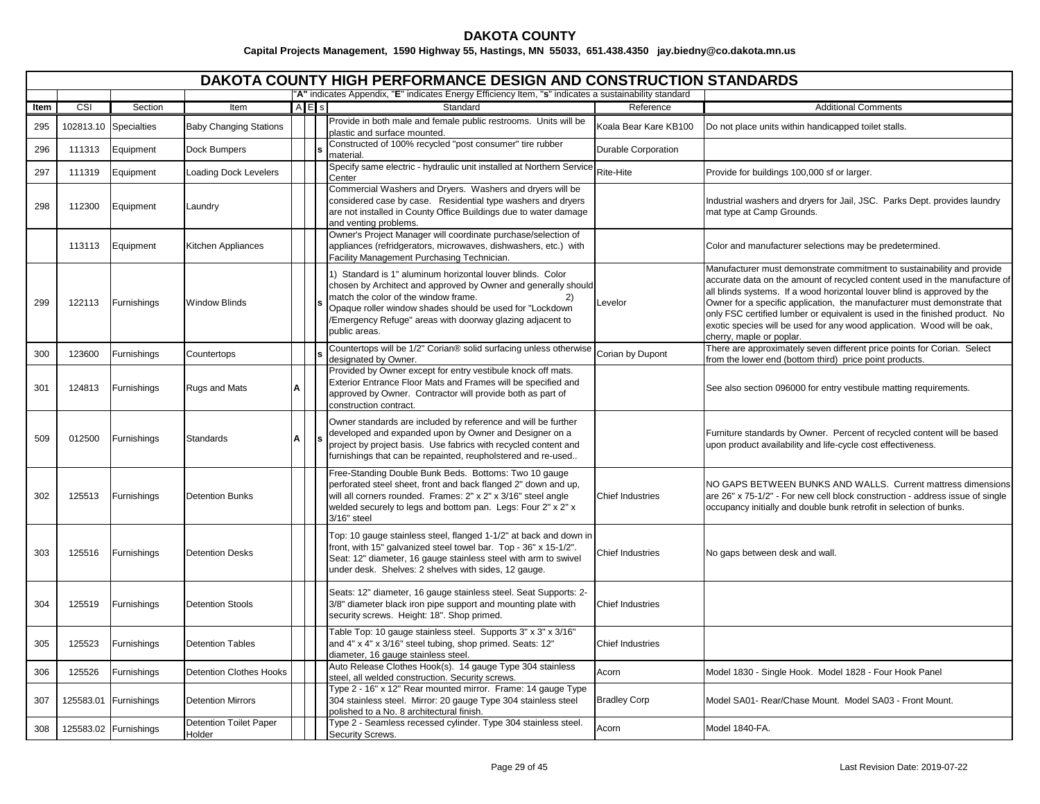# DAKOTA COUNTY

**Capital Projects Management, 1590 Highway 55, Hastings, MN 55033, 651.438.4350 jay.biedny@co.dakota.mn.us**

## DAKOTA COUNTY HIGH PERFORMANCE DESIGN AND CONSTRUCTION STANDARDS

"**A**" indicates Appendix, "**E**" indicates Energy Efficiency Item, "**s**" indicates a sustainability standard

| Item | CSI | Section | Item | A | E | s | Standard | Reference | Additional Comments |
|---|---|---|---|---|---|---|---|---|---|
| 295 | 102813.10 | Specialties | Baby Changing Stations | | | | Provide in both male and female public restrooms. Units will be plastic and surface mounted. | Koala Bear Kare KB100 | Do not place units within handicapped toilet stalls. |
| 296 | 111313 | Equipment | Dock Bumpers | | | s | Constructed of 100% recycled "post consumer" tire rubber material. | Durable Corporation | |
| 297 | 111319 | Equipment | Loading Dock Levelers | | | | Specify same electric - hydraulic unit installed at Northern Service Center | Rite-Hite | Provide for buildings 100,000 sf or larger. |
| 298 | 112300 | Equipment | Laundry | | | | Commercial Washers and Dryers. Washers and dryers will be considered case by case. Residential type washers and dryers are not installed in County Office Buildings due to water damage and venting problems. | | Industrial washers and dryers for Jail, JSC. Parks Dept. provides laundry mat type at Camp Grounds. |
| | 113113 | Equipment | Kitchen Appliances | | | | Owner's Project Manager will coordinate purchase/selection of appliances (refridgerators, microwaves, dishwashers, etc.) with Facility Management Purchasing Technician. | | Color and manufacturer selections may be predetermined. |
| 299 | 122113 | Furnishings | Window Blinds | | | s | 1) Standard is 1" aluminum horizontal louver blinds. Color chosen by Architect and approved by Owner and generally should match the color of the window frame. 2) Opaque roller window shades should be used for "Lockdown /Emergency Refuge" areas with doorway glazing adjacent to public areas. | Levelor | Manufacturer must demonstrate commitment to sustainability and provide accurate data on the amount of recycled content used in the manufacture of all blinds systems. If a wood horizontal louver blind is approved by the Owner for a specific application, the manufacturer must demonstrate that only FSC certified lumber or equivalent is used in the finished product. No exotic species will be used for any wood application. Wood will be oak, cherry, maple or poplar. |
| 300 | 123600 | Furnishings | Countertops | | | s | Countertops will be 1/2" Corian® solid surfacing unless otherwise designated by Owner. | Corian by Dupont | There are approximately seven different price points for Corian. Select from the lower end (bottom third) price point products. |
| 301 | 124813 | Furnishings | Rugs and Mats | A | | | Provided by Owner except for entry vestibule knock off mats. Exterior Entrance Floor Mats and Frames will be specified and approved by Owner. Contractor will provide both as part of construction contract. | | See also section 096000 for entry vestibule matting requirements. |
| 509 | 012500 | Furnishings | Standards | A | | s | Owner standards are included by reference and will be further developed and expanded upon by Owner and Designer on a project by project basis. Use fabrics with recycled content and furnishings that can be repainted, reupholstered and re-used.. | | Furniture standards by Owner. Percent of recycled content will be based upon product availability and life-cycle cost effectiveness. |
| 302 | 125513 | Furnishings | Detention Bunks | | | | Free-Standing Double Bunk Beds. Bottoms: Two 10 gauge perforated steel sheet, front and back flanged 2" down and up, will all corners rounded. Frames: 2" x 2" x 3/16" steel angle welded securely to legs and bottom pan. Legs: Four 2" x 2" x 3/16" steel | Chief Industries | NO GAPS BETWEEN BUNKS AND WALLS. Current mattress dimensions are 26" x 75-1/2" - For new cell block construction - address issue of single occupancy initially and double bunk retrofit in selection of bunks. |
| 303 | 125516 | Furnishings | Detention Desks | | | | Top: 10 gauge stainless steel, flanged 1-1/2" at back and down in front, with 15" galvanized steel towel bar. Top - 36" x 15-1/2". Seat: 12" diameter, 16 gauge stainless steel with arm to swivel under desk. Shelves: 2 shelves with sides, 12 gauge. | Chief Industries | No gaps between desk and wall. |
| 304 | 125519 | Furnishings | Detention Stools | | | | Seats: 12" diameter, 16 gauge stainless steel. Seat Supports: 2-3/8" diameter black iron pipe support and mounting plate with security screws. Height: 18". Shop primed. | Chief Industries | |
| 305 | 125523 | Furnishings | Detention Tables | | | | Table Top: 10 gauge stainless steel. Supports 3" x 3" x 3/16" and 4" x 4" x 3/16" steel tubing, shop primed. Seats: 12" diameter, 16 gauge stainless steel. | Chief Industries | |
| 306 | 125526 | Furnishings | Detention Clothes Hooks | | | | Auto Release Clothes Hook(s). 14 gauge Type 304 stainless steel, all welded construction. Security screws. | Acorn | Model 1830 - Single Hook. Model 1828 - Four Hook Panel |
| 307 | 125583.01 | Furnishings | Detention Mirrors | | | | Type 2 - 16" x 12" Rear mounted mirror. Frame: 14 gauge Type 304 stainless steel. Mirror: 20 gauge Type 304 stainless steel polished to a No. 8 architectural finish. | Bradley Corp | Model SA01- Rear/Chase Mount. Model SA03 - Front Mount. |
| 308 | 125583.02 | Furnishings | Detention Toilet Paper Holder | | | | Type 2 - Seamless recessed cylinder. Type 304 stainless steel. Security Screws. | Acorn | Model 1840-FA. |

Last Revision Date: 2019-07-22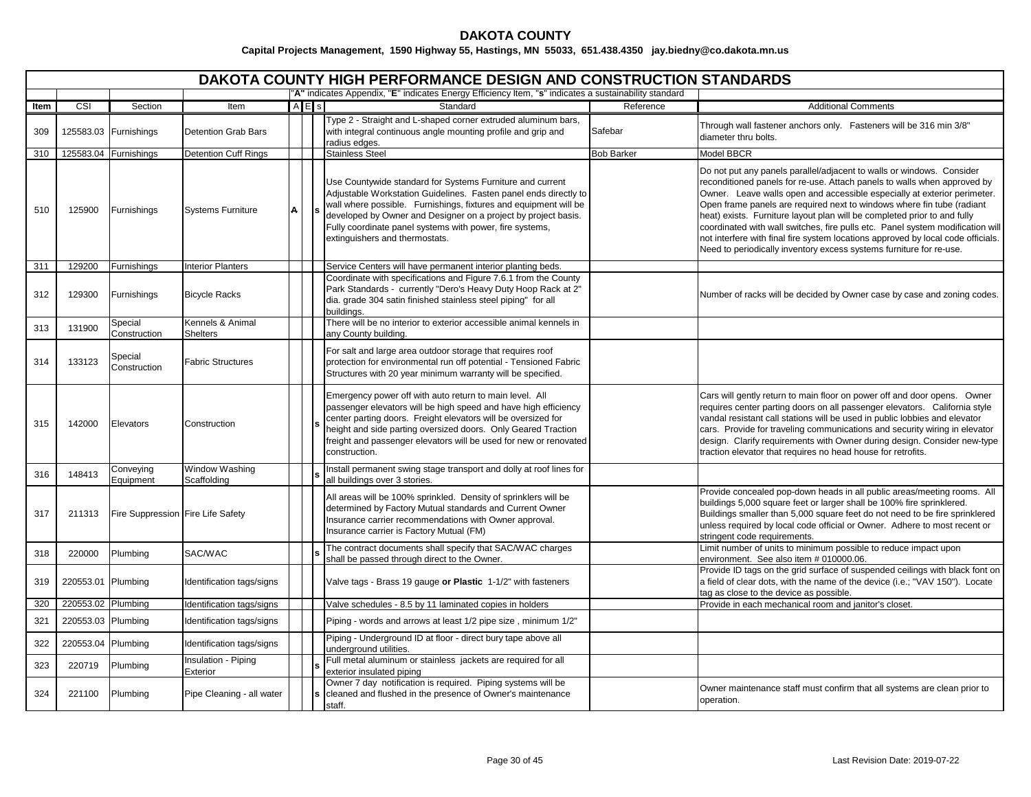## DAKOTA COUNTY

**Capital Projects Management, 1590 Highway 55, Hastings, MN 55033, 651.438.4350 jay.biedny@co.dakota.mn.us**

# DAKOTA COUNTY HIGH PERFORMANCE DESIGN AND CONSTRUCTION STANDARDS

"**A**" indicates Appendix, "**E**" indicates Energy Efficiency Item, "**s**" indicates a sustainability standard

| Item | CSI | Section | Item | A | E | s | Standard | Reference | Additional Comments |
|---|---|---|---|---|---|---|---|---|---|
| 309 | 125583.03 | Furnishings | Detention Grab Bars | | | | Type 2 - Straight and L-shaped corner extruded aluminum bars, with integral continuous angle mounting profile and grip and radius edges. | Safebar | Through wall fastener anchors only. Fasteners will be 316 min 3/8" diameter thru bolts. |
| 310 | 125583.04 | Furnishings | Detention Cuff Rings | | | | Stainless Steel | Bob Barker | Model BBCR |
| 510 | 125900 | Furnishings | Systems Furniture | ~~A~~ | | s | Use Countywide standard for Systems Furniture and current Adjustable Workstation Guidelines. Fasten panel ends directly to wall where possible. Furnishings, fixtures and equipment will be developed by Owner and Designer on a project by project basis. Fully coordinate panel systems with power, fire systems, extinguishers and thermostats. | | Do not put any panels parallel/adjacent to walls or windows. Consider reconditioned panels for re-use. Attach panels to walls when approved by Owner. Leave walls open and accessible especially at exterior perimeter. Open frame panels are required next to windows where fin tube (radiant heat) exists. Furniture layout plan will be completed prior to and fully coordinated with wall switches, fire pulls etc. Panel system modification will not interfere with final fire system locations approved by local code officials. Need to periodically inventory excess systems furniture for re-use. |
| 311 | 129200 | Furnishings | Interior Planters | | | | Service Centers will have permanent interior planting beds. | | |
| 312 | 129300 | Furnishings | Bicycle Racks | | | | Coordinate with specifications and Figure 7.6.1 from the County Park Standards - currently "Dero's Heavy Duty Hoop Rack at 2" dia. grade 304 satin finished stainless steel piping" for all buildings. | | Number of racks will be decided by Owner case by case and zoning codes. |
| 313 | 131900 | Special Construction | Kennels & Animal Shelters | | | | There will be no interior to exterior accessible animal kennels in any County building. | | |
| 314 | 133123 | Special Construction | Fabric Structures | | | | For salt and large area outdoor storage that requires roof protection for environmental run off potential - Tensioned Fabric Structures with 20 year minimum warranty will be specified. | | |
| 315 | 142000 | Elevators | Construction | | | s | Emergency power off with auto return to main level. All passenger elevators will be high speed and have high efficiency center parting doors. Freight elevators will be oversized for height and side parting oversized doors. Only Geared Traction freight and passenger elevators will be used for new or renovated construction. | | Cars will gently return to main floor on power off and door opens. Owner requires center parting doors on all passenger elevators. California style vandal resistant call stations will be used in public lobbies and elevator cars. Provide for traveling communications and security wiring in elevator design. Clarify requirements with Owner during design. Consider new-type traction elevator that requires no head house for retrofits. |
| 316 | 148413 | Conveying Equipment | Window Washing Scaffolding | | | s | Install permanent swing stage transport and dolly at roof lines for all buildings over 3 stories. | | |
| 317 | 211313 | Fire Suppression | Fire Life Safety | | | | All areas will be 100% sprinkled. Density of sprinklers will be determined by Factory Mutual standards and Current Owner Insurance carrier recommendations with Owner approval. Insurance carrier is Factory Mutual (FM) | | Provide concealed pop-down heads in all public areas/meeting rooms. All buildings 5,000 square feet or larger shall be 100% fire sprinklered. Buildings smaller than 5,000 square feet do not need to be fire sprinklered unless required by local code official or Owner. Adhere to most recent or stringent code requirements. |
| 318 | 220000 | Plumbing | SAC/WAC | | | s | The contract documents shall specify that SAC/WAC charges shall be passed through direct to the Owner. | | Limit number of units to minimum possible to reduce impact upon environment. See also item # 010000.06. |
| 319 | 220553.01 | Plumbing | Identification tags/signs | | | | Valve tags - Brass 19 gauge **or Plastic** 1-1/2" with fasteners | | Provide ID tags on the grid surface of suspended ceilings with black font on a field of clear dots, with the name of the device (i.e.; "VAV 150"). Locate tag as close to the device as possible. |
| 320 | 220553.02 | Plumbing | Identification tags/signs | | | | Valve schedules - 8.5 by 11 laminated copies in holders | | Provide in each mechanical room and janitor's closet. |
| 321 | 220553.03 | Plumbing | Identification tags/signs | | | | Piping - words and arrows at least 1/2 pipe size , minimum 1/2" | | |
| 322 | 220553.04 | Plumbing | Identification tags/signs | | | | Piping - Underground ID at floor - direct bury tape above all underground utilities. | | |
| 323 | 220719 | Plumbing | Insulation - Piping Exterior | | | s | Full metal aluminum or stainless jackets are required for all exterior insulated piping | | |
| 324 | 221100 | Plumbing | Pipe Cleaning - all water | | | s | Owner 7 day notification is required. Piping systems will be cleaned and flushed in the presence of Owner's maintenance staff. | | Owner maintenance staff must confirm that all systems are clean prior to operation. |

Last Revision Date: 2019-07-22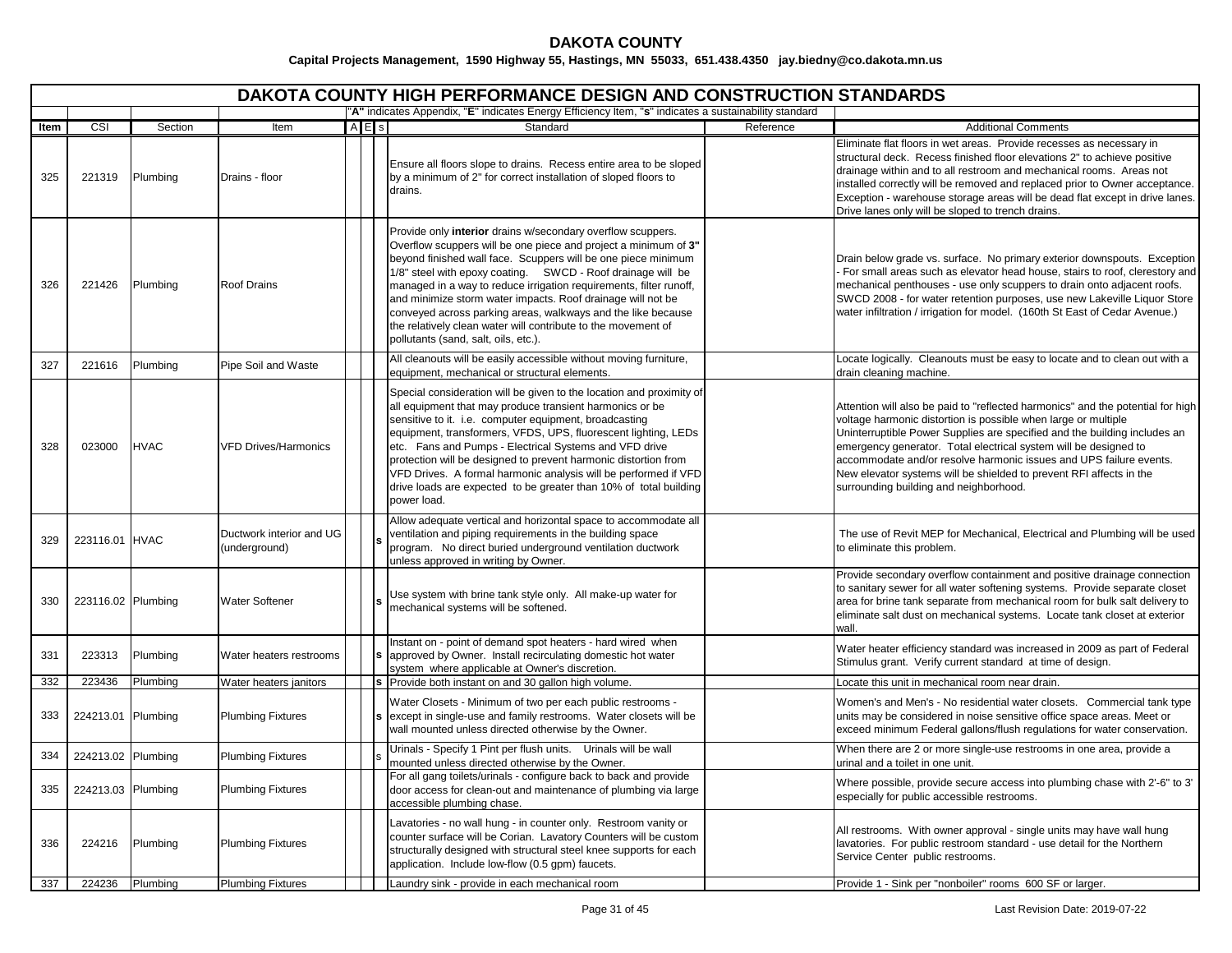# DAKOTA COUNTY

**Capital Projects Management, 1590 Highway 55, Hastings, MN 55033, 651.438.4350 jay.biedny@co.dakota.mn.us**

## DAKOTA COUNTY HIGH PERFORMANCE DESIGN AND CONSTRUCTION STANDARDS

"**A**" indicates Appendix, "**E**" indicates Energy Efficiency Item, "**s**" indicates a sustainability standard

| Item | CSI | Section | Item | A | E | s | Standard | Reference | Additional Comments |
|---|---|---|---|---|---|---|---|---|---|
| 325 | 221319 | Plumbing | Drains - floor | | | | Ensure all floors slope to drains. Recess entire area to be sloped by a minimum of 2" for correct installation of sloped floors to drains. | | Eliminate flat floors in wet areas. Provide recesses as necessary in structural deck. Recess finished floor elevations 2" to achieve positive drainage within and to all restroom and mechanical rooms. Areas not installed correctly will be removed and replaced prior to Owner acceptance. Exception - warehouse storage areas will be dead flat except in drive lanes. Drive lanes only will be sloped to trench drains. |
| 326 | 221426 | Plumbing | Roof Drains | | | | Provide only **interior** drains w/secondary overflow scuppers. Overflow scuppers will be one piece and project a minimum of **3"** beyond finished wall face. Scuppers will be one piece minimum 1/8" steel with epoxy coating. SWCD - Roof drainage will be managed in a way to reduce irrigation requirements, filter runoff, and minimize storm water impacts. Roof drainage will not be conveyed across parking areas, walkways and the like because the relatively clean water will contribute to the movement of pollutants (sand, salt, oils, etc.). | | Drain below grade vs. surface. No primary exterior downspouts. Exception - For small areas such as elevator head house, stairs to roof, clerestory and mechanical penthouses - use only scuppers to drain onto adjacent roofs. SWCD 2008 - for water retention purposes, use new Lakeville Liquor Store water infiltration / irrigation for model. (160th St East of Cedar Avenue.) |
| 327 | 221616 | Plumbing | Pipe Soil and Waste | | | | All cleanouts will be easily accessible without moving furniture, equipment, mechanical or structural elements. | | Locate logically. Cleanouts must be easy to locate and to clean out with a drain cleaning machine. |
| 328 | 023000 | HVAC | VFD Drives/Harmonics | | | | Special consideration will be given to the location and proximity of all equipment that may produce transient harmonics or be sensitive to it. i.e. computer equipment, broadcasting equipment, transformers, VFDS, UPS, fluorescent lighting, LEDs etc. Fans and Pumps - Electrical Systems and VFD drive protection will be designed to prevent harmonic distortion from VFD Drives. A formal harmonic analysis will be performed if VFD drive loads are expected to be greater than 10% of total building power load. | | Attention will also be paid to "reflected harmonics" and the potential for high voltage harmonic distortion is possible when large or multiple Uninterruptible Power Supplies are specified and the building includes an emergency generator. Total electrical system will be designed to accommodate and/or resolve harmonic issues and UPS failure events. New elevator systems will be shielded to prevent RFI affects in the surrounding building and neighborhood. |
| 329 | 223116.01 | HVAC | Ductwork interior and UG (underground) | | | s | Allow adequate vertical and horizontal space to accommodate all ventilation and piping requirements in the building space program. No direct buried underground ventilation ductwork unless approved in writing by Owner. | | The use of Revit MEP for Mechanical, Electrical and Plumbing will be used to eliminate this problem. |
| 330 | 223116.02 | Plumbing | Water Softener | | | s | Use system with brine tank style only. All make-up water for mechanical systems will be softened. | | Provide secondary overflow containment and positive drainage connection to sanitary sewer for all water softening systems. Provide separate closet area for brine tank separate from mechanical room for bulk salt delivery to eliminate salt dust on mechanical systems. Locate tank closet at exterior wall. |
| 331 | 223313 | Plumbing | Water heaters restrooms | | | s | Instant on - point of demand spot heaters - hard wired when approved by Owner. Install recirculating domestic hot water system where applicable at Owner's discretion. | | Water heater efficiency standard was increased in 2009 as part of Federal Stimulus grant. Verify current standard at time of design. |
| 332 | 223436 | Plumbing | Water heaters janitors | | | s | Provide both instant on and 30 gallon high volume. | | Locate this unit in mechanical room near drain. |
| 333 | 224213.01 | Plumbing | Plumbing Fixtures | | | s | Water Closets - Minimum of two per each public restrooms - except in single-use and family restrooms. Water closets will be wall mounted unless directed otherwise by the Owner. | | Women's and Men's - No residential water closets. Commercial tank type units may be considered in noise sensitive office space areas. Meet or exceed minimum Federal gallons/flush regulations for water conservation. |
| 334 | 224213.02 | Plumbing | Plumbing Fixtures | | | s | Urinals - Specify 1 Pint per flush units. Urinals will be wall mounted unless directed otherwise by the Owner. | | When there are 2 or more single-use restrooms in one area, provide a urinal and a toilet in one unit. |
| 335 | 224213.03 | Plumbing | Plumbing Fixtures | | | | For all gang toilets/urinals - configure back to back and provide door access for clean-out and maintenance of plumbing via large accessible plumbing chase. | | Where possible, provide secure access into plumbing chase with 2'-6" to 3' especially for public accessible restrooms. |
| 336 | 224216 | Plumbing | Plumbing Fixtures | | | | Lavatories - no wall hung - in counter only. Restroom vanity or counter surface will be Corian. Lavatory Counters will be custom structurally designed with structural steel knee supports for each application. Include low-flow (0.5 gpm) faucets. | | All restrooms. With owner approval - single units may have wall hung lavatories. For public restroom standard - use detail for the Northern Service Center public restrooms. |
| 337 | 224236 | Plumbing | Plumbing Fixtures | | | | Laundry sink - provide in each mechanical room | | Provide 1 - Sink per "nonboiler" rooms 600 SF or larger. |

Last Revision Date: 2019-07-22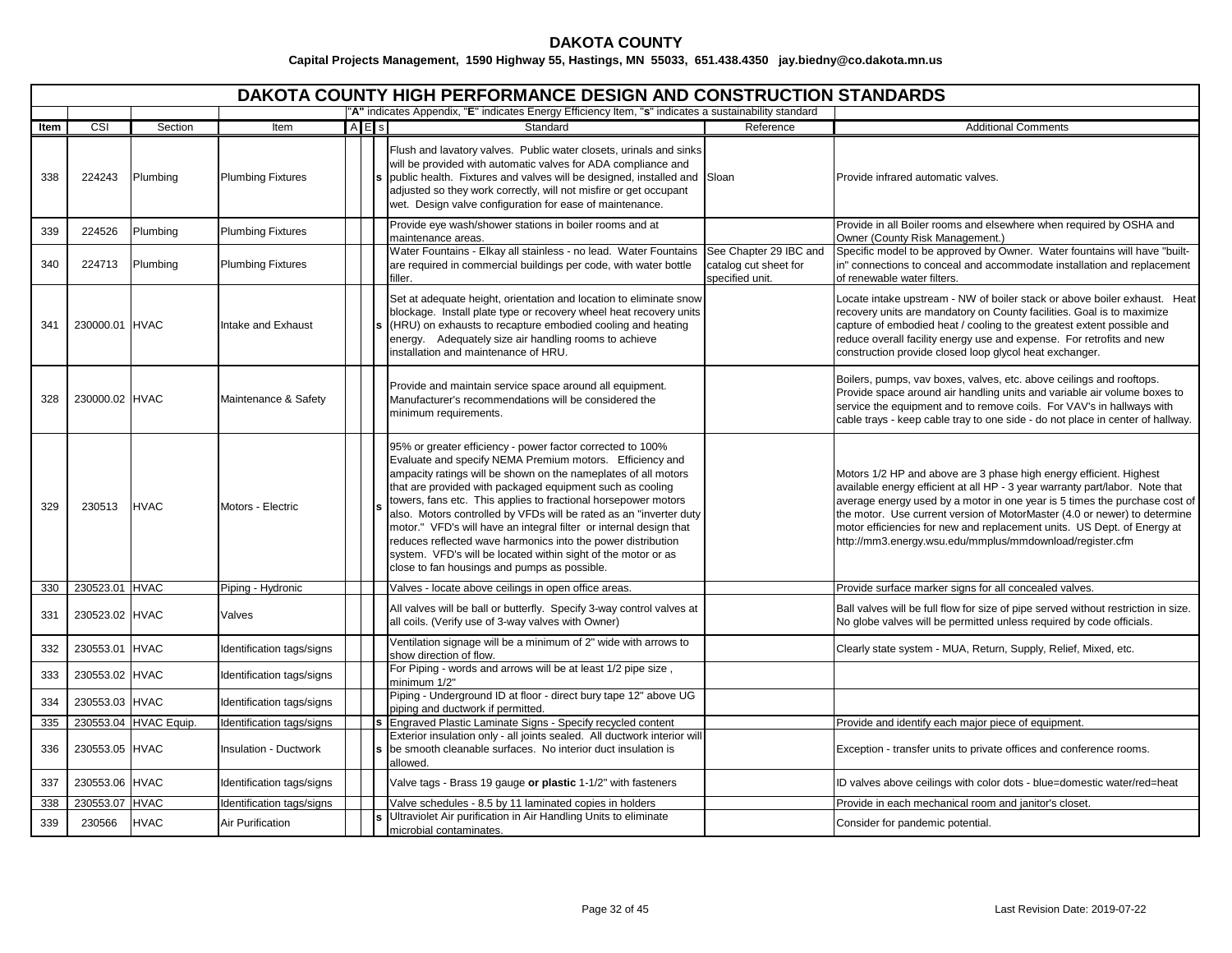# DAKOTA COUNTY

**Capital Projects Management, 1590 Highway 55, Hastings, MN 55033, 651.438.4350 jay.biedny@co.dakota.mn.us**

## DAKOTA COUNTY HIGH PERFORMANCE DESIGN AND CONSTRUCTION STANDARDS

"**A**" indicates Appendix, "**E**" indicates Energy Efficiency Item, "**s**" indicates a sustainability standard

| Item | CSI | Section | Item | A | E | s | Standard | Reference | Additional Comments |
|---|---|---|---|---|---|---|---|---|---|
| 338 | 224243 | Plumbing | Plumbing Fixtures | | | s | Flush and lavatory valves. Public water closets, urinals and sinks will be provided with automatic valves for ADA compliance and public health. Fixtures and valves will be designed, installed and adjusted so they work correctly, will not misfire or get occupant wet. Design valve configuration for ease of maintenance. | Sloan | Provide infrared automatic valves. |
| 339 | 224526 | Plumbing | Plumbing Fixtures | | | | Provide eye wash/shower stations in boiler rooms and at maintenance areas. | | Provide in all Boiler rooms and elsewhere when required by OSHA and Owner (County Risk Management.) |
| 340 | 224713 | Plumbing | Plumbing Fixtures | | | | Water Fountains - Elkay all stainless - no lead. Water Fountains are required in commercial buildings per code, with water bottle filler. | See Chapter 29 IBC and catalog cut sheet for specified unit. | Specific model to be approved by Owner. Water fountains will have "built-in" connections to conceal and accommodate installation and replacement of renewable water filters. |
| 341 | 230000.01 | HVAC | Intake and Exhaust | | | s | Set at adequate height, orientation and location to eliminate snow blockage. Install plate type or recovery wheel heat recovery units (HRU) on exhausts to recapture embodied cooling and heating energy. Adequately size air handling rooms to achieve installation and maintenance of HRU. | | Locate intake upstream - NW of boiler stack or above boiler exhaust. Heat recovery units are mandatory on County facilities. Goal is to maximize capture of embodied heat / cooling to the greatest extent possible and reduce overall facility energy use and expense. For retrofits and new construction provide closed loop glycol heat exchanger. |
| 328 | 230000.02 | HVAC | Maintenance & Safety | | | | Provide and maintain service space around all equipment. Manufacturer's recommendations will be considered the minimum requirements. | | Boilers, pumps, vav boxes, valves, etc. above ceilings and rooftops. Provide space around air handling units and variable air volume boxes to service the equipment and to remove coils. For VAV's in hallways with cable trays - keep cable tray to one side - do not place in center of hallway. |
| 329 | 230513 | HVAC | Motors - Electric | | | s | 95% or greater efficiency - power factor corrected to 100% Evaluate and specify NEMA Premium motors. Efficiency and ampacity ratings will be shown on the nameplates of all motors that are provided with packaged equipment such as cooling towers, fans etc. This applies to fractional horsepower motors also. Motors controlled by VFDs will be rated as an "inverter duty motor." VFD's will have an integral filter or internal design that reduces reflected wave harmonics into the power distribution system. VFD's will be located within sight of the motor or as close to fan housings and pumps as possible. | | Motors 1/2 HP and above are 3 phase high energy efficient. Highest available energy efficient at all HP - 3 year warranty part/labor. Note that average energy used by a motor in one year is 5 times the purchase cost of the motor. Use current version of MotorMaster (4.0 or newer) to determine motor efficiencies for new and replacement units. US Dept. of Energy at http://mm3.energy.wsu.edu/mmplus/mmdownload/register.cfm |
| 330 | 230523.01 | HVAC | Piping - Hydronic | | | | Valves - locate above ceilings in open office areas. | | Provide surface marker signs for all concealed valves. |
| 331 | 230523.02 | HVAC | Valves | | | | All valves will be ball or butterfly. Specify 3-way control valves at all coils. (Verify use of 3-way valves with Owner) | | Ball valves will be full flow for size of pipe served without restriction in size. No globe valves will be permitted unless required by code officials. |
| 332 | 230553.01 | HVAC | Identification tags/signs | | | | Ventilation signage will be a minimum of 2" wide with arrows to show direction of flow. | | Clearly state system - MUA, Return, Supply, Relief, Mixed, etc. |
| 333 | 230553.02 | HVAC | Identification tags/signs | | | | For Piping - words and arrows will be at least 1/2 pipe size , minimum 1/2" | | |
| 334 | 230553.03 | HVAC | Identification tags/signs | | | | Piping - Underground ID at floor - direct bury tape 12" above UG piping and ductwork if permitted. | | |
| 335 | 230553.04 | HVAC Equip. | Identification tags/signs | | | s | Engraved Plastic Laminate Signs - Specify recycled content | | Provide and identify each major piece of equipment. |
| 336 | 230553.05 | HVAC | Insulation - Ductwork | | | s | Exterior insulation only - all joints sealed. All ductwork interior will be smooth cleanable surfaces. No interior duct insulation is allowed. | | Exception - transfer units to private offices and conference rooms. |
| 337 | 230553.06 | HVAC | Identification tags/signs | | | | Valve tags - Brass 19 gauge **or plastic** 1-1/2" with fasteners | | ID valves above ceilings with color dots - blue=domestic water/red=heat |
| 338 | 230553.07 | HVAC | Identification tags/signs | | | | Valve schedules - 8.5 by 11 laminated copies in holders | | Provide in each mechanical room and janitor's closet. |
| 339 | 230566 | HVAC | Air Purification | | | s | Ultraviolet Air purification in Air Handling Units to eliminate microbial contaminates. | | Consider for pandemic potential. |

Last Revision Date: 2019-07-22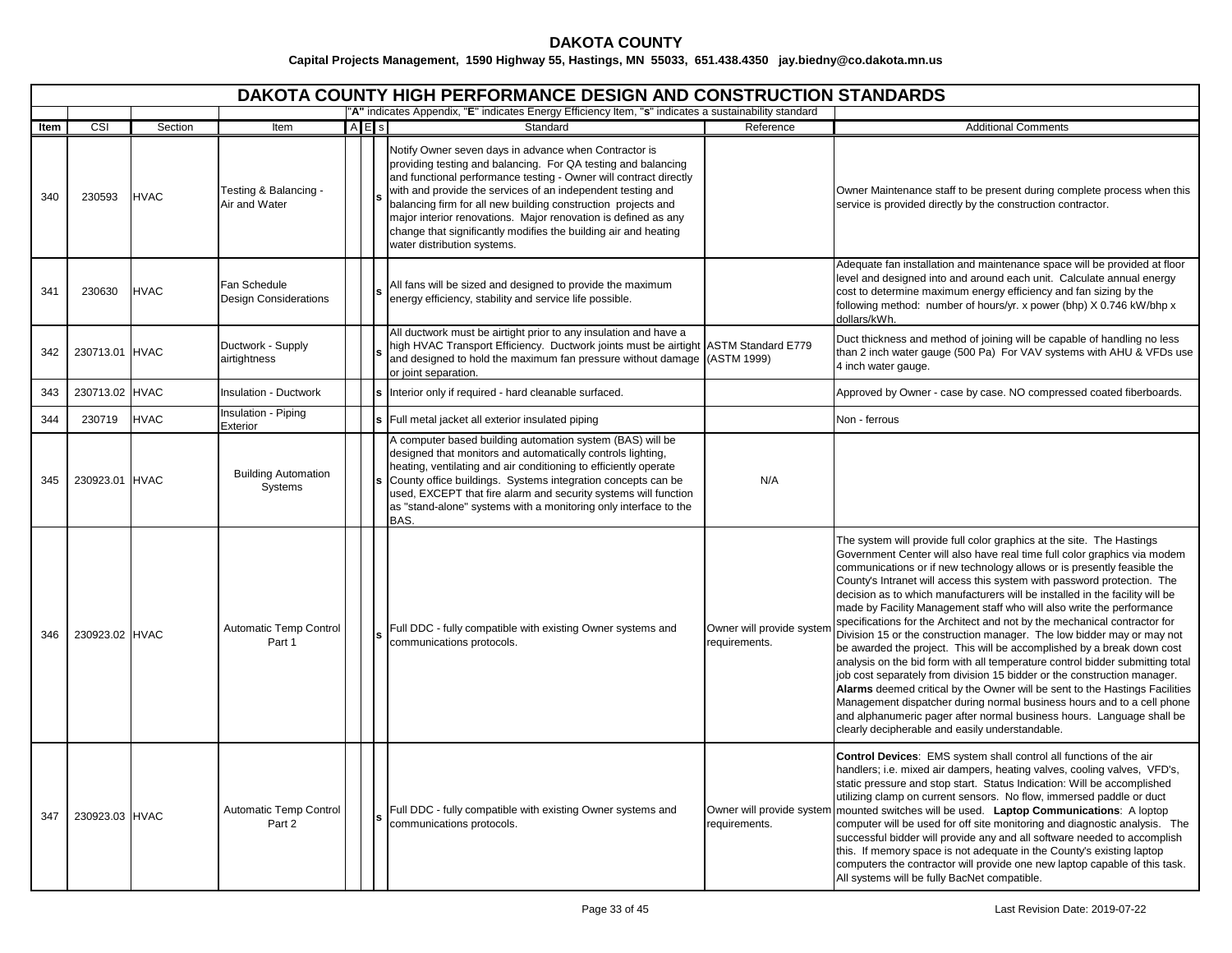# DAKOTA COUNTY

**Capital Projects Management, 1590 Highway 55, Hastings, MN 55033, 651.438.4350 jay.biedny@co.dakota.mn.us**

## DAKOTA COUNTY HIGH PERFORMANCE DESIGN AND CONSTRUCTION STANDARDS

"**A**" indicates Appendix, "**E**" indicates Energy Efficiency Item, "**s**" indicates a sustainability standard

| Item | CSI | Section | Item | A | E | s | Standard | Reference | Additional Comments |
|---|---|---|---|---|---|---|---|---|---|
| 340 | 230593 | HVAC | Testing & Balancing - Air and Water | | | s | Notify Owner seven days in advance when Contractor is providing testing and balancing. For QA testing and balancing and functional performance testing - Owner will contract directly with and provide the services of an independent testing and balancing firm for all new building construction projects and major interior renovations. Major renovation is defined as any change that significantly modifies the building air and heating water distribution systems. | | Owner Maintenance staff to be present during complete process when this service is provided directly by the construction contractor. |
| 341 | 230630 | HVAC | Fan Schedule Design Considerations | | | s | All fans will be sized and designed to provide the maximum energy efficiency, stability and service life possible. | | Adequate fan installation and maintenance space will be provided at floor level and designed into and around each unit. Calculate annual energy cost to determine maximum energy efficiency and fan sizing by the following method: number of hours/yr. x power (bhp) X 0.746 kW/bhp x dollars/kWh. |
| 342 | 230713.01 | HVAC | Ductwork - Supply airtightness | | | s | All ductwork must be airtight prior to any insulation and have a high HVAC Transport Efficiency. Ductwork joints must be airtight and designed to hold the maximum fan pressure without damage or joint separation. | ASTM Standard E779 (ASTM 1999) | Duct thickness and method of joining will be capable of handling no less than 2 inch water gauge (500 Pa) For VAV systems with AHU & VFDs use 4 inch water gauge. |
| 343 | 230713.02 | HVAC | Insulation - Ductwork | | | s | Interior only if required - hard cleanable surfaced. | | Approved by Owner - case by case. NO compressed coated fiberboards. |
| 344 | 230719 | HVAC | Insulation - Piping Exterior | | | s | Full metal jacket all exterior insulated piping | | Non - ferrous |
| 345 | 230923.01 | HVAC | Building Automation Systems | | | s | A computer based building automation system (BAS) will be designed that monitors and automatically controls lighting, heating, ventilating and air conditioning to efficiently operate County office buildings. Systems integration concepts can be used, EXCEPT that fire alarm and security systems will function as "stand-alone" systems with a monitoring only interface to the BAS. | N/A | |
| 346 | 230923.02 | HVAC | Automatic Temp Control Part 1 | | | s | Full DDC - fully compatible with existing Owner systems and communications protocols. | Owner will provide system requirements. | The system will provide full color graphics at the site. The Hastings Government Center will also have real time full color graphics via modem communications or if new technology allows or is presently feasible the County's Intranet will access this system with password protection. The decision as to which manufacturers will be installed in the facility will be made by Facility Management staff who will also write the performance specifications for the Architect and not by the mechanical contractor for Division 15 or the construction manager. The low bidder may or may not be awarded the project. This will be accomplished by a break down cost analysis on the bid form with all temperature control bidder submitting total job cost separately from division 15 bidder or the construction manager. **Alarms** deemed critical by the Owner will be sent to the Hastings Facilities Management dispatcher during normal business hours and to a cell phone and alphanumeric pager after normal business hours. Language shall be clearly decipherable and easily understandable. |
| 347 | 230923.03 | HVAC | Automatic Temp Control Part 2 | | | s | Full DDC - fully compatible with existing Owner systems and communications protocols. | Owner will provide system requirements. | **Control Devices**: EMS system shall control all functions of the air handlers; i.e. mixed air dampers, heating valves, cooling valves, VFD's, static pressure and stop start. Status Indication: Will be accomplished utilizing clamp on current sensors. No flow, immersed paddle or duct mounted switches will be used. **Laptop Communications**: A loptop computer will be used for off site monitoring and diagnostic analysis. The successful bidder will provide any and all software needed to accomplish this. If memory space is not adequate in the County's existing laptop computers the contractor will provide one new laptop capable of this task. All systems will be fully BacNet compatible. |

Last Revision Date: 2019-07-22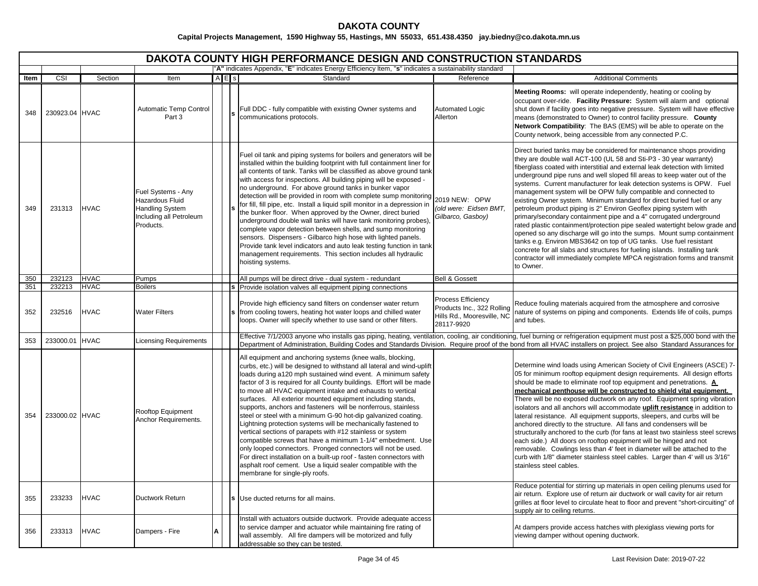# DAKOTA COUNTY

**Capital Projects Management, 1590 Highway 55, Hastings, MN 55033, 651.438.4350 jay.biedny@co.dakota.mn.us**

## DAKOTA COUNTY HIGH PERFORMANCE DESIGN AND CONSTRUCTION STANDARDS

"**A**" indicates Appendix, "**E**" indicates Energy Efficiency Item, "**s**" indicates a sustainability standard

| Item | CSI | Section | Item | A | E | s | Standard | Reference | Additional Comments |
|---|---|---|---|---|---|---|---|---|---|
| 348 | 230923.04 | HVAC | Automatic Temp Control Part 3 | | | s | Full DDC - fully compatible with existing Owner systems and communications protocols. | Automated Logic Allerton | **Meeting Rooms:** will operate independently, heating or cooling by occupant over-ride. **Facility Pressure:** System will alarm and optional shut down if facility goes into negative pressure. System will have effective means (demonstrated to Owner) to control facility pressure. **County Network Compatibility**: The BAS (EMS) will be able to operate on the County network, being accessible from any connected P.C. |
| 349 | 231313 | HVAC | Fuel Systems - Any Hazardous Fluid Handling System Including all Petroleum Products. | | | s | Fuel oil tank and piping systems for boilers and generators will be installed within the building footprint with full containment liner for all contents of tank. Tanks will be classified as above ground tank with access for inspections. All building piping will be exposed - no underground. For above ground tanks in bunker vapor detection will be provided in room with complete sump monitoring for fill, fill pipe, etc. Install a liquid spill monitor in a depression in the bunker floor. When approved by the Owner, direct buried underground double wall tanks will have tank monitoring probes), complete vapor detection between shells, and sump monitoring sensors. Dispensers - Gilbarco high hose with lighted panels. Provide tank level indicators and auto leak testing function in tank management requirements. This section includes all hydraulic hoisting systems. | 2019 NEW: OPW *(old were: Eidsen BMT, Gilbarco, Gasboy)* | Direct buried tanks may be considered for maintenance shops providing they are double wall ACT-100 (UL 58 and Sti-P3 - 30 year warranty) fiberglass coated with interstitial and external leak detection with limited underground pipe runs and well sloped fill areas to keep water out of the systems. Current manufacturer for leak detection systems is OPW. Fuel management system will be OPW fully compatible and connected to existing Owner system. Minimum standard for direct buried fuel or any petroleum product piping is 2" Environ Geoflex piping system with primary/secondary containment pipe and a 4" corrugated underground rated plastic containment/protection pipe sealed watertight below grade and opened so any discharge will go into the sumps. Mount sump containment tanks e.g. Environ MBS3642 on top of UG tanks. Use fuel resistant concrete for all slabs and structures for fueling islands. Installing tank contractor will immediately complete MPCA registration forms and transmit to Owner. |
| 350 | 232123 | HVAC | Pumps | | | | All pumps will be direct drive - dual system - redundant | Bell & Gossett | |
| 351 | 232213 | HVAC | Boilers | | | s | Provide isolation valves all equipment piping connections | | |
| 352 | 232516 | HVAC | Water Filters | | | s | Provide high efficiency sand filters on condenser water return from cooling towers, heating hot water loops and chilled water loops. Owner will specify whether to use sand or other filters. | Process Efficiency Products Inc., 322 Rolling Hills Rd., Mooresville, NC 28117-9920 | Reduce fouling materials acquired from the atmosphere and corrosive nature of systems on piping and components. Extends life of coils, pumps and tubes. |
| 353 | 233000.01 | HVAC | Licensing Requirements | | | | Effective 7/1/2003 anyone who installs gas piping, heating, ventilation, cooling, air conditioning, fuel burning or refrigeration equipment must post a $25,000 bond with the Department of Administration, Building Codes and Standards Division. Require proof of the bond from all HVAC installers on project. See also Standard Assurances for | | |
| 354 | 233000.02 | HVAC | Rooftop Equipment Anchor Requirements. | | | | All equipment and anchoring systems (knee walls, blocking, curbs, etc.) will be designed to withstand all lateral and wind-uplift loads during a120 mph sustained wind event. A minimum safety factor of 3 is required for all County buildings. Effort will be made to move all HVAC equipment intake and exhausts to vertical surfaces. All exterior mounted equipment including stands, supports, anchors and fasteners will be nonferrous, stainless steel or steel with a minimum G-90 hot-dip galvanized coating. Lightning protection systems will be mechanically fastened to vertical sections of parapets with #12 stainless or system compatible screws that have a minimum 1-1/4" embedment. Use only looped connectors. Pronged connectors will not be used. For direct installation on a built-up roof - fasten connectors with asphalt roof cement. Use a liquid sealer compatible with the membrane for single-ply roofs. | | Determine wind loads using American Society of Civil Engineers (ASCE) 7-05 for minimum rooftop equipment design requirements. All design efforts should be made to eliminate roof top equipment and penetrations. **<u>A mechanical penthouse will be constructed to shield vital equipment.</u>** There will be no exposed ductwork on any roof. Equipment spring vibration isolators and all anchors will accommodate **<u>uplift resistance</u>** in addition to lateral resistance. All equipment supports, sleepers, and curbs will be anchored directly to the structure. All fans and condensers will be structurally anchored to the curb (for fans at least two stainless steel screws each side.) All doors on rooftop equipment will be hinged and not removable. Cowlings less than 4' feet in diameter will be attached to the curb with 1/8" diameter stainless steel cables. Larger than 4' will us 3/16" stainless steel cables. |
| 355 | 233233 | HVAC | Ductwork Return | | | s | Use ducted returns for all mains. | | Reduce potential for stirring up materials in open ceiling plenums used for air return. Explore use of return air ductwork or wall cavity for air return grilles at floor level to circulate heat to floor and prevent "short-circuiting" of supply air to ceiling returns. |
| 356 | 233313 | HVAC | Dampers - Fire | A | | | Install with actuators outside ductwork. Provide adequate access to service damper and actuator while maintaining fire rating of wall assembly. All fire dampers will be motorized and fully addressable so they can be tested. | | At dampers provide access hatches with plexiglass viewing ports for viewing damper without opening ductwork. |

Last Revision Date: 2019-07-22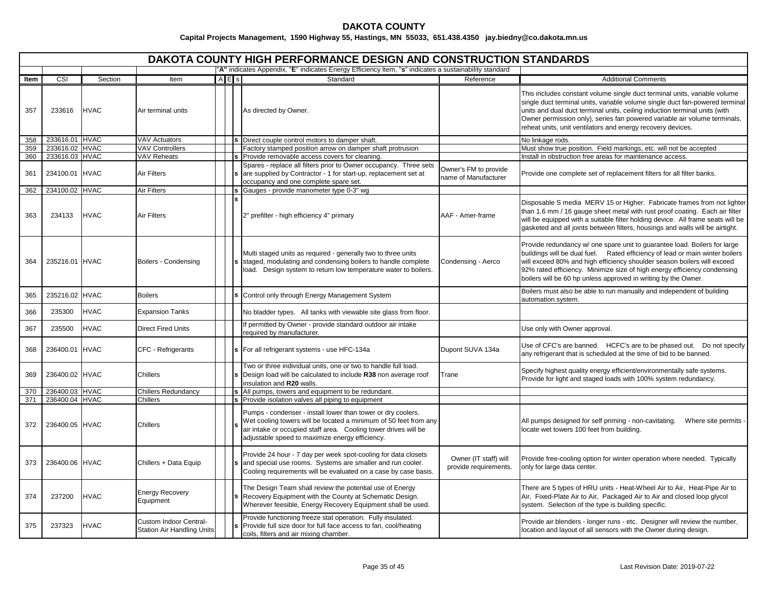# DAKOTA COUNTY

**Capital Projects Management, 1590 Highway 55, Hastings, MN 55033, 651.438.4350 jay.biedny@co.dakota.mn.us**

## DAKOTA COUNTY HIGH PERFORMANCE DESIGN AND CONSTRUCTION STANDARDS

"**A**" indicates Appendix, "**E**" indicates Energy Efficiency Item, "**s**" indicates a sustainability standard

| Item | CSI | Section | Item | A | E | s | Standard | Reference | Additional Comments |
|---|---|---|---|---|---|---|---|---|---|
| 357 | 233616 | HVAC | Air terminal units | | | | As directed by Owner. | | This includes constant volume single duct terminal units, variable volume single duct terminal units, variable volume single duct fan-powered terminal units and dual duct terminal units, ceiling induction terminal units (with Owner permission only), series fan powered variable air volume terminals, reheat units, unit ventilators and energy recovery devices. |
| 358 | 233616.01 | HVAC | VAV Actuators | | | **s** | Direct couple control motors to damper shaft. | | No linkage rods. |
| 359 | 233616.02 | HVAC | VAV Controllers | | | | Factory stamped position arrow on damper shaft protrusion | | Must show true position. Field markings, etc. will not be accepted |
| 360 | 233616.03 | HVAC | VAV Reheats | | | **s** | Provide removable access covers for cleaning. | | Install in obstruction free areas for maintenance access. |
| 361 | 234100.01 | HVAC | Air Filters | | | **s** | Spares - replace all filters prior to Owner occupancy. Three sets are supplied by Contractor - 1 for start-up, replacement set at occupancy and one complete spare set. | Owner's FM to provide name of Manufacturer | Provide one complete set of replacement filters for all filter banks. |
| 362 | 234100.02 | HVAC | Air Filters | | | **s** | Gauges - provide manometer type 0-3" wg | | |
| 363 | 234133 | HVAC | Air Filters | | | **s** | 2" prefilter - high efficiency 4" primary | AAF - Amer-frame | Disposable S media MERV 15 or Higher. Fabricate frames from not lighter than 1.6 mm / 16 gauge sheet metal with rust proof coating. Each air filter will be equipped with a suitable filter holding device. All frame seats will be gasketed and all joints between filters, housings and walls will be airtight. |
| 364 | 235216.01 | HVAC | Boilers - Condensing | | | **s** | Multi staged units as required - generally two to three units staged, modulating and condensing boilers to handle complete load. Design system to return low temperature water to boilers. | Condensing - Aerco | Provide redundancy w/ one spare unit to guarantee load. Boilers for large buildings will be dual fuel. Rated efficiency of lead or main winter boilers will exceed 80% and high efficiency shoulder season boilers will exceed 92% rated efficiency. Minimize size of high energy efficiency condensing boilers will be 60 hp unless approved in writing by the Owner. |
| 365 | 235216.02 | HVAC | Boilers | | | **s** | Control only through Energy Management System | | Boilers must also be able to run manually and independent of building automation system. |
| 366 | 235300 | HVAC | Expansion Tanks | | | | No bladder types. All tanks with viewable site glass from floor. | | |
| 367 | 235500 | HVAC | Direct Fired Units | | | | If permitted by Owner - provide standard outdoor air intake required by manufacturer. | | Use only with Owner approval. |
| 368 | 236400.01 | HVAC | CFC - Refrigerants | | | **s** | For all refrigerant systems - use HFC-134a | Dupont SUVA 134a | Use of CFC's are banned. HCFC's are to be phased out. Do not specify any refrigerant that is scheduled at the time of bid to be banned. |
| 369 | 236400.02 | HVAC | Chillers | | | **s** | Two or three individual units, one or two to handle full load. Design load will be calculated to include **R38** non average roof insulation and **R20** walls. | Trane | Specify highest quality energy efficient/environmentally safe systems. Provide for light and staged loads with 100% system redundancy. |
| 370 | 236400.03 | HVAC | Chillers Redundancy | | | **s** | All pumps, towers and equipment to be redundant. | | |
| 371 | 236400.04 | HVAC | Chillers | | | **s** | Provide isolation valves all piping to equipment | | |
| 372 | 236400.05 | HVAC | Chillers | | | **s** | Pumps - condenser - install lower than tower or dry coolers. Wet cooling towers will be located a minimum of 50 feet from any air intake or occupied staff area. Cooling tower drives will be adjustable speed to maximize energy efficiency. | | All pumps designed for self priming - non-cavitating. Where site permits - locate wet towers 100 feet from building. |
| 373 | 236400.06 | HVAC | Chillers + Data Equip | | | **s** | Provide 24 hour - 7 day per week spot-cooling for data closets and special use rooms. Systems are smaller and run cooler. Cooling requirements will be evaluated on a case by case basis. | Owner (IT staff) will provide requirements. | Provide free-cooling option for winter operation where needed. Typically only for large data center. |
| 374 | 237200 | HVAC | Energy Recovery Equipment | | | **s** | The Design Team shall review the potential use of Energy Recovery Equipment with the County at Schematic Design. Wherever feesible, Energy Recovery Equipment shall be used. | | There are 5 types of HRU units - Heat-Wheel Air to Air, Heat-Pipe Air to Air, Fixed-Plate Air to Air, Packaged Air to Air and closed loop glycol system. Selection of the type is building specific. |
| 375 | 237323 | HVAC | Custom Indoor Central-Station Air Handling Units | | | **s** | Provide functioning freeze stat operation. Fully insulated. Provide full size door for full face access to fan, cool/heating coils, filters and air mixing chamber. | | Provide air blenders - longer runs - etc. Designer will review the number, location and layout of all sensors with the Owner during design. |

Last Revision Date: 2019-07-22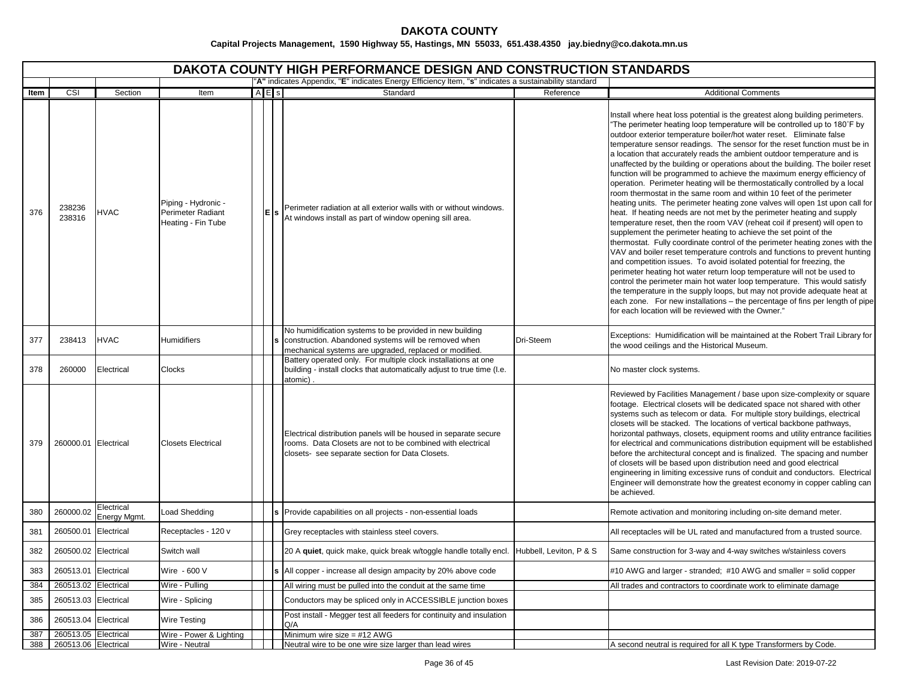**DAKOTA COUNTY**

**Capital Projects Management, 1590 Highway 55, Hastings, MN 55033, 651.438.4350 jay.biedny@co.dakota.mn.us**

# DAKOTA COUNTY HIGH PERFORMANCE DESIGN AND CONSTRUCTION STANDARDS

"**A**" indicates Appendix, "**E**" indicates Energy Efficiency Item, "**s**" indicates a sustainability standard

| Item | CSI | Section | Item | A | E | s | Standard | Reference | Additional Comments |
|---|---|---|---|---|---|---|---|---|---|
| 376 | 238236 238316 | HVAC | Piping - Hydronic - Perimeter Radiant Heating - Fin Tube | | **E** | **s** | Perimeter radiation at all exterior walls with or without windows. At windows install as part of window opening sill area. | | Install where heat loss potential is the greatest along building perimeters. "The perimeter heating loop temperature will be controlled up to 180˚F by outdoor exterior temperature boiler/hot water reset. Eliminate false temperature sensor readings. The sensor for the reset function must be in a location that accurately reads the ambient outdoor temperature and is unaffected by the building or operations about the building. The boiler reset function will be programmed to achieve the maximum energy efficiency of operation. Perimeter heating will be thermostatically controlled by a local room thermostat in the same room and within 10 feet of the perimeter heating units. The perimeter heating zone valves will open 1st upon call for heat. If heating needs are not met by the perimeter heating and supply temperature reset, then the room VAV (reheat coil if present) will open to supplement the perimeter heating to achieve the set point of the thermostat. Fully coordinate control of the perimeter heating zones with the VAV and boiler reset temperature controls and functions to prevent hunting and competition issues. To avoid isolated potential for freezing, the perimeter heating hot water return loop temperature will not be used to control the perimeter main hot water loop temperature. This would satisfy the temperature in the supply loops, but may not provide adequate heat at each zone. For new installations – the percentage of fins per length of pipe for each location will be reviewed with the Owner." |
| 377 | 238413 | HVAC | Humidifiers | | | **s** | No humidification systems to be provided in new building construction. Abandoned systems will be removed when mechanical systems are upgraded, replaced or modified. | Dri-Steem | Exceptions: Humidification will be maintained at the Robert Trail Library for the wood ceilings and the Historical Museum. |
| 378 | 260000 | Electrical | Clocks | | | | Battery operated only. For multiple clock installations at one building - install clocks that automatically adjust to true time (I.e. atomic) . | | No master clock systems. |
| 379 | 260000.01 | Electrical | Closets Electrical | | | | Electrical distribution panels will be housed in separate secure rooms. Data Closets are not to be combined with electrical closets- see separate section for Data Closets. | | Reviewed by Facilities Management / base upon size-complexity or square footage. Electrical closets will be dedicated space not shared with other systems such as telecom or data. For multiple story buildings, electrical closets will be stacked. The locations of vertical backbone pathways, horizontal pathways, closets, equipment rooms and utility entrance facilities for electrical and communications distribution equipment will be established before the architectural concept and is finalized. The spacing and number of closets will be based upon distribution need and good electrical engineering in limiting excessive runs of conduit and conductors. Electrical Engineer will demonstrate how the greatest economy in copper cabling can be achieved. |
| 380 | 260000.02 | Electrical Energy Mgmt. | Load Shedding | | | **s** | Provide capabilities on all projects - non-essential loads | | Remote activation and monitoring including on-site demand meter. |
| 381 | 260500.01 | Electrical | Receptacles - 120 v | | | | Grey receptacles with stainless steel covers. | | All receptacles will be UL rated and manufactured from a trusted source. |
| 382 | 260500.02 | Electrical | Switch wall | | | | 20 A **quiet**, quick make, quick break w/toggle handle totally encl. | Hubbell, Leviton, P & S | Same construction for 3-way and 4-way switches w/stainless covers |
| 383 | 260513.01 | Electrical | Wire - 600 V | | | **s** | All copper - increase all design ampacity by 20% above code | | #10 AWG and larger - stranded; #10 AWG and smaller = solid copper |
| 384 | 260513.02 | Electrical | Wire - Pulling | | | | All wiring must be pulled into the conduit at the same time | | All trades and contractors to coordinate work to eliminate damage |
| 385 | 260513.03 | Electrical | Wire - Splicing | | | | Conductors may be spliced only in ACCESSIBLE junction boxes | | |
| 386 | 260513.04 | Electrical | Wire Testing | | | | Post install - Megger test all feeders for continuity and insulation Q/A | | |
| 387 | 260513.05 | Electrical | Wire - Power & Lighting | | | | Minimum wire size = #12 AWG | | |
| 388 | 260513.06 | Electrical | Wire - Neutral | | | | Neutral wire to be one wire size larger than lead wires | | A second neutral is required for all K type Transformers by Code. |

Last Revision Date: 2019-07-22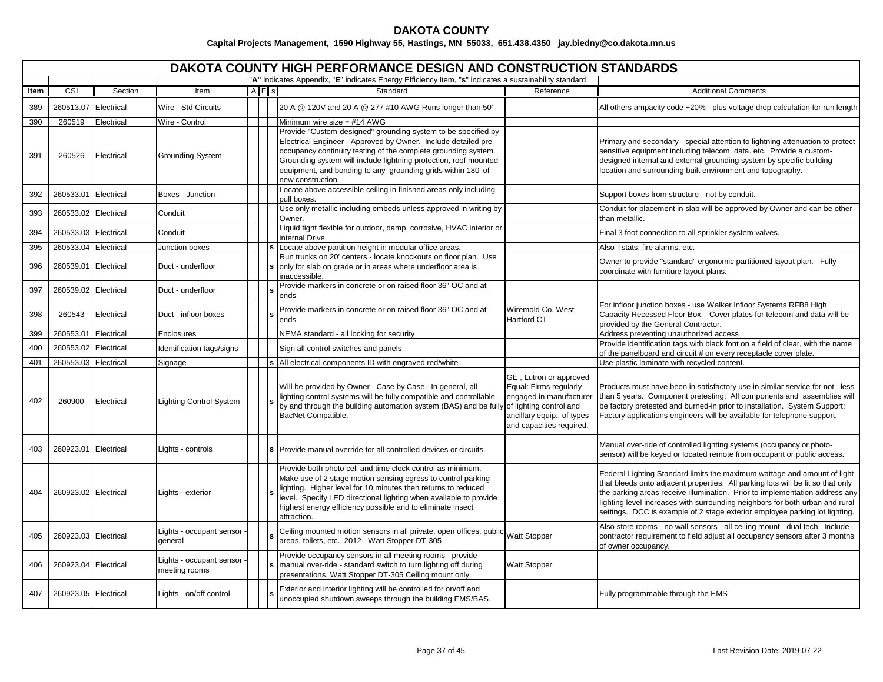# DAKOTA COUNTY

**Capital Projects Management, 1590 Highway 55, Hastings, MN 55033, 651.438.4350 jay.biedny@co.dakota.mn.us**

## DAKOTA COUNTY HIGH PERFORMANCE DESIGN AND CONSTRUCTION STANDARDS

"**A**" indicates Appendix, "**E**" indicates Energy Efficiency Item, "**s**" indicates a sustainability standard

| Item | CSI | Section | Item | A | E | s | Standard | Reference | Additional Comments |
|---|---|---|---|---|---|---|---|---|---|
| 389 | 260513.07 | Electrical | Wire - Std Circuits | | | | 20 A @ 120V and 20 A @ 277 #10 AWG Runs longer than 50' | | All others ampacity code +20% - plus voltage drop calculation for run length |
| 390 | 260519 | Electrical | Wire - Control | | | | Minimum wire size = #14 AWG | | |
| 391 | 260526 | Electrical | Grounding System | | | | Provide "Custom-designed" grounding system to be specified by Electrical Engineer - Approved by Owner. Include detailed pre-occupancy continuity testing of the complete grounding system. Grounding system will include lightning protection, roof mounted equipment, and bonding to any grounding grids within 180' of new construction. | | Primary and secondary - special attention to lightning attenuation to protect sensitive equipment including telecom. data. etc. Provide a custom-designed internal and external grounding system by specific building location and surrounding built environment and topography. |
| 392 | 260533.01 | Electrical | Boxes - Junction | | | | Locate above accessible ceiling in finished areas only including pull boxes. | | Support boxes from structure - not by conduit. |
| 393 | 260533.02 | Electrical | Conduit | | | | Use only metallic including embeds unless approved in writing by Owner. | | Conduit for placement in slab will be approved by Owner and can be other than metallic. |
| 394 | 260533.03 | Electrical | Conduit | | | | Liquid tight flexible for outdoor, damp, corrosive, HVAC interior or internal Drive | | Final 3 foot connection to all sprinkler system valves. |
| 395 | 260533.04 | Electrical | Junction boxes | | | s | Locate above partition height in modular office areas. | | Also Tstats, fire alarms, etc. |
| 396 | 260539.01 | Electrical | Duct - underfloor | | | s | Run trunks on 20' centers - locate knockouts on floor plan. Use only for slab on grade or in areas where underfloor area is inaccessible. | | Owner to provide "standard" ergonomic partitioned layout plan. Fully coordinate with furniture layout plans. |
| 397 | 260539.02 | Electrical | Duct - underfloor | | | s | Provide markers in concrete or on raised floor 36" OC and at ends | | |
| 398 | 260543 | Electrical | Duct - infloor boxes | | | s | Provide markers in concrete or on raised floor 36" OC and at ends | Wiremold Co. West Hartford CT | For infloor junction boxes - use Walker Infloor Systems RFB8 High Capacity Recessed Floor Box. Cover plates for telecom and data will be provided by the General Contractor. |
| 399 | 260553.01 | Electrical | Enclosures | | | | NEMA standard - all locking for security | | Address preventing unauthorized access |
| 400 | 260553.02 | Electrical | Identification tags/signs | | | | Sign all control switches and panels | | Provide identification tags with black font on a field of clear, with the name of the panelboard and circuit # on every receptacle cover plate. |
| 401 | 260553.03 | Electrical | Signage | | | s | All electrical components ID with engraved red/white | | Use plastic laminate with recycled content. |
| 402 | 260900 | Electrical | Lighting Control System | | | s | Will be provided by Owner - Case by Case. In general, all lighting control systems will be fully compatible and controllable by and through the building automation system (BAS) and be fully BacNet Compatible. | GE , Lutron or approved Equal: Firms regularly engaged in manufacturer of lighting control and ancillary equip., of types and capacities required. | Products must have been in satisfactory use in similar service for not less than 5 years. Component pretesting; All components and assemblies will be factory pretested and burned-in prior to installation. System Support: Factory applications engineers will be available for telephone support. |
| 403 | 260923.01 | Electrical | Lights - controls | | | s | Provide manual override for all controlled devices or circuits. | | Manual over-ride of controlled lighting systems (occupancy or photo-sensor) will be keyed or located remote from occupant or public access. |
| 404 | 260923.02 | Electrical | Lights - exterior | | | s | Provide both photo cell and time clock control as minimum. Make use of 2 stage motion sensing egress to control parking lighting. Higher level for 10 minutes then returns to reduced level. Specify LED directional lighting when available to provide highest energy efficiency possible and to eliminate insect attraction. | | Federal Lighting Standard limits the maximum wattage and amount of light that bleeds onto adjacent properties. All parking lots will be lit so that only the parking areas receive illumination. Prior to implementation address any lighting level increases with surrounding neighbors for both urban and rural settings. DCC is example of 2 stage exterior employee parking lot lighting. |
| 405 | 260923.03 | Electrical | Lights - occupant sensor - general | | | s | Ceiling mounted motion sensors in all private, open offices, public areas, toilets, etc. 2012 - Watt Stopper DT-305 | Watt Stopper | Also store rooms - no wall sensors - all ceiling mount - dual tech. Include contractor requirement to field adjust all occupancy sensors after 3 months of owner occupancy. |
| 406 | 260923.04 | Electrical | Lights - occupant sensor - meeting rooms | | | s | Provide occupancy sensors in all meeting rooms - provide manual over-ride - standard switch to turn lighting off during presentations. Watt Stopper DT-305 Ceiling mount only. | Watt Stopper | |
| 407 | 260923.05 | Electrical | Lights - on/off control | | | s | Exterior and interior lighting will be controlled for on/off and unoccupied shutdown sweeps through the building EMS/BAS. | | Fully programmable through the EMS |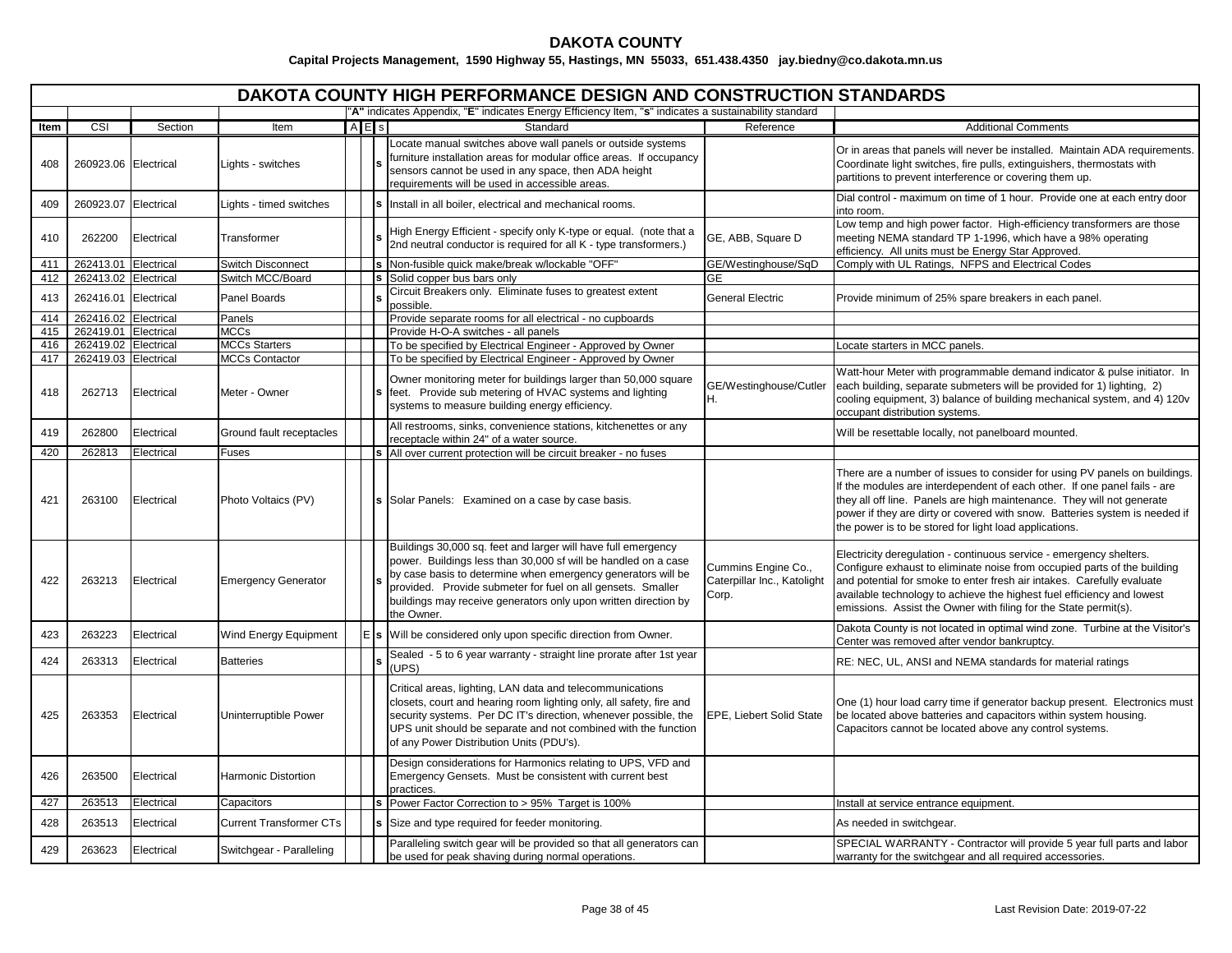# DAKOTA COUNTY

**Capital Projects Management, 1590 Highway 55, Hastings, MN 55033, 651.438.4350 jay.biedny@co.dakota.mn.us**

## DAKOTA COUNTY HIGH PERFORMANCE DESIGN AND CONSTRUCTION STANDARDS

"**A**" indicates Appendix, "**E**" indicates Energy Efficiency Item, "**s**" indicates a sustainability standard

| Item | CSI | Section | Item | A | E | s | Standard | Reference | Additional Comments |
|---|---|---|---|---|---|---|---|---|---|
| 408 | 260923.06 | Electrical | Lights - switches | | | s | Locate manual switches above wall panels or outside systems furniture installation areas for modular office areas. If occupancy sensors cannot be used in any space, then ADA height requirements will be used in accessible areas. | | Or in areas that panels will never be installed. Maintain ADA requirements. Coordinate light switches, fire pulls, extinguishers, thermostats with partitions to prevent interference or covering them up. |
| 409 | 260923.07 | Electrical | Lights - timed switches | | | s | Install in all boiler, electrical and mechanical rooms. | | Dial control - maximum on time of 1 hour. Provide one at each entry door into room. |
| 410 | 262200 | Electrical | Transformer | | | s | High Energy Efficient - specify only K-type or equal. (note that a 2nd neutral conductor is required for all K - type transformers.) | GE, ABB, Square D | Low temp and high power factor. High-efficiency transformers are those meeting NEMA standard TP 1-1996, which have a 98% operating efficiency. All units must be Energy Star Approved. |
| 411 | 262413.01 | Electrical | Switch Disconnect | | | s | Non-fusible quick make/break w/lockable "OFF" | GE/Westinghouse/SqD | Comply with UL Ratings, NFPS and Electrical Codes |
| 412 | 262413.02 | Electrical | Switch MCC/Board | | | s | Solid copper bus bars only | GE | |
| 413 | 262416.01 | Electrical | Panel Boards | | | s | Circuit Breakers only. Eliminate fuses to greatest extent possible. | General Electric | Provide minimum of 25% spare breakers in each panel. |
| 414 | 262416.02 | Electrical | Panels | | | | Provide separate rooms for all electrical - no cupboards | | |
| 415 | 262419.01 | Electrical | MCCs | | | | Provide H-O-A switches - all panels | | |
| 416 | 262419.02 | Electrical | MCCs Starters | | | | To be specified by Electrical Engineer - Approved by Owner | | Locate starters in MCC panels. |
| 417 | 262419.03 | Electrical | MCCs Contactor | | | | To be specified by Electrical Engineer - Approved by Owner | | |
| 418 | 262713 | Electrical | Meter - Owner | | | s | Owner monitoring meter for buildings larger than 50,000 square feet. Provide sub metering of HVAC systems and lighting systems to measure building energy efficiency. | GE/Westinghouse/Cutler H. | Watt-hour Meter with programmable demand indicator & pulse initiator. In each building, separate submeters will be provided for 1) lighting, 2) cooling equipment, 3) balance of building mechanical system, and 4) 120v occupant distribution systems. |
| 419 | 262800 | Electrical | Ground fault receptacles | | | | All restrooms, sinks, convenience stations, kitchenettes or any receptacle within 24" of a water source. | | Will be resettable locally, not panelboard mounted. |
| 420 | 262813 | Electrical | Fuses | | | s | All over current protection will be circuit breaker - no fuses | | |
| 421 | 263100 | Electrical | Photo Voltaics (PV) | | | s | Solar Panels: Examined on a case by case basis. | | There are a number of issues to consider for using PV panels on buildings. If the modules are interdependent of each other. If one panel fails - are they all off line. Panels are high maintenance. They will not generate power if they are dirty or covered with snow. Batteries system is needed if the power is to be stored for light load applications. |
| 422 | 263213 | Electrical | Emergency Generator | | | s | Buildings 30,000 sq. feet and larger will have full emergency power. Buildings less than 30,000 sf will be handled on a case by case basis to determine when emergency generators will be provided. Provide submeter for fuel on all gensets. Smaller buildings may receive generators only upon written direction by the Owner. | Cummins Engine Co., Caterpillar Inc., Katolight Corp. | Electricity deregulation - continuous service - emergency shelters. Configure exhaust to eliminate noise from occupied parts of the building and potential for smoke to enter fresh air intakes. Carefully evaluate available technology to achieve the highest fuel efficiency and lowest emissions. Assist the Owner with filing for the State permit(s). |
| 423 | 263223 | Electrical | Wind Energy Equipment | | E | s | Will be considered only upon specific direction from Owner. | | Dakota County is not located in optimal wind zone. Turbine at the Visitor's Center was removed after vendor bankruptcy. |
| 424 | 263313 | Electrical | Batteries | | | s | Sealed - 5 to 6 year warranty - straight line prorate after 1st year (UPS) | | RE: NEC, UL, ANSI and NEMA standards for material ratings |
| 425 | 263353 | Electrical | Uninterruptible Power | | | | Critical areas, lighting, LAN data and telecommunications closets, court and hearing room lighting only, all safety, fire and security systems. Per DC IT's direction, whenever possible, the UPS unit should be separate and not combined with the function of any Power Distribution Units (PDU's). | EPE, Liebert Solid State | One (1) hour load carry time if generator backup present. Electronics must be located above batteries and capacitors within system housing. Capacitors cannot be located above any control systems. |
| 426 | 263500 | Electrical | Harmonic Distortion | | | | Design considerations for Harmonics relating to UPS, VFD and Emergency Gensets. Must be consistent with current best practices. | | |
| 427 | 263513 | Electrical | Capacitors | | | s | Power Factor Correction to > 95% Target is 100% | | Install at service entrance equipment. |
| 428 | 263513 | Electrical | Current Transformer CTs | | | s | Size and type required for feeder monitoring. | | As needed in switchgear. |
| 429 | 263623 | Electrical | Switchgear - Paralleling | | | | Paralleling switch gear will be provided so that all generators can be used for peak shaving during normal operations. | | SPECIAL WARRANTY - Contractor will provide 5 year full parts and labor warranty for the switchgear and all required accessories. |

Last Revision Date: 2019-07-22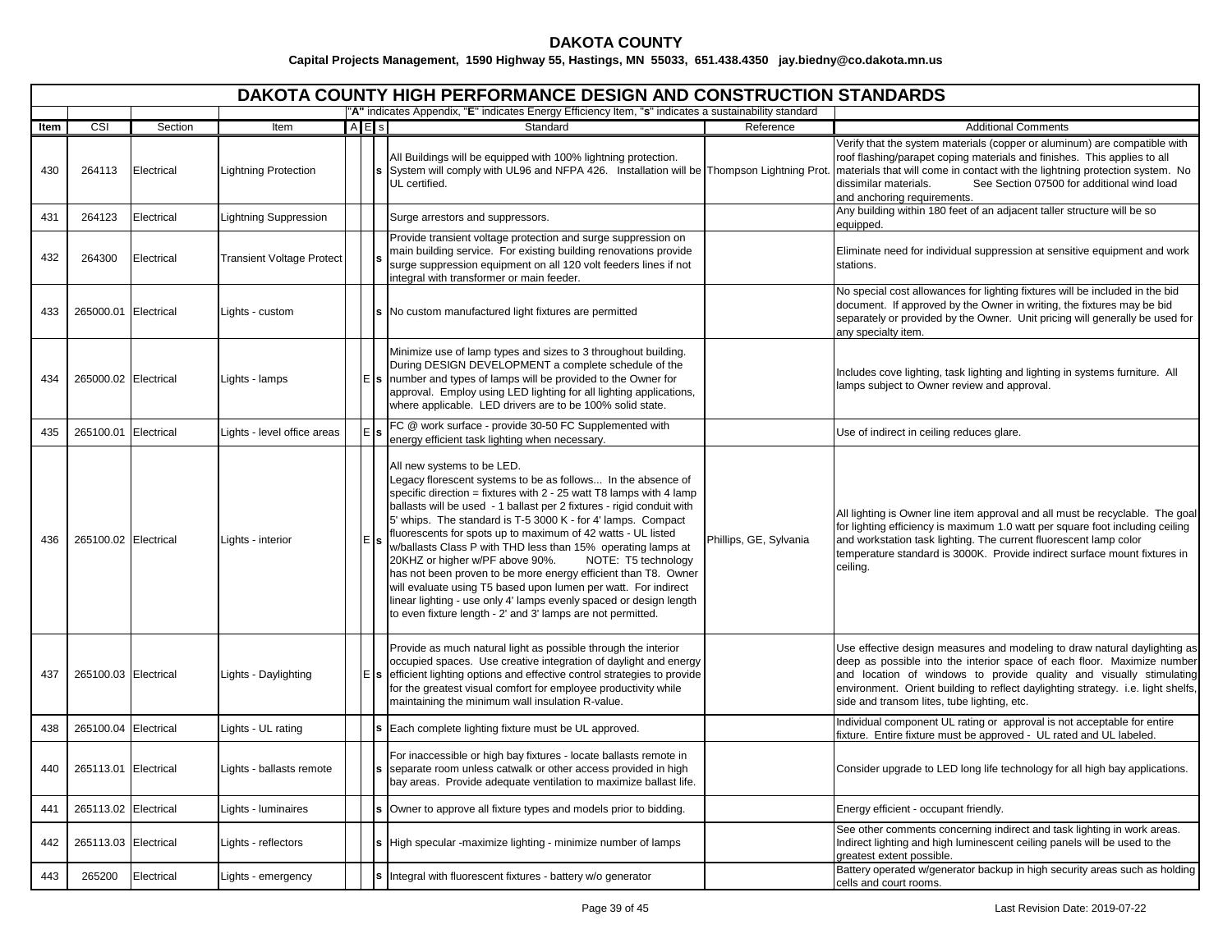**DAKOTA COUNTY**

**Capital Projects Management, 1590 Highway 55, Hastings, MN 55033, 651.438.4350 jay.biedny@co.dakota.mn.us**

# DAKOTA COUNTY HIGH PERFORMANCE DESIGN AND CONSTRUCTION STANDARDS

"**A**" indicates Appendix, "**E**" indicates Energy Efficiency Item, "**s**" indicates a sustainability standard

| Item | CSI | Section | Item | A | E | s | Standard | Reference | Additional Comments |
|---|---|---|---|---|---|---|---|---|---|
| 430 | 264113 | Electrical | Lightning Protection | | | **s** | All Buildings will be equipped with 100% lightning protection. System will comply with UL96 and NFPA 426. Installation will be UL certified. | Thompson Lightning Prot. | Verify that the system materials (copper or aluminum) are compatible with roof flashing/parapet coping materials and finishes. This applies to all materials that will come in contact with the lightning protection system. No dissimilar materials. See Section 07500 for additional wind load and anchoring requirements. |
| 431 | 264123 | Electrical | Lightning Suppression | | | | Surge arrestors and suppressors. | | Any building within 180 feet of an adjacent taller structure will be so equipped. |
| 432 | 264300 | Electrical | Transient Voltage Protect | | | **s** | Provide transient voltage protection and surge suppression on main building service. For existing building renovations provide surge suppression equipment on all 120 volt feeders lines if not integral with transformer or main feeder. | | Eliminate need for individual suppression at sensitive equipment and work stations. |
| 433 | 265000.01 | Electrical | Lights - custom | | | **s** | No custom manufactured light fixtures are permitted | | No special cost allowances for lighting fixtures will be included in the bid document. If approved by the Owner in writing, the fixtures may be bid separately or provided by the Owner. Unit pricing will generally be used for any specialty item. |
| 434 | 265000.02 | Electrical | Lights - lamps | | E | **s** | Minimize use of lamp types and sizes to 3 throughout building. During DESIGN DEVELOPMENT a complete schedule of the number and types of lamps will be provided to the Owner for approval. Employ using LED lighting for all lighting applications, where applicable. LED drivers are to be 100% solid state. | | Includes cove lighting, task lighting and lighting in systems furniture. All lamps subject to Owner review and approval. |
| 435 | 265100.01 | Electrical | Lights - level office areas | | E | **s** | FC @ work surface - provide 30-50 FC Supplemented with energy efficient task lighting when necessary. | | Use of indirect in ceiling reduces glare. |
| 436 | 265100.02 | Electrical | Lights - interior | | E | **s** | All new systems to be LED. Legacy florescent systems to be as follows... In the absence of specific direction = fixtures with 2 - 25 watt T8 lamps with 4 lamp ballasts will be used - 1 ballast per 2 fixtures - rigid conduit with 5' whips. The standard is T-5 3000 K - for 4' lamps. Compact fluorescents for spots up to maximum of 42 watts - UL listed w/ballasts Class P with THD less than 15% operating lamps at 20KHZ or higher w/PF above 90%. NOTE: T5 technology has not been proven to be more energy efficient than T8. Owner will evaluate using T5 based upon lumen per watt. For indirect linear lighting - use only 4' lamps evenly spaced or design length to even fixture length - 2' and 3' lamps are not permitted. | Phillips, GE, Sylvania | All lighting is Owner line item approval and all must be recyclable. The goal for lighting efficiency is maximum 1.0 watt per square foot including ceiling and workstation task lighting. The current fluorescent lamp color temperature standard is 3000K. Provide indirect surface mount fixtures in ceiling. |
| 437 | 265100.03 | Electrical | Lights - Daylighting | | E | **s** | Provide as much natural light as possible through the interior occupied spaces. Use creative integration of daylight and energy efficient lighting options and effective control strategies to provide for the greatest visual comfort for employee productivity while maintaining the minimum wall insulation R-value. | | Use effective design measures and modeling to draw natural daylighting as deep as possible into the interior space of each floor. Maximize number and location of windows to provide quality and visually stimulating environment. Orient building to reflect daylighting strategy. i.e. light shelfs, side and transom lites, tube lighting, etc. |
| 438 | 265100.04 | Electrical | Lights - UL rating | | | **s** | Each complete lighting fixture must be UL approved. | | Individual component UL rating or approval is not acceptable for entire fixture. Entire fixture must be approved - UL rated and UL labeled. |
| 440 | 265113.01 | Electrical | Lights - ballasts remote | | | **s** | For inaccessible or high bay fixtures - locate ballasts remote in separate room unless catwalk or other access provided in high bay areas. Provide adequate ventilation to maximize ballast life. | | Consider upgrade to LED long life technology for all high bay applications. |
| 441 | 265113.02 | Electrical | Lights - luminaires | | | **s** | Owner to approve all fixture types and models prior to bidding. | | Energy efficient - occupant friendly. |
| 442 | 265113.03 | Electrical | Lights - reflectors | | | **s** | High specular -maximize lighting - minimize number of lamps | | See other comments concerning indirect and task lighting in work areas. Indirect lighting and high luminescent ceiling panels will be used to the greatest extent possible. |
| 443 | 265200 | Electrical | Lights - emergency | | | **s** | Integral with fluorescent fixtures - battery w/o generator | | Battery operated w/generator backup in high security areas such as holding cells and court rooms. |

Last Revision Date: 2019-07-22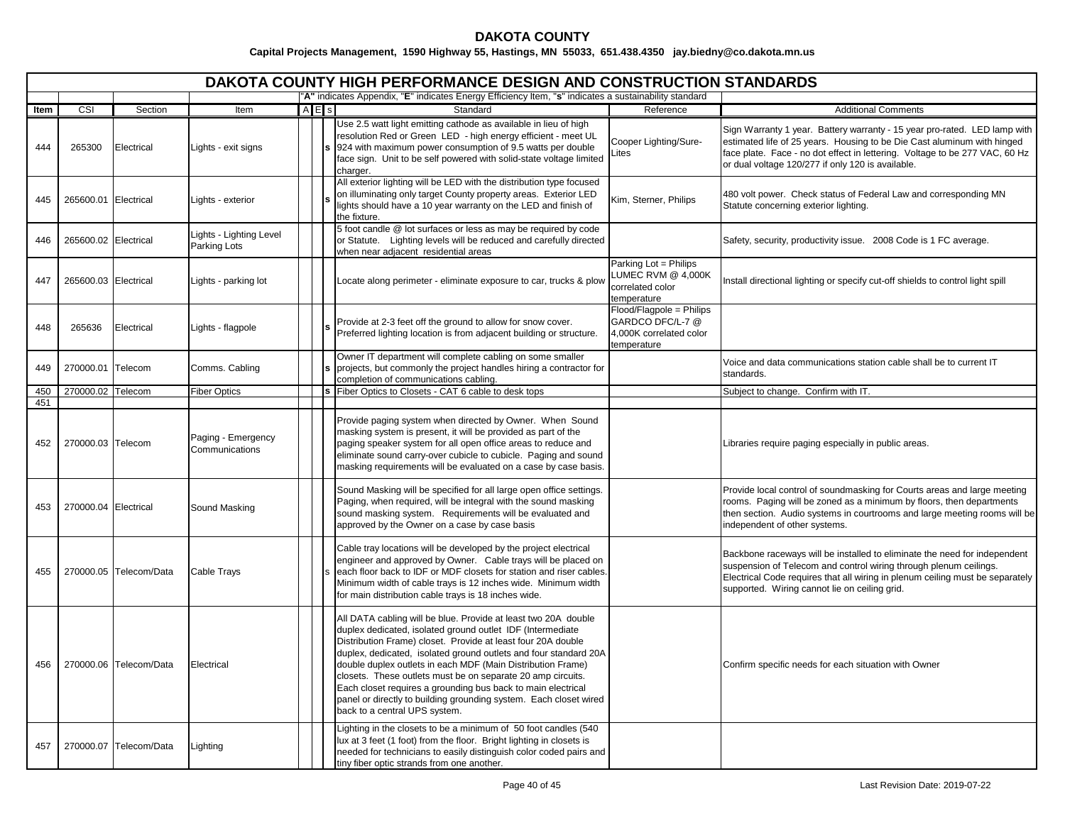**DAKOTA COUNTY**

**Capital Projects Management, 1590 Highway 55, Hastings, MN 55033, 651.438.4350 jay.biedny@co.dakota.mn.us**

## DAKOTA COUNTY HIGH PERFORMANCE DESIGN AND CONSTRUCTION STANDARDS

"**A**" indicates Appendix, "**E**" indicates Energy Efficiency Item, "**s**" indicates a sustainability standard

| Item | CSI | Section | Item | A | E | s | Standard | Reference | Additional Comments |
|---|---|---|---|---|---|---|---|---|---|
| 444 | 265300 | Electrical | Lights - exit signs | | | **s** | Use 2.5 watt light emitting cathode as available in lieu of high resolution Red or Green LED - high energy efficient - meet UL 924 with maximum power consumption of 9.5 watts per double face sign. Unit to be self powered with solid-state voltage limited charger. | Cooper Lighting/Sure-Lites | Sign Warranty 1 year. Battery warranty - 15 year pro-rated. LED lamp with estimated life of 25 years. Housing to be Die Cast aluminum with hinged face plate. Face - no dot effect in lettering. Voltage to be 277 VAC, 60 Hz or dual voltage 120/277 if only 120 is available. |
| 445 | 265600.01 | Electrical | Lights - exterior | | | **s** | All exterior lighting will be LED with the distribution type focused on illuminating only target County property areas. Exterior LED lights should have a 10 year warranty on the LED and finish of the fixture. | Kim, Sterner, Philips | 480 volt power. Check status of Federal Law and corresponding MN Statute concerning exterior lighting. |
| 446 | 265600.02 | Electrical | Lights - Lighting Level Parking Lots | | | | 5 foot candle @ lot surfaces or less as may be required by code or Statute. Lighting levels will be reduced and carefully directed when near adjacent residential areas | | Safety, security, productivity issue. 2008 Code is 1 FC average. |
| 447 | 265600.03 | Electrical | Lights - parking lot | | | | Locate along perimeter - eliminate exposure to car, trucks & plow | Parking Lot = Philips LUMEC RVM @ 4,000K correlated color temperature | Install directional lighting or specify cut-off shields to control light spill |
| 448 | 265636 | Electrical | Lights - flagpole | | | **s** | Provide at 2-3 feet off the ground to allow for snow cover. Preferred lighting location is from adjacent building or structure. | Flood/Flagpole = Philips GARDCO DFC/L-7 @ 4,000K correlated color temperature | |
| 449 | 270000.01 | Telecom | Comms. Cabling | | | **s** | Owner IT department will complete cabling on some smaller projects, but commonly the project handles hiring a contractor for completion of communications cabling. | | Voice and data communications station cable shall be to current IT standards. |
| 450 | 270000.02 | Telecom | Fiber Optics | | | **s** | Fiber Optics to Closets - CAT 6 cable to desk tops | | Subject to change. Confirm with IT. |
| 451 | | | | | | | | | |
| 452 | 270000.03 | Telecom | Paging - Emergency Communications | | | | Provide paging system when directed by Owner. When Sound masking system is present, it will be provided as part of the paging speaker system for all open office areas to reduce and eliminate sound carry-over cubicle to cubicle. Paging and sound masking requirements will be evaluated on a case by case basis. | | Libraries require paging especially in public areas. |
| 453 | 270000.04 | Electrical | Sound Masking | | | | Sound Masking will be specified for all large open office settings. Paging, when required, will be integral with the sound masking sound masking system. Requirements will be evaluated and approved by the Owner on a case by case basis | | Provide local control of soundmasking for Courts areas and large meeting rooms. Paging will be zoned as a minimum by floors, then departments then section. Audio systems in courtrooms and large meeting rooms will be independent of other systems. |
| 455 | 270000.05 | Telecom/Data | Cable Trays | | | s | Cable tray locations will be developed by the project electrical engineer and approved by Owner. Cable trays will be placed on each floor back to IDF or MDF closets for station and riser cables. Minimum width of cable trays is 12 inches wide. Minimum width for main distribution cable trays is 18 inches wide. | | Backbone raceways will be installed to eliminate the need for independent suspension of Telecom and control wiring through plenum ceilings. Electrical Code requires that all wiring in plenum ceiling must be separately supported. Wiring cannot lie on ceiling grid. |
| 456 | 270000.06 | Telecom/Data | Electrical | | | | All DATA cabling will be blue. Provide at least two 20A double duplex dedicated, isolated ground outlet IDF (Intermediate Distribution Frame) closet. Provide at least four 20A double duplex, dedicated, isolated ground outlets and four standard 20A double duplex outlets in each MDF (Main Distribution Frame) closets. These outlets must be on separate 20 amp circuits. Each closet requires a grounding bus back to main electrical panel or directly to building grounding system. Each closet wired back to a central UPS system. | | Confirm specific needs for each situation with Owner |
| 457 | 270000.07 | Telecom/Data | Lighting | | | | Lighting in the closets to be a minimum of 50 foot candles (540 lux at 3 feet (1 foot) from the floor. Bright lighting in closets is needed for technicians to easily distinguish color coded pairs and tiny fiber optic strands from one another. | | |

Last Revision Date: 2019-07-22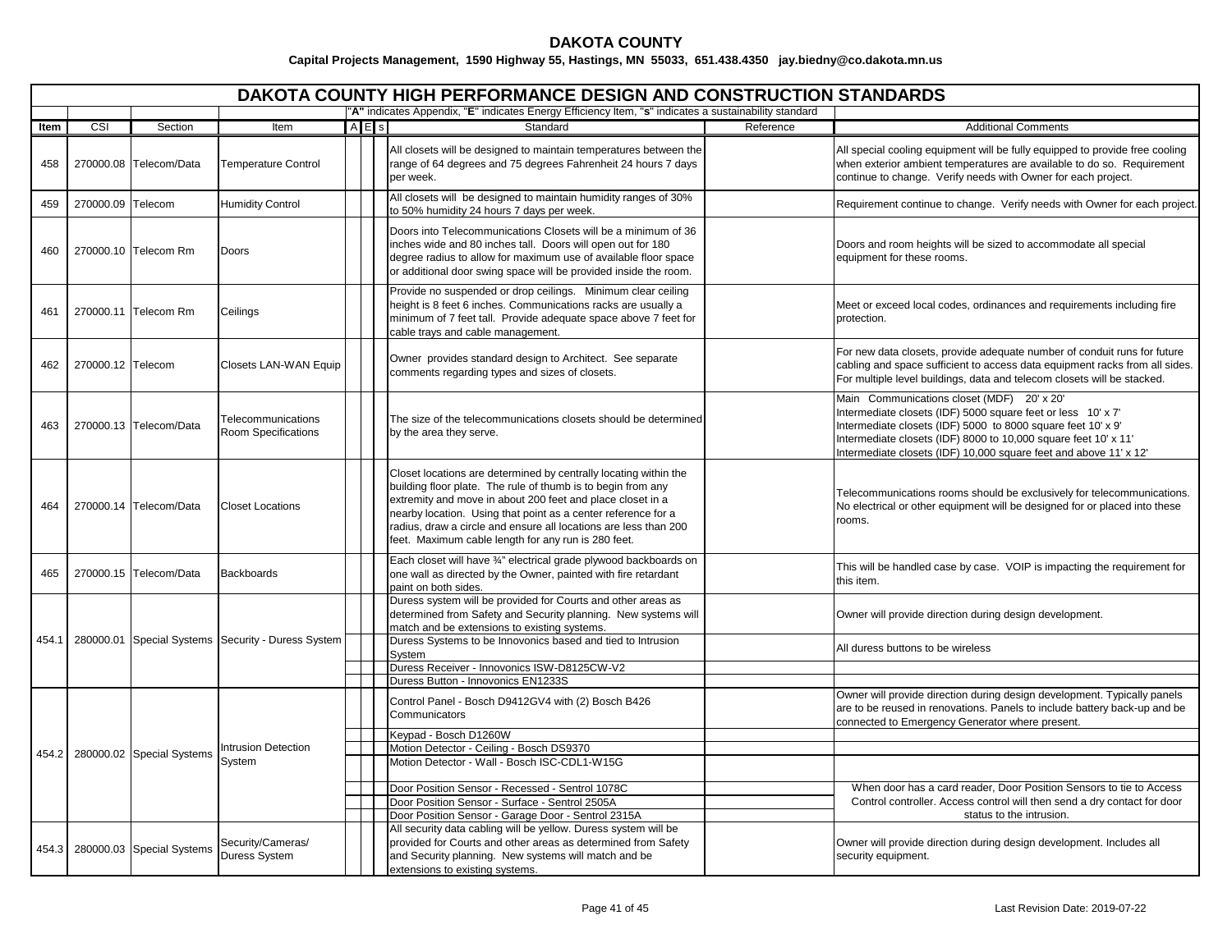**DAKOTA COUNTY**

**Capital Projects Management, 1590 Highway 55, Hastings, MN 55033, 651.438.4350 jay.biedny@co.dakota.mn.us**

# DAKOTA COUNTY HIGH PERFORMANCE DESIGN AND CONSTRUCTION STANDARDS

"**A**" indicates Appendix, "**E**" indicates Energy Efficiency Item, "**s**" indicates a sustainability standard

| Item | CSI | Section | Item | A | E | s | Standard | Reference | Additional Comments |
|---|---|---|---|---|---|---|---|---|---|
| 458 | 270000.08 | Telecom/Data | Temperature Control | | | | All closets will be designed to maintain temperatures between the range of 64 degrees and 75 degrees Fahrenheit 24 hours 7 days per week. | | All special cooling equipment will be fully equipped to provide free cooling when exterior ambient temperatures are available to do so. Requirement continue to change. Verify needs with Owner for each project. |
| 459 | 270000.09 | Telecom | Humidity Control | | | | All closets will be designed to maintain humidity ranges of 30% to 50% humidity 24 hours 7 days per week. | | Requirement continue to change. Verify needs with Owner for each project. |
| 460 | 270000.10 | Telecom Rm | Doors | | | | Doors into Telecommunications Closets will be a minimum of 36 inches wide and 80 inches tall. Doors will open out for 180 degree radius to allow for maximum use of available floor space or additional door swing space will be provided inside the room. | | Doors and room heights will be sized to accommodate all special equipment for these rooms. |
| 461 | 270000.11 | Telecom Rm | Ceilings | | | | Provide no suspended or drop ceilings. Minimum clear ceiling height is 8 feet 6 inches. Communications racks are usually a minimum of 7 feet tall. Provide adequate space above 7 feet for cable trays and cable management. | | Meet or exceed local codes, ordinances and requirements including fire protection. |
| 462 | 270000.12 | Telecom | Closets LAN-WAN Equip | | | | Owner provides standard design to Architect. See separate comments regarding types and sizes of closets. | | For new data closets, provide adequate number of conduit runs for future cabling and space sufficient to access data equipment racks from all sides. For multiple level buildings, data and telecom closets will be stacked. |
| 463 | 270000.13 | Telecom/Data | Telecommunications Room Specifications | | | | The size of the telecommunications closets should be determined by the area they serve. | | Main Communications closet (MDF) 20' x 20'<br>Intermediate closets (IDF) 5000 square feet or less 10' x 7'<br>Intermediate closets (IDF) 5000 to 8000 square feet 10' x 9'<br>Intermediate closets (IDF) 8000 to 10,000 square feet 10' x 11'<br>Intermediate closets (IDF) 10,000 square feet and above 11' x 12' |
| 464 | 270000.14 | Telecom/Data | Closet Locations | | | | Closet locations are determined by centrally locating within the building floor plate. The rule of thumb is to begin from any extremity and move in about 200 feet and place closet in a nearby location. Using that point as a center reference for a radius, draw a circle and ensure all locations are less than 200 feet. Maximum cable length for any run is 280 feet. | | Telecommunications rooms should be exclusively for telecommunications. No electrical or other equipment will be designed for or placed into these rooms. |
| 465 | 270000.15 | Telecom/Data | Backboards | | | | Each closet will have ¾" electrical grade plywood backboards on one wall as directed by the Owner, painted with fire retardant paint on both sides. | | This will be handled case by case. VOIP is impacting the requirement for this item. |
| 454.1 | 280000.01 | Special Systems | Security - Duress System | | | | Duress system will be provided for Courts and other areas as determined from Safety and Security planning. New systems will match and be extensions to existing systems. | | Owner will provide direction during design development. |
| | | | | | | | Duress Systems to be Innovonics based and tied to Intrusion System | | All duress buttons to be wireless |
| | | | | | | | Duress Receiver - Innovonics ISW-D8125CW-V2 | | |
| | | | | | | | Duress Button - Innovonics EN1233S | | |
| 454.2 | 280000.02 | Special Systems | Intrusion Detection System | | | | Control Panel - Bosch D9412GV4 with (2) Bosch B426 Communicators | | Owner will provide direction during design development. Typically panels are to be reused in renovations. Panels to include battery back-up and be connected to Emergency Generator where present. |
| | | | | | | | Keypad - Bosch D1260W | | |
| | | | | | | | Motion Detector - Ceiling - Bosch DS9370 | | |
| | | | | | | | Motion Detector - Wall - Bosch ISC-CDL1-W15G | | |
| | | | | | | | Door Position Sensor - Recessed - Sentrol 1078C | | When door has a card reader, Door Position Sensors to tie to Access Control controller. Access control will then send a dry contact for door status to the intrusion. |
| | | | | | | | Door Position Sensor - Surface - Sentrol 2505A | | |
| | | | | | | | Door Position Sensor - Garage Door - Sentrol 2315A | | |
| 454.3 | 280000.03 | Special Systems | Security/Cameras/ Duress System | | | | All security data cabling will be yellow. Duress system will be provided for Courts and other areas as determined from Safety and Security planning. New systems will match and be extensions to existing systems. | | Owner will provide direction during design development. Includes all security equipment. |

Last Revision Date: 2019-07-22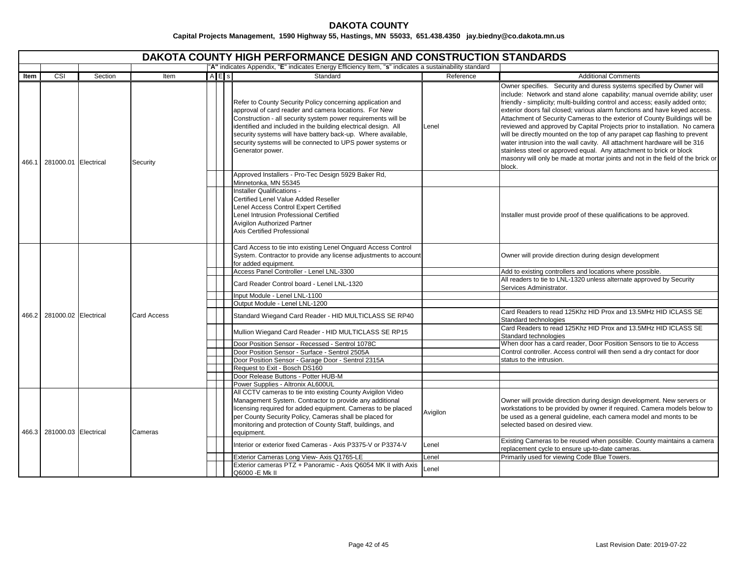**DAKOTA COUNTY**

**Capital Projects Management, 1590 Highway 55, Hastings, MN 55033, 651.438.4350 jay.biedny@co.dakota.mn.us**

# DAKOTA COUNTY HIGH PERFORMANCE DESIGN AND CONSTRUCTION STANDARDS

"**A**" indicates Appendix, "**E**" indicates Energy Efficiency Item, "**s**" indicates a sustainability standard

| Item | CSI | Section | Item | A | E | s | Standard | Reference | Additional Comments |
|---|---|---|---|---|---|---|---|---|---|
| 466.1 | 281000.01 | Electrical | Security | | | | Refer to County Security Policy concerning application and approval of card reader and camera locations. For New Construction - all security system power requirements will be identified and included in the building electrical design. All security systems will have battery back-up. Where available, security systems will be connected to UPS power systems or Generator power. | Lenel | Owner specifies. Security and duress systems specified by Owner will include: Network and stand alone capability; manual override ability; user friendly - simplicity; multi-building control and access; easily added onto; exterior doors fail closed; various alarm functions and have keyed access. Attachment of Security Cameras to the exterior of County Buildings will be reviewed and approved by Capital Projects prior to installation. No camera will be directly mounted on the top of any parapet cap flashing to prevent water intrusion into the wall cavity. All attachment hardware will be 316 stainless steel or approved equal. Any attachment to brick or block masonry will only be made at mortar joints and not in the field of the brick or block. |
| | | | | | | | Approved Installers - Pro-Tec Design 5929 Baker Rd, Minnetonka, MN 55345 | | |
| | | | | | | | Installer Qualifications - Certified Lenel Value Added Reseller Lenel Access Control Expert Certified Lenel Intrusion Professional Certified Avigilon Authorized Partner Axis Certified Professional | | Installer must provide proof of these qualifications to be approved. |
| 466.2 | 281000.02 | Electrical | Card Access | | | | Card Access to tie into existing Lenel Onguard Access Control System. Contractor to provide any license adjustments to account for added equipment. | | Owner will provide direction during design development |
| | | | | | | | Access Panel Controller - Lenel LNL-3300 | | Add to existing controllers and locations where possible. |
| | | | | | | | Card Reader Control board - Lenel LNL-1320 | | All readers to tie to LNL-1320 unless alternate approved by Security Services Administrator. |
| | | | | | | | Input Module - Lenel LNL-1100 | | |
| | | | | | | | Output Module - Lenel LNL-1200 | | |
| | | | | | | | Standard Wiegand Card Reader - HID MULTICLASS SE RP40 | | Card Readers to read 125Khz HID Prox and 13.5MHz HID ICLASS SE Standard technologies |
| | | | | | | | Mullion Wiegand Card Reader - HID MULTICLASS SE RP15 | | Card Readers to read 125Khz HID Prox and 13.5MHz HID ICLASS SE Standard technologies |
| | | | | | | | Door Position Sensor - Recessed - Sentrol 1078C | | When door has a card reader, Door Position Sensors to tie to Access Control controller. Access control will then send a dry contact for door status to the intrusion. |
| | | | | | | | Door Position Sensor - Surface - Sentrol 2505A | | |
| | | | | | | | Door Position Sensor - Garage Door - Sentrol 2315A | | |
| | | | | | | | Request to Exit - Bosch DS160 | | |
| | | | | | | | Door Release Buttons - Potter HUB-M | | |
| | | | | | | | Power Supplies - Altronix AL600UL | | |
| 466.3 | 281000.03 | Electrical | Cameras | | | | All CCTV cameras to tie into existing County Avigilon Video Management System. Contractor to provide any additional licensing required for added equipment. Cameras to be placed per County Security Policy, Cameras shall be placed for monitoring and protection of County Staff, buildings, and equipment. | Avigilon | Owner will provide direction during design development. New servers or workstations to be provided by owner if required. Camera models below to be used as a general guideline, each camera model and monts to be selected based on desired view. |
| | | | | | | | Interior or exterior fixed Cameras - Axis P3375-V or P3374-V | Lenel | Existing Cameras to be reused when possible. County maintains a camera replacement cycle to ensure up-to-date cameras. |
| | | | | | | | Exterior Cameras Long View- Axis Q1765-LE | Lenel | Primarily used for viewing Code Blue Towers. |
| | | | | | | | Exterior cameras PTZ + Panoramic - Axis Q6054 MK II with Axis Q6000 -E Mk II | Lenel | |

Last Revision Date: 2019-07-22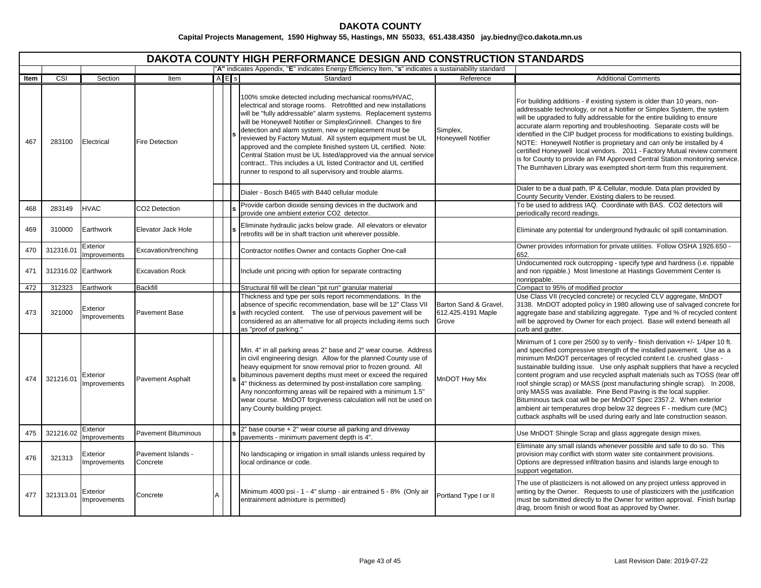**DAKOTA COUNTY**

**Capital Projects Management, 1590 Highway 55, Hastings, MN 55033, 651.438.4350 jay.biedny@co.dakota.mn.us**

## DAKOTA COUNTY HIGH PERFORMANCE DESIGN AND CONSTRUCTION STANDARDS

"**A**" indicates Appendix, "**E**" indicates Energy Efficiency Item, "**s**" indicates a sustainability standard

| Item | CSI | Section | Item | A | E | s | Standard | Reference | Additional Comments |
|---|---|---|---|---|---|---|---|---|---|
| 467 | 283100 | Electrical | Fire Detection | | | s | 100% smoke detected including mechanical rooms/HVAC, electrical and storage rooms. Retrofitted and new installations will be "fully addressable" alarm systems. Replacement systems will be Honeywell Notifier or SimplexGrinnell. Changes to fire detection and alarm system, new or replacement must be reviewed by Factory Mutual. All system equipment must be UL approved and the complete finished system UL certified. Note: Central Station must be UL listed/approved via the annual service contract.. This includes a UL listed Contractor and UL certified runner to respond to all supervisory and trouble alarms. | Simplex, Honeywell Notifier | For building additions - if existing system is older than 10 years, non-addressable technology, or not a Notifier or Simplex System, the system will be upgraded to fully addressable for the entire building to ensure accurate alarm reporting and troubleshooting. Separate costs will be identified in the CIP budget process for modifications to existing buildings. NOTE: Honeywell Notifier is proprietary and can only be installed by 4 certified Honeywell local vendors. 2011 - Factory Mutual review comment is for County to provide an FM Approved Central Station monitoring service. The Burnhaven Library was exempted short-term from this requirement. |
| | | | | | | | Dialer - Bosch B465 with B440 cellular module | | Dialer to be a dual path, IP & Cellular, module. Data plan provided by County Security Vender. Existing dialers to be reused. |
| 468 | 283149 | HVAC | $CO_2$ Detection | | | s | Provide carbon dioxide sensing devices in the ductwork and provide one ambient exterior $CO_2$ detector. | | To be used to address IAQ. Coordinate with BAS. $CO_2$ detectors will periodically record readings. |
| 469 | 310000 | Earthwork | Elevator Jack Hole | | | s | Eliminate hydraulic jacks below grade. All elevators or elevator retrofits will be in shaft traction unit wherever possible. | | Eliminate any potential for underground hydraulic oil spill contamination. |
| 470 | 312316.01 | Exterior Improvements | Excavation/trenching | | | | Contractor notifies Owner and contacts Gopher One-call | | Owner provides information for private utilities. Follow OSHA 1926.650 - 652. |
| 471 | 312316.02 | Earthwork | Excavation Rock | | | | Include unit pricing with option for separate contracting | | Undocumented rock outcropping - specify type and hardness (i.e. rippable and non rippable.) Most limestone at Hastings Government Center is nonrippable. |
| 472 | 312323 | Earthwork | Backfill | | | | Structural fill will be clean "pit run" granular material | | Compact to 95% of modified proctor |
| 473 | 321000 | Exterior Improvements | Pavement Base | | | s | Thickness and type per soils report recommendations. In the absence of specific recommendation, base will be 12" Class VII with recycled content. The use of pervious pavement will be considered as an alternative for all projects including items such as "proof of parking." | Barton Sand & Gravel, 612.425.4191 Maple Grove | Use Class VII (recycled concrete) or recycled CLV aggregate, MnDOT 3138. MnDOT adopted policy in 1980 allowing use of salvaged concrete for aggregate base and stabilizing aggregate. Type and % of recycled content will be approved by Owner for each project. Base will extend beneath all curb and gutter. |
| 474 | 321216.01 | Exterior Improvements | Pavement Asphalt | | | s | Min. 4" in all parking areas 2" base and 2" wear course. Address in civil engineering design. Allow for the planned County use of heavy equipment for snow removal prior to frozen ground. All bituminous pavement depths must meet or exceed the required 4" thickness as determined by post-installation core sampling. Any nonconforming areas will be repaired with a minimum 1.5" wear course. MnDOT forgiveness calculation will not be used on any County building project. | MnDOT Hwy Mix | Minimum of 1 core per 2500 sy to verify - finish derivation +/- 1/4per 10 ft. and specified compressive strength of the installed pavement. Use as a minimum MnDOT percentages of recycled content I.e. crushed glass - sustainable building issue. Use only asphalt suppliers that have a recycled content program and use recycled asphalt materials such as TOSS (tear off roof shingle scrap) or MASS (post manufacturing shingle scrap). In 2008, only MASS was available. Pine Bend Paving is the local supplier. Bituminous tack coat will be per MnDOT Spec 2357.2. When exterior ambient air temperatures drop below 32 degrees F - medium cure (MC) cutback asphalts will be used during early and late construction season. |
| 475 | 321216.02 | Exterior Improvements | Pavement Bituminous | | | s | 2" base course + 2" wear course all parking and driveway pavements - minimum pavement depth is 4". | | Use MnDOT Shingle Scrap and glass aggregate design mixes. |
| 476 | 321313 | Exterior Improvements | Pavement Islands - Concrete | | | | No landscaping or irrigation in small islands unless required by local ordinance or code. | | Eliminate any small islands whenever possible and safe to do so. This provision may conflict with storm water site containment provisions. Options are depressed infiltration basins and islands large enough to support vegetation. |
| 477 | 321313.01 | Exterior Improvements | Concrete | A | | | Minimum 4000 psi - 1 - 4" slump - air entrained 5 - 8% (Only air entrainment admixture is permitted) | Portland Type I or II | The use of plasticizers is not allowed on any project unless approved in writing by the Owner. Requests to use of plasticizers with the justification must be submitted directly to the Owner for written approval. Finish burlap drag, broom finish or wood float as approved by Owner. |

Last Revision Date: 2019-07-22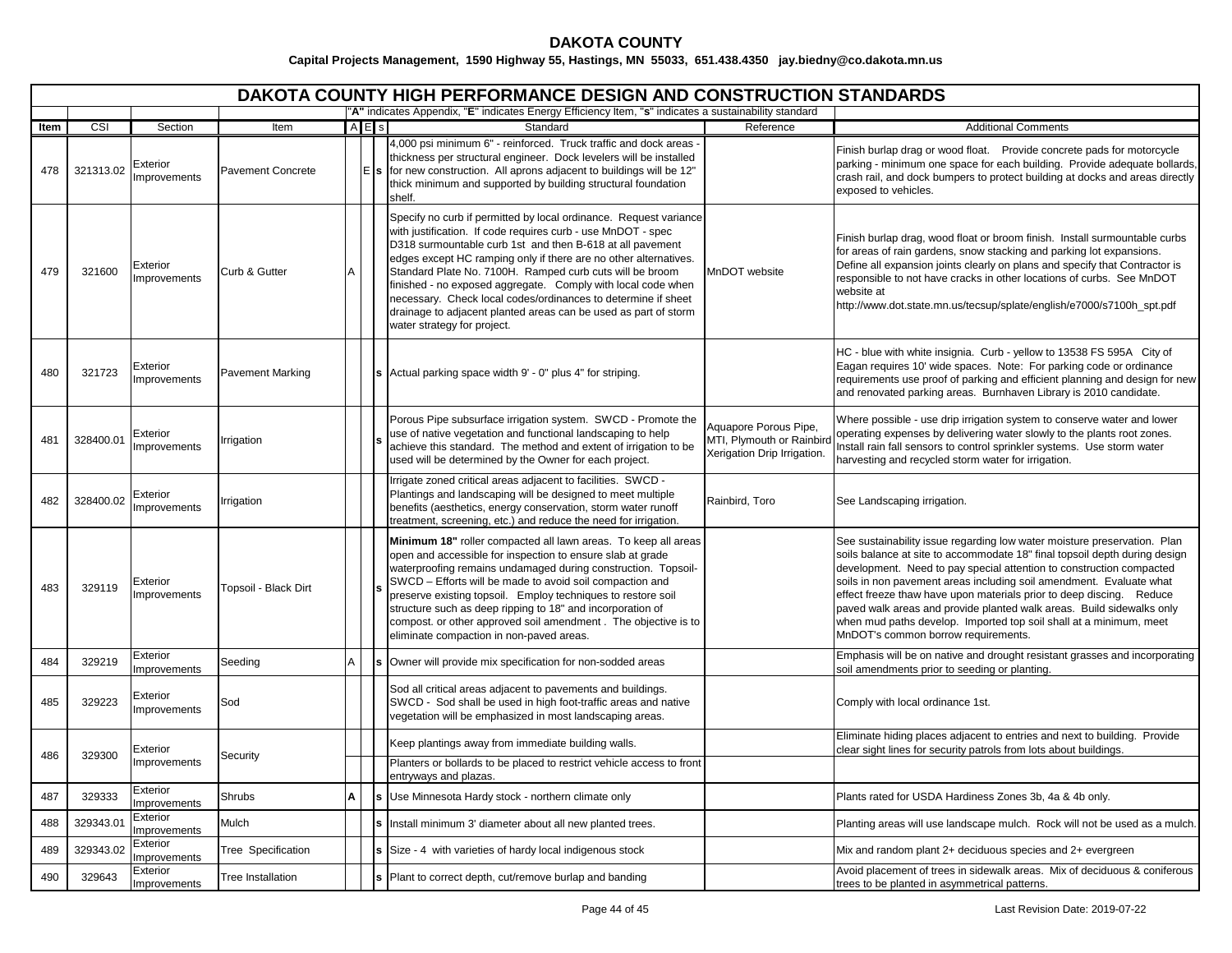# DAKOTA COUNTY

**Capital Projects Management, 1590 Highway 55, Hastings, MN 55033, 651.438.4350 jay.biedny@co.dakota.mn.us**

## DAKOTA COUNTY HIGH PERFORMANCE DESIGN AND CONSTRUCTION STANDARDS

"**A**" indicates Appendix, "**E**" indicates Energy Efficiency Item, "**s**" indicates a sustainability standard

| Item | CSI | Section | Item | A | E | s | Standard | Reference | Additional Comments |
|---|---|---|---|---|---|---|---|---|---|
| 478 | 321313.02 | Exterior Improvements | Pavement Concrete | | E | **s** | 4,000 psi minimum 6" - reinforced. Truck traffic and dock areas - thickness per structural engineer. Dock levelers will be installed for new construction. All aprons adjacent to buildings will be 12" thick minimum and supported by building structural foundation shelf. | | Finish burlap drag or wood float. Provide concrete pads for motorcycle parking - minimum one space for each building. Provide adequate bollards, crash rail, and dock bumpers to protect building at docks and areas directly exposed to vehicles. |
| 479 | 321600 | Exterior Improvements | Curb & Gutter | A | | | Specify no curb if permitted by local ordinance. Request variance with justification. If code requires curb - use MnDOT - spec D318 surmountable curb 1st and then B-618 at all pavement edges except HC ramping only if there are no other alternatives. Standard Plate No. 7100H. Ramped curb cuts will be broom finished - no exposed aggregate. Comply with local code when necessary. Check local codes/ordinances to determine if sheet drainage to adjacent planted areas can be used as part of storm water strategy for project. | MnDOT website | Finish burlap drag, wood float or broom finish. Install surmountable curbs for areas of rain gardens, snow stacking and parking lot expansions. Define all expansion joints clearly on plans and specify that Contractor is responsible to not have cracks in other locations of curbs. See MnDOT website at http://www.dot.state.mn.us/tecsup/splate/english/e7000/s7100h_spt.pdf |
| 480 | 321723 | Exterior Improvements | Pavement Marking | | | **s** | Actual parking space width 9' - 0" plus 4" for striping. | | HC - blue with white insignia. Curb - yellow to 13538 FS 595A City of Eagan requires 10' wide spaces. Note: For parking code or ordinance requirements use proof of parking and efficient planning and design for new and renovated parking areas. Burnhaven Library is 2010 candidate. |
| 481 | 328400.01 | Exterior Improvements | Irrigation | | | **s** | Porous Pipe subsurface irrigation system. SWCD - Promote the use of native vegetation and functional landscaping to help achieve this standard. The method and extent of irrigation to be used will be determined by the Owner for each project. | Aquapore Porous Pipe, MTI, Plymouth or Rainbird Xerigation Drip Irrigation. | Where possible - use drip irrigation system to conserve water and lower operating expenses by delivering water slowly to the plants root zones. Install rain fall sensors to control sprinkler systems. Use storm water harvesting and recycled storm water for irrigation. |
| 482 | 328400.02 | Exterior Improvements | Irrigation | | | | Irrigate zoned critical areas adjacent to facilities. SWCD - Plantings and landscaping will be designed to meet multiple benefits (aesthetics, energy conservation, storm water runoff treatment, screening, etc.) and reduce the need for irrigation. | Rainbird, Toro | See Landscaping irrigation. |
| 483 | 329119 | Exterior Improvements | Topsoil - Black Dirt | | | **s** | **Minimum 18"** roller compacted all lawn areas. To keep all areas open and accessible for inspection to ensure slab at grade waterproofing remains undamaged during construction. Topsoil- SWCD – Efforts will be made to avoid soil compaction and preserve existing topsoil. Employ techniques to restore soil structure such as deep ripping to 18" and incorporation of compost. or other approved soil amendment . The objective is to eliminate compaction in non-paved areas. | | See sustainability issue regarding low water moisture preservation. Plan soils balance at site to accommodate 18" final topsoil depth during design development. Need to pay special attention to construction compacted soils in non pavement areas including soil amendment. Evaluate what effect freeze thaw have upon materials prior to deep discing. Reduce paved walk areas and provide planted walk areas. Build sidewalks only when mud paths develop. Imported top soil shall at a minimum, meet MnDOT's common borrow requirements. |
| 484 | 329219 | Exterior Improvements | Seeding | A | | **s** | Owner will provide mix specification for non-sodded areas | | Emphasis will be on native and drought resistant grasses and incorporating soil amendments prior to seeding or planting. |
| 485 | 329223 | Exterior Improvements | Sod | | | | Sod all critical areas adjacent to pavements and buildings. SWCD - Sod shall be used in high foot-traffic areas and native vegetation will be emphasized in most landscaping areas. | | Comply with local ordinance 1st. |
| 486 | 329300 | Exterior Improvements | Security | | | | Keep plantings away from immediate building walls. | | Eliminate hiding places adjacent to entries and next to building. Provide clear sight lines for security patrols from lots about buildings. |
| | | | | | | | Planters or bollards to be placed to restrict vehicle access to front entryways and plazas. | | |
| 487 | 329333 | Exterior Improvements | Shrubs | **A** | | **s** | Use Minnesota Hardy stock - northern climate only | | Plants rated for USDA Hardiness Zones 3b, 4a & 4b only. |
| 488 | 329343.01 | Exterior Improvements | Mulch | | | **s** | Install minimum 3' diameter about all new planted trees. | | Planting areas will use landscape mulch. Rock will not be used as a mulch. |
| 489 | 329343.02 | Exterior Improvements | Tree Specification | | | **s** | Size - 4 with varieties of hardy local indigenous stock | | Mix and random plant 2+ deciduous species and 2+ evergreen |
| 490 | 329643 | Exterior Improvements | Tree Installation | | | **s** | Plant to correct depth, cut/remove burlap and banding | | Avoid placement of trees in sidewalk areas. Mix of deciduous & coniferous trees to be planted in asymmetrical patterns. |

Last Revision Date: 2019-07-22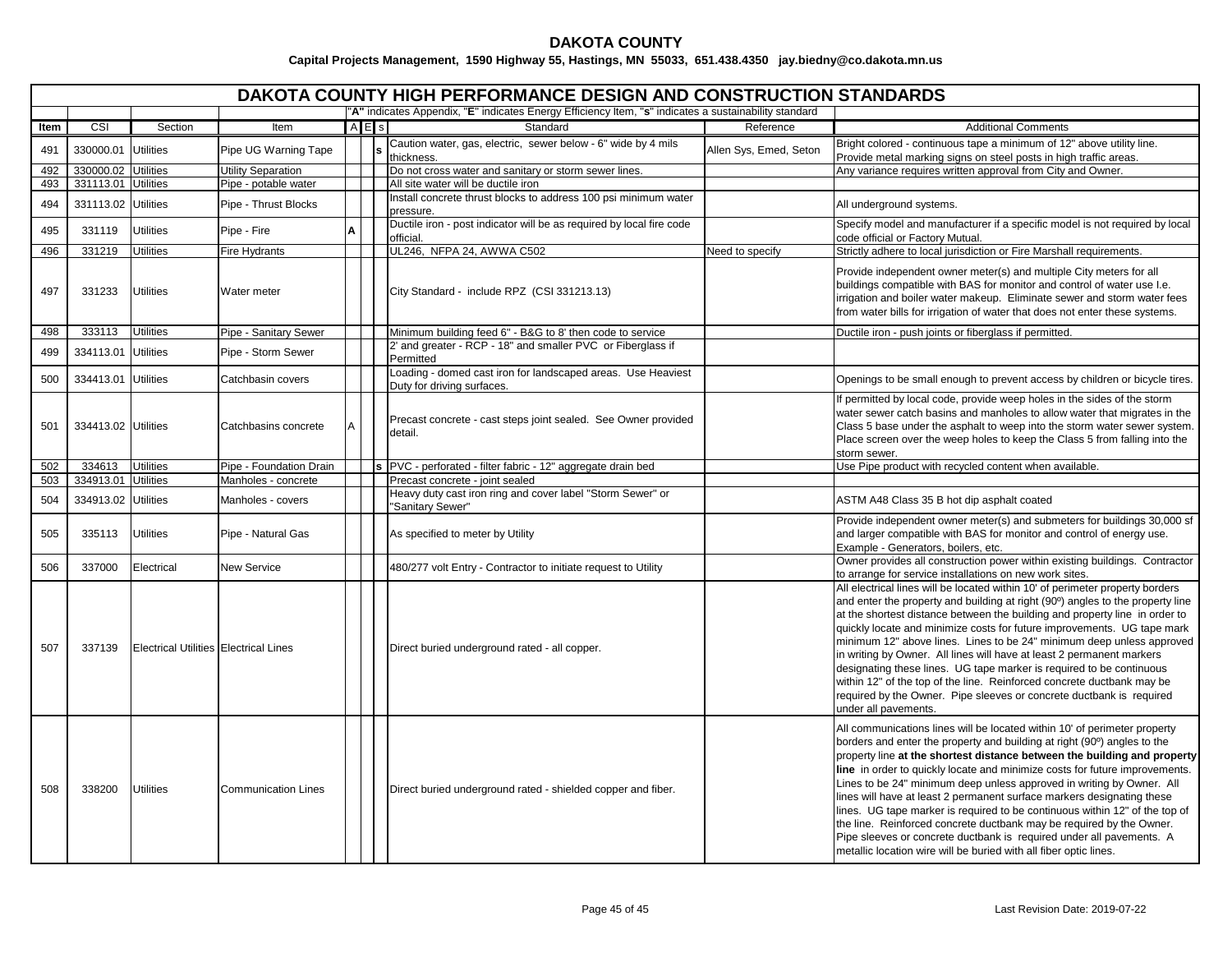**DAKOTA COUNTY**

**Capital Projects Management, 1590 Highway 55, Hastings, MN 55033, 651.438.4350 jay.biedny@co.dakota.mn.us**

# DAKOTA COUNTY HIGH PERFORMANCE DESIGN AND CONSTRUCTION STANDARDS

"**A**" indicates Appendix, "**E**" indicates Energy Efficiency Item, "**s**" indicates a sustainability standard

| Item | CSI | Section | Item | A | E | s | Standard | Reference | Additional Comments |
|---|---|---|---|---|---|---|---|---|---|
| 491 | 330000.01 | Utilities | Pipe UG Warning Tape | | | **s** | Caution water, gas, electric, sewer below - 6" wide by 4 mils thickness. | Allen Sys, Emed, Seton | Bright colored - continuous tape a minimum of 12" above utility line. Provide metal marking signs on steel posts in high traffic areas. |
| 492 | 330000.02 | Utilities | Utility Separation | | | | Do not cross water and sanitary or storm sewer lines. | | Any variance requires written approval from City and Owner. |
| 493 | 331113.01 | Utilities | Pipe - potable water | | | | All site water will be ductile iron | | |
| 494 | 331113.02 | Utilities | Pipe - Thrust Blocks | | | | Install concrete thrust blocks to address 100 psi minimum water pressure. | | All underground systems. |
| 495 | 331119 | Utilities | Pipe - Fire | **A** | | | Ductile iron - post indicator will be as required by local fire code official. | | Specify model and manufacturer if a specific model is not required by local code official or Factory Mutual. |
| 496 | 331219 | Utilities | Fire Hydrants | | | | UL246, NFPA 24, AWWA C502 | Need to specify | Strictly adhere to local jurisdiction or Fire Marshall requirements. |
| 497 | 331233 | Utilities | Water meter | | | | City Standard - include RPZ (CSI 331213.13) | | Provide independent owner meter(s) and multiple City meters for all buildings compatible with BAS for monitor and control of water use I.e. irrigation and boiler water makeup. Eliminate sewer and storm water fees from water bills for irrigation of water that does not enter these systems. |
| 498 | 333113 | Utilities | Pipe - Sanitary Sewer | | | | Minimum building feed 6" - B&G to 8' then code to service | | Ductile iron - push joints or fiberglass if permitted. |
| 499 | 334113.01 | Utilities | Pipe - Storm Sewer | | | | 2' and greater - RCP - 18" and smaller PVC or Fiberglass if Permitted | | |
| 500 | 334413.01 | Utilities | Catchbasin covers | | | | Loading - domed cast iron for landscaped areas. Use Heaviest Duty for driving surfaces. | | Openings to be small enough to prevent access by children or bicycle tires. |
| 501 | 334413.02 | Utilities | Catchbasins concrete | A | | | Precast concrete - cast steps joint sealed. See Owner provided detail. | | If permitted by local code, provide weep holes in the sides of the storm water sewer catch basins and manholes to allow water that migrates in the Class 5 base under the asphalt to weep into the storm water sewer system. Place screen over the weep holes to keep the Class 5 from falling into the storm sewer. |
| 502 | 334613 | Utilities | Pipe - Foundation Drain | | | **s** | PVC - perforated - filter fabric - 12" aggregate drain bed | | Use Pipe product with recycled content when available. |
| 503 | 334913.01 | Utilities | Manholes - concrete | | | | Precast concrete - joint sealed | | |
| 504 | 334913.02 | Utilities | Manholes - covers | | | | Heavy duty cast iron ring and cover label "Storm Sewer" or "Sanitary Sewer" | | ASTM A48 Class 35 B hot dip asphalt coated |
| 505 | 335113 | Utilities | Pipe - Natural Gas | | | | As specified to meter by Utility | | Provide independent owner meter(s) and submeters for buildings 30,000 sf and larger compatible with BAS for monitor and control of energy use. Example - Generators, boilers, etc. |
| 506 | 337000 | Electrical | New Service | | | | 480/277 volt Entry - Contractor to initiate request to Utility | | Owner provides all construction power within existing buildings. Contractor to arrange for service installations on new work sites. |
| 507 | 337139 | Electrical Utilities | Electrical Lines | | | | Direct buried underground rated - all copper. | | All electrical lines will be located within 10' of perimeter property borders and enter the property and building at right (90º) angles to the property line at the shortest distance between the building and property line in order to quickly locate and minimize costs for future improvements. UG tape mark minimum 12" above lines. Lines to be 24" minimum deep unless approved in writing by Owner. All lines will have at least 2 permanent markers designating these lines. UG tape marker is required to be continuous within 12" of the top of the line. Reinforced concrete ductbank may be required by the Owner. Pipe sleeves or concrete ductbank is required under all pavements. |
| 508 | 338200 | Utilities | Communication Lines | | | | Direct buried underground rated - shielded copper and fiber. | | All communications lines will be located within 10' of perimeter property borders and enter the property and building at right (90º) angles to the property line **at the shortest distance between the building and property line** in order to quickly locate and minimize costs for future improvements. Lines to be 24" minimum deep unless approved in writing by Owner. All lines will have at least 2 permanent surface markers designating these lines. UG tape marker is required to be continuous within 12" of the top of the line. Reinforced concrete ductbank may be required by the Owner. Pipe sleeves or concrete ductbank is required under all pavements. A metallic location wire will be buried with all fiber optic lines. |

Last Revision Date: 2019-07-22